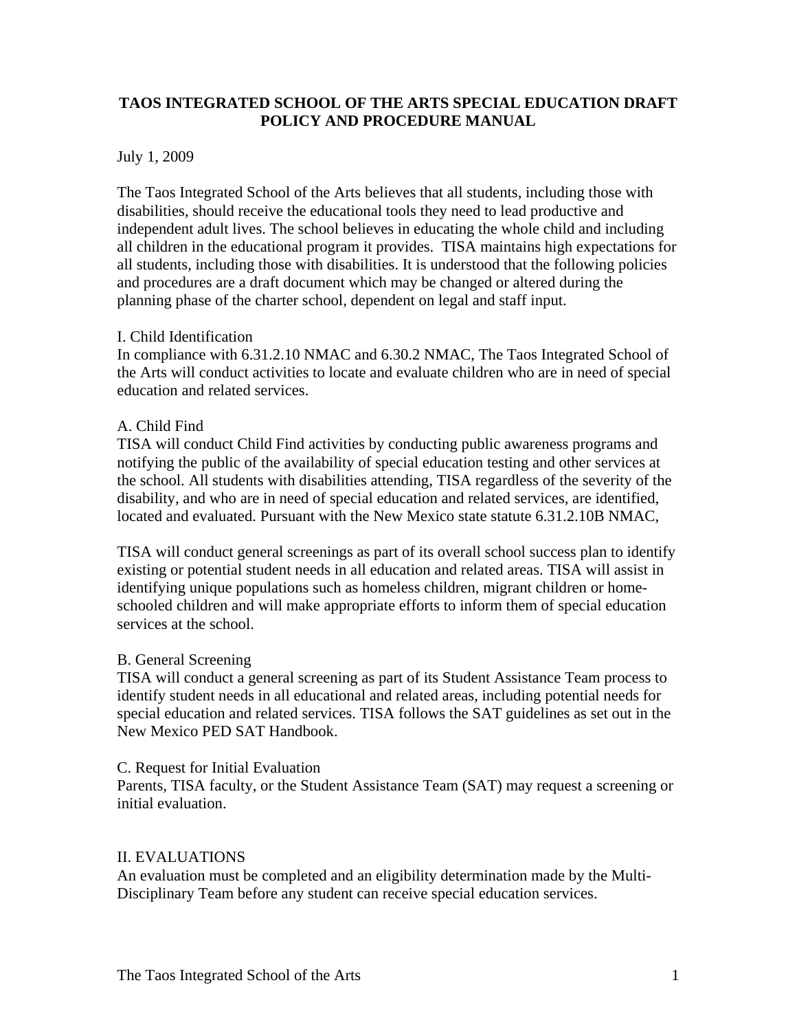# TAOS INTEGRATED SCHOOL OF THE ARTS SPECIAL EDUCATION DRAFT POLICY AND PROCEDURE MANUAL

July 1, 2009

The Taos Integrated School of the Arts believes that all students, including those with disabilities, should receive the educational tools they need to lead productive and independent adult lives. The school believes in educating the whole child and including all children in the educational program it provides. TISA maintains high expectations for all students, including those with disabilities. It is understood that the following policies and procedures are a draft document which may be changed or altered during the planning phase of the charter school, dependent on legal and staff input.

## I. Child Identification

In compliance with 6.31.2.10 NMAC and 6.30.2 NMAC, The Taos Integrated School of the Arts will conduct activities to locate and evaluate children who are in need of special education and related services.

### A. Child Find

TISA will conduct Child Find activities by conducting public awareness programs and notifying the public of the availability of special education testing and other services at the school. All students with disabilities attending, TISA regardless of the severity of the disability, and who are in need of special education and related services, are identified, located and evaluated. Pursuant with the New Mexico state statute 6.31.2.10B NMAC,

TISA will conduct general screenings as part of its overall school success plan to identify existing or potential student needs in all education and related areas. TISA will assist in identifying unique populations such as homeless children, migrant children or home-schooled children and will make appropriate efforts to inform them of special education services at the school.

### B. General Screening

TISA will conduct a general screening as part of its Student Assistance Team process to identify student needs in all educational and related areas, including potential needs for special education and related services. TISA follows the SAT guidelines as set out in the New Mexico PED SAT Handbook.

### C. Request for Initial Evaluation

Parents, TISA faculty, or the Student Assistance Team (SAT) may request a screening or initial evaluation.

## II. EVALUATIONS

An evaluation must be completed and an eligibility determination made by the Multi-Disciplinary Team before any student can receive special education services.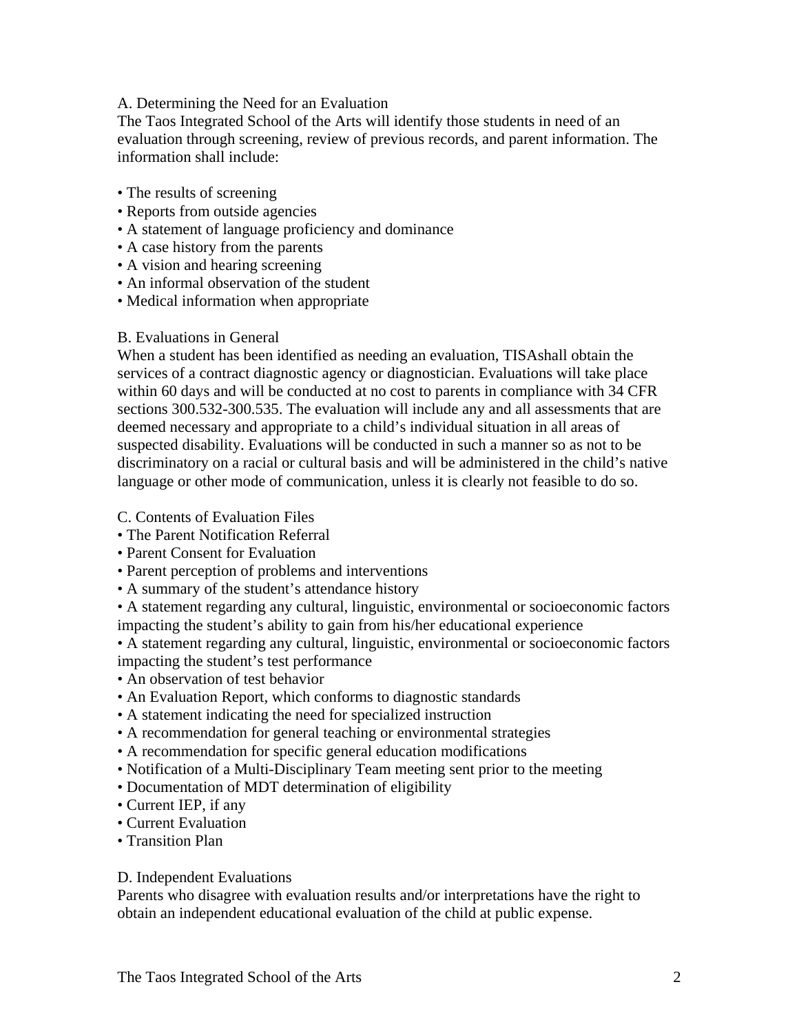### A. Determining the Need for an Evaluation

The Taos Integrated School of the Arts will identify those students in need of an evaluation through screening, review of previous records, and parent information. The information shall include:

- The results of screening
- Reports from outside agencies
- A statement of language proficiency and dominance
- A case history from the parents
- A vision and hearing screening
- An informal observation of the student
- Medical information when appropriate

### B. Evaluations in General

When a student has been identified as needing an evaluation, TISAshall obtain the services of a contract diagnostic agency or diagnostician. Evaluations will take place within 60 days and will be conducted at no cost to parents in compliance with 34 CFR sections 300.532-300.535. The evaluation will include any and all assessments that are deemed necessary and appropriate to a child's individual situation in all areas of suspected disability. Evaluations will be conducted in such a manner so as not to be discriminatory on a racial or cultural basis and will be administered in the child's native language or other mode of communication, unless it is clearly not feasible to do so.

### C. Contents of Evaluation Files

- The Parent Notification Referral
- Parent Consent for Evaluation
- Parent perception of problems and interventions
- A summary of the student's attendance history
- A statement regarding any cultural, linguistic, environmental or socioeconomic factors impacting the student's ability to gain from his/her educational experience
- A statement regarding any cultural, linguistic, environmental or socioeconomic factors impacting the student's test performance
- An observation of test behavior
- An Evaluation Report, which conforms to diagnostic standards
- A statement indicating the need for specialized instruction
- A recommendation for general teaching or environmental strategies
- A recommendation for specific general education modifications
- Notification of a Multi-Disciplinary Team meeting sent prior to the meeting
- Documentation of MDT determination of eligibility
- Current IEP, if any
- Current Evaluation
- Transition Plan

### D. Independent Evaluations

Parents who disagree with evaluation results and/or interpretations have the right to obtain an independent educational evaluation of the child at public expense.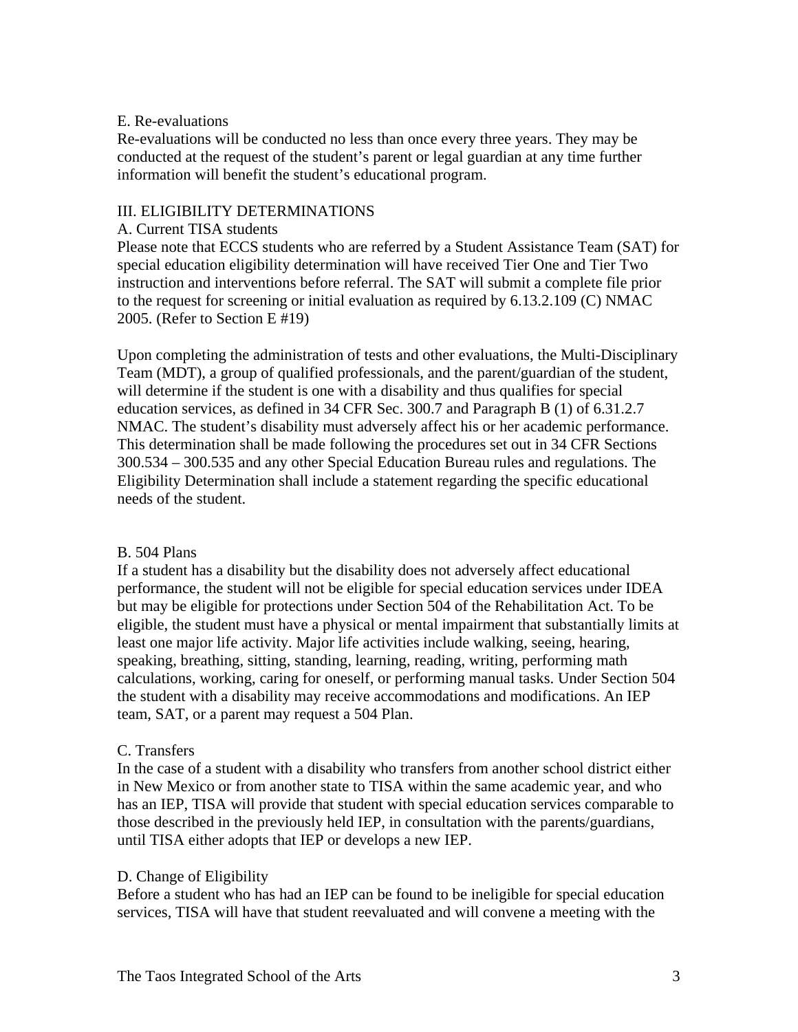### E. Re-evaluations

Re-evaluations will be conducted no less than once every three years. They may be conducted at the request of the student's parent or legal guardian at any time further information will benefit the student's educational program.

## III. ELIGIBILITY DETERMINATIONS

### A. Current TISA students

Please note that ECCS students who are referred by a Student Assistance Team (SAT) for special education eligibility determination will have received Tier One and Tier Two instruction and interventions before referral. The SAT will submit a complete file prior to the request for screening or initial evaluation as required by 6.13.2.109 (C) NMAC 2005. (Refer to Section E #19)

Upon completing the administration of tests and other evaluations, the Multi-Disciplinary Team (MDT), a group of qualified professionals, and the parent/guardian of the student, will determine if the student is one with a disability and thus qualifies for special education services, as defined in 34 CFR Sec. 300.7 and Paragraph B (1) of 6.31.2.7 NMAC. The student's disability must adversely affect his or her academic performance. This determination shall be made following the procedures set out in 34 CFR Sections 300.534 – 300.535 and any other Special Education Bureau rules and regulations. The Eligibility Determination shall include a statement regarding the specific educational needs of the student.

### B. 504 Plans

If a student has a disability but the disability does not adversely affect educational performance, the student will not be eligible for special education services under IDEA but may be eligible for protections under Section 504 of the Rehabilitation Act. To be eligible, the student must have a physical or mental impairment that substantially limits at least one major life activity. Major life activities include walking, seeing, hearing, speaking, breathing, sitting, standing, learning, reading, writing, performing math calculations, working, caring for oneself, or performing manual tasks. Under Section 504 the student with a disability may receive accommodations and modifications. An IEP team, SAT, or a parent may request a 504 Plan.

### C. Transfers

In the case of a student with a disability who transfers from another school district either in New Mexico or from another state to TISA within the same academic year, and who has an IEP, TISA will provide that student with special education services comparable to those described in the previously held IEP, in consultation with the parents/guardians, until TISA either adopts that IEP or develops a new IEP.

### D. Change of Eligibility

Before a student who has had an IEP can be found to be ineligible for special education services, TISA will have that student reevaluated and will convene a meeting with the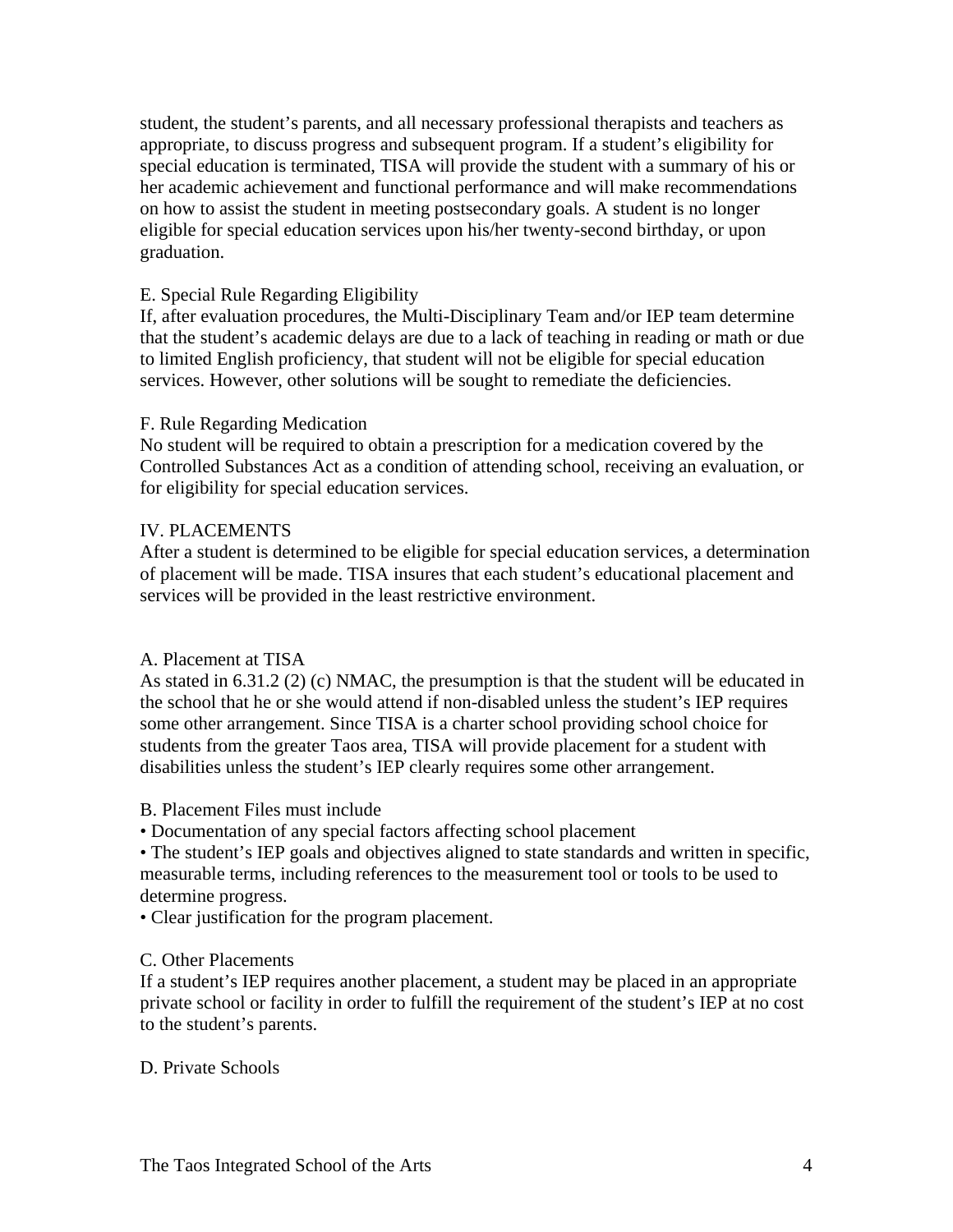student, the student's parents, and all necessary professional therapists and teachers as appropriate, to discuss progress and subsequent program. If a student's eligibility for special education is terminated, TISA will provide the student with a summary of his or her academic achievement and functional performance and will make recommendations on how to assist the student in meeting postsecondary goals. A student is no longer eligible for special education services upon his/her twenty-second birthday, or upon graduation.

E. Special Rule Regarding Eligibility
If, after evaluation procedures, the Multi-Disciplinary Team and/or IEP team determine that the student's academic delays are due to a lack of teaching in reading or math or due to limited English proficiency, that student will not be eligible for special education services. However, other solutions will be sought to remediate the deficiencies.

F. Rule Regarding Medication
No student will be required to obtain a prescription for a medication covered by the Controlled Substances Act as a condition of attending school, receiving an evaluation, or for eligibility for special education services.

## IV. PLACEMENTS

After a student is determined to be eligible for special education services, a determination of placement will be made. TISA insures that each student's educational placement and services will be provided in the least restrictive environment.

A. Placement at TISA
As stated in 6.31.2 (2) (c) NMAC, the presumption is that the student will be educated in the school that he or she would attend if non-disabled unless the student's IEP requires some other arrangement. Since TISA is a charter school providing school choice for students from the greater Taos area, TISA will provide placement for a student with disabilities unless the student's IEP clearly requires some other arrangement.

B. Placement Files must include

- Documentation of any special factors affecting school placement
- The student's IEP goals and objectives aligned to state standards and written in specific, measurable terms, including references to the measurement tool or tools to be used to determine progress.
- Clear justification for the program placement.

C. Other Placements
If a student's IEP requires another placement, a student may be placed in an appropriate private school or facility in order to fulfill the requirement of the student's IEP at no cost to the student's parents.

D. Private Schools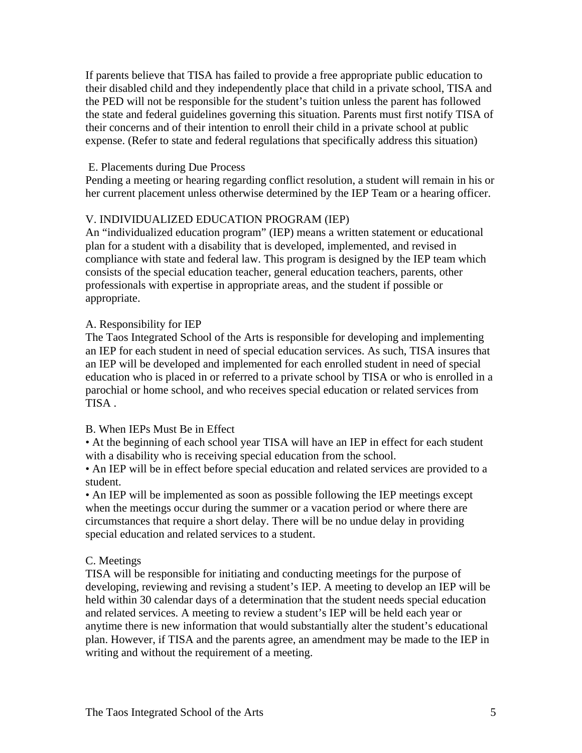If parents believe that TISA has failed to provide a free appropriate public education to their disabled child and they independently place that child in a private school, TISA and the PED will not be responsible for the student's tuition unless the parent has followed the state and federal guidelines governing this situation. Parents must first notify TISA of their concerns and of their intention to enroll their child in a private school at public expense. (Refer to state and federal regulations that specifically address this situation)

E. Placements during Due Process

Pending a meeting or hearing regarding conflict resolution, a student will remain in his or her current placement unless otherwise determined by the IEP Team or a hearing officer.

## V. INDIVIDUALIZED EDUCATION PROGRAM (IEP)

An "individualized education program" (IEP) means a written statement or educational plan for a student with a disability that is developed, implemented, and revised in compliance with state and federal law. This program is designed by the IEP team which consists of the special education teacher, general education teachers, parents, other professionals with expertise in appropriate areas, and the student if possible or appropriate.

### A. Responsibility for IEP

The Taos Integrated School of the Arts is responsible for developing and implementing an IEP for each student in need of special education services. As such, TISA insures that an IEP will be developed and implemented for each enrolled student in need of special education who is placed in or referred to a private school by TISA or who is enrolled in a parochial or home school, and who receives special education or related services from TISA .

### B. When IEPs Must Be in Effect

- At the beginning of each school year TISA will have an IEP in effect for each student with a disability who is receiving special education from the school.
- An IEP will be in effect before special education and related services are provided to a student.
- An IEP will be implemented as soon as possible following the IEP meetings except when the meetings occur during the summer or a vacation period or where there are circumstances that require a short delay. There will be no undue delay in providing special education and related services to a student.

### C. Meetings

TISA will be responsible for initiating and conducting meetings for the purpose of developing, reviewing and revising a student's IEP. A meeting to develop an IEP will be held within 30 calendar days of a determination that the student needs special education and related services. A meeting to review a student's IEP will be held each year or anytime there is new information that would substantially alter the student's educational plan. However, if TISA and the parents agree, an amendment may be made to the IEP in writing and without the requirement of a meeting.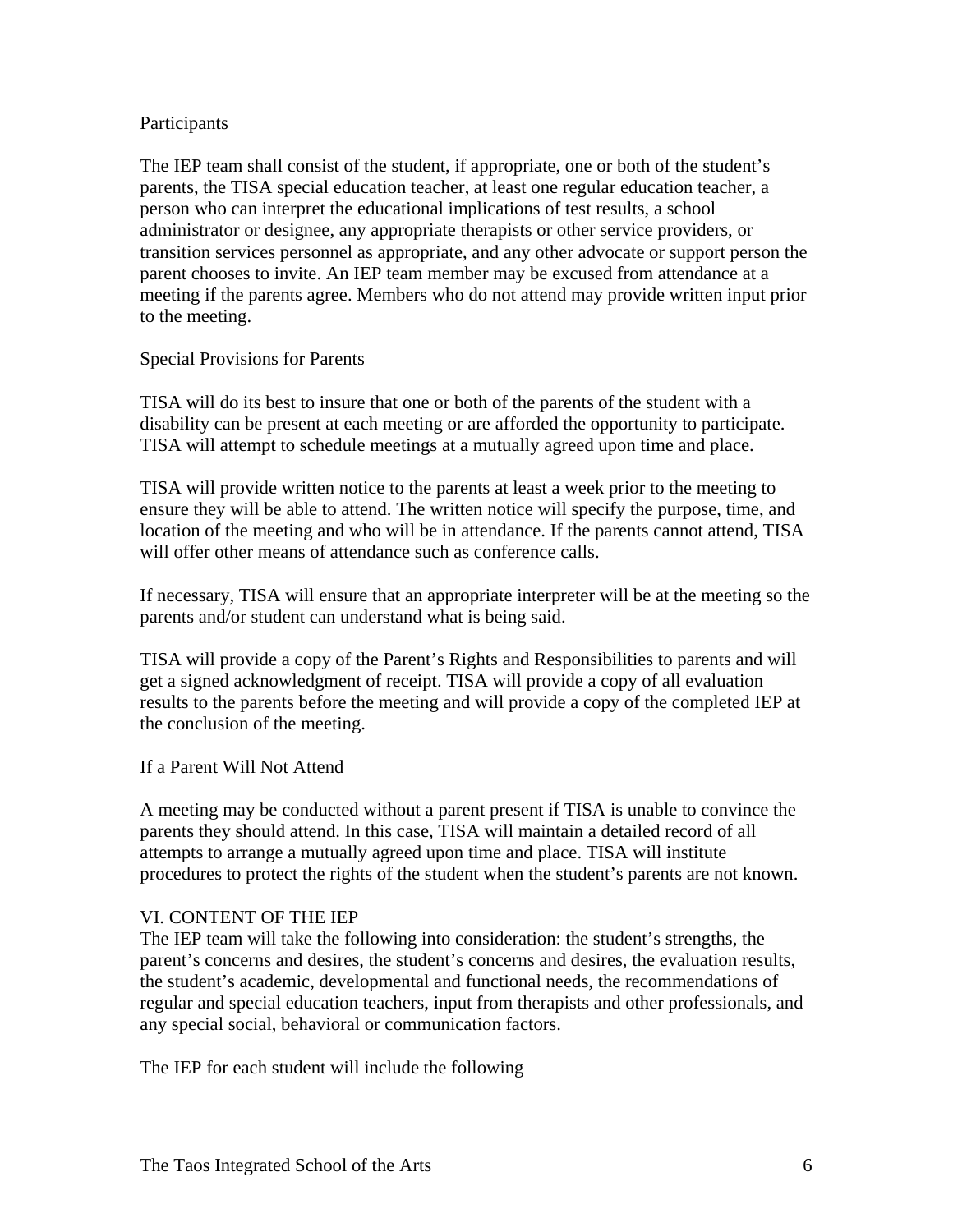### Participants

The IEP team shall consist of the student, if appropriate, one or both of the student's parents, the TISA special education teacher, at least one regular education teacher, a person who can interpret the educational implications of test results, a school administrator or designee, any appropriate therapists or other service providers, or transition services personnel as appropriate, and any other advocate or support person the parent chooses to invite. An IEP team member may be excused from attendance at a meeting if the parents agree. Members who do not attend may provide written input prior to the meeting.

### Special Provisions for Parents

TISA will do its best to insure that one or both of the parents of the student with a disability can be present at each meeting or are afforded the opportunity to participate. TISA will attempt to schedule meetings at a mutually agreed upon time and place.

TISA will provide written notice to the parents at least a week prior to the meeting to ensure they will be able to attend. The written notice will specify the purpose, time, and location of the meeting and who will be in attendance. If the parents cannot attend, TISA will offer other means of attendance such as conference calls.

If necessary, TISA will ensure that an appropriate interpreter will be at the meeting so the parents and/or student can understand what is being said.

TISA will provide a copy of the Parent's Rights and Responsibilities to parents and will get a signed acknowledgment of receipt. TISA will provide a copy of all evaluation results to the parents before the meeting and will provide a copy of the completed IEP at the conclusion of the meeting.

### If a Parent Will Not Attend

A meeting may be conducted without a parent present if TISA is unable to convince the parents they should attend. In this case, TISA will maintain a detailed record of all attempts to arrange a mutually agreed upon time and place. TISA will institute procedures to protect the rights of the student when the student's parents are not known.

## VI. CONTENT OF THE IEP

The IEP team will take the following into consideration: the student's strengths, the parent's concerns and desires, the student's concerns and desires, the evaluation results, the student's academic, developmental and functional needs, the recommendations of regular and special education teachers, input from therapists and other professionals, and any special social, behavioral or communication factors.

The IEP for each student will include the following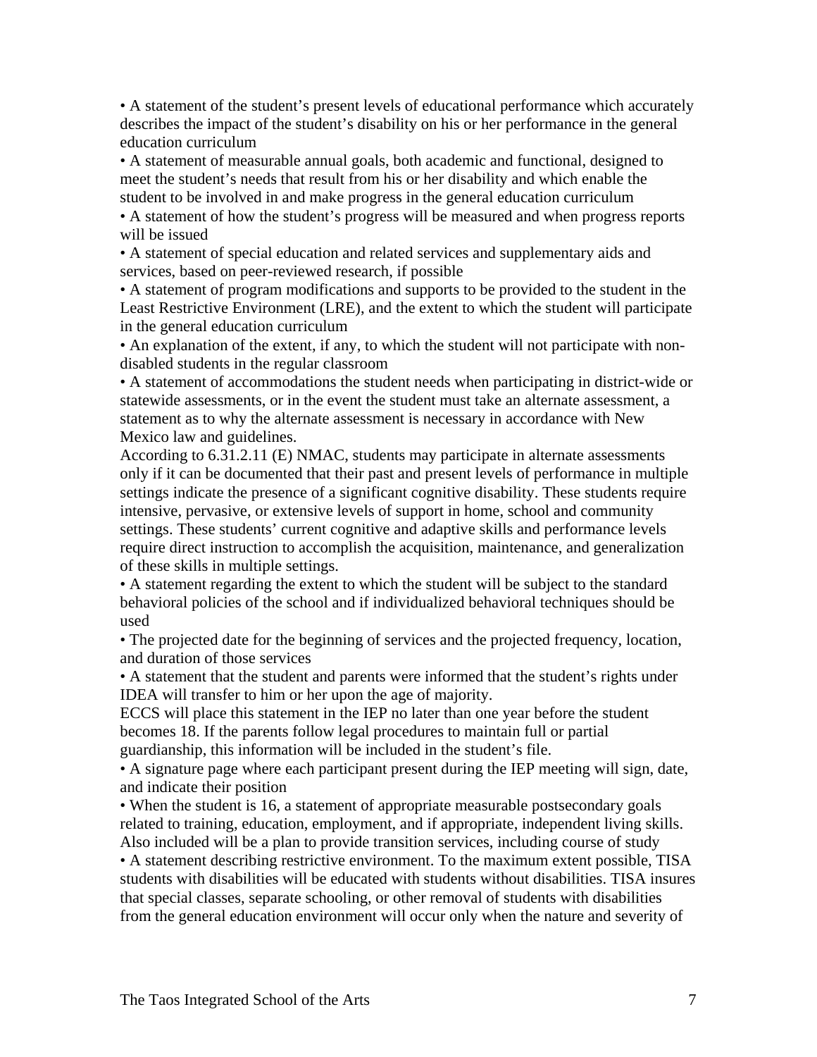- A statement of the student's present levels of educational performance which accurately describes the impact of the student's disability on his or her performance in the general education curriculum
- A statement of measurable annual goals, both academic and functional, designed to meet the student's needs that result from his or her disability and which enable the student to be involved in and make progress in the general education curriculum
- A statement of how the student's progress will be measured and when progress reports will be issued
- A statement of special education and related services and supplementary aids and services, based on peer-reviewed research, if possible
- A statement of program modifications and supports to be provided to the student in the Least Restrictive Environment (LRE), and the extent to which the student will participate in the general education curriculum
- An explanation of the extent, if any, to which the student will not participate with non-disabled students in the regular classroom
- A statement of accommodations the student needs when participating in district-wide or statewide assessments, or in the event the student must take an alternate assessment, a statement as to why the alternate assessment is necessary in accordance with New Mexico law and guidelines.

According to 6.31.2.11 (E) NMAC, students may participate in alternate assessments only if it can be documented that their past and present levels of performance in multiple settings indicate the presence of a significant cognitive disability. These students require intensive, pervasive, or extensive levels of support in home, school and community settings. These students' current cognitive and adaptive skills and performance levels require direct instruction to accomplish the acquisition, maintenance, and generalization of these skills in multiple settings.

- A statement regarding the extent to which the student will be subject to the standard behavioral policies of the school and if individualized behavioral techniques should be used
- The projected date for the beginning of services and the projected frequency, location, and duration of those services
- A statement that the student and parents were informed that the student's rights under IDEA will transfer to him or her upon the age of majority.

ECCS will place this statement in the IEP no later than one year before the student becomes 18. If the parents follow legal procedures to maintain full or partial guardianship, this information will be included in the student's file.

- A signature page where each participant present during the IEP meeting will sign, date, and indicate their position
- When the student is 16, a statement of appropriate measurable postsecondary goals related to training, education, employment, and if appropriate, independent living skills. Also included will be a plan to provide transition services, including course of study
- A statement describing restrictive environment. To the maximum extent possible, TISA students with disabilities will be educated with students without disabilities. TISA insures that special classes, separate schooling, or other removal of students with disabilities from the general education environment will occur only when the nature and severity of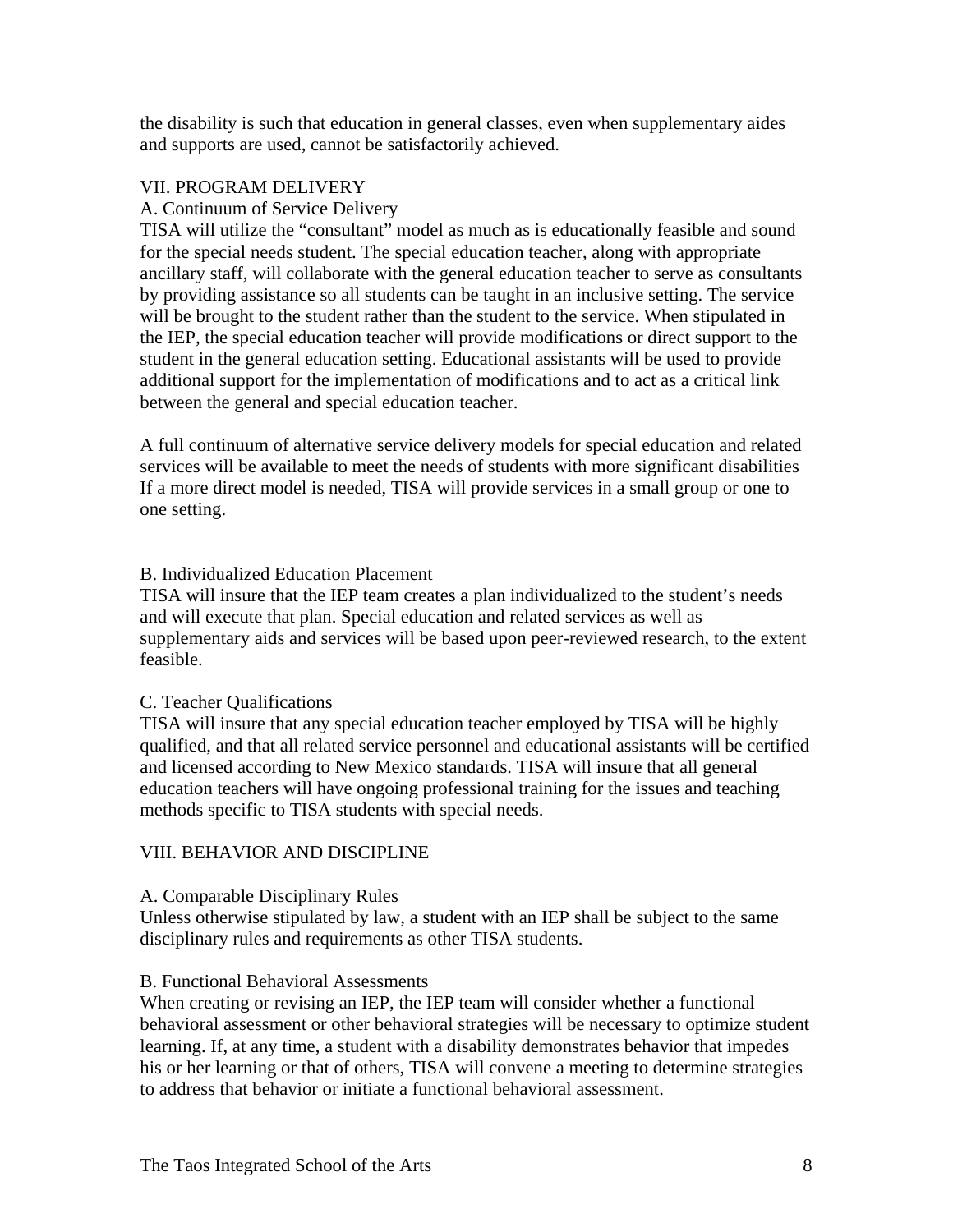the disability is such that education in general classes, even when supplementary aides and supports are used, cannot be satisfactorily achieved.

## VII. PROGRAM DELIVERY

### A. Continuum of Service Delivery

TISA will utilize the “consultant” model as much as is educationally feasible and sound for the special needs student. The special education teacher, along with appropriate ancillary staff, will collaborate with the general education teacher to serve as consultants by providing assistance so all students can be taught in an inclusive setting. The service will be brought to the student rather than the student to the service. When stipulated in the IEP, the special education teacher will provide modifications or direct support to the student in the general education setting. Educational assistants will be used to provide additional support for the implementation of modifications and to act as a critical link between the general and special education teacher.

A full continuum of alternative service delivery models for special education and related services will be available to meet the needs of students with more significant disabilities If a more direct model is needed, TISA will provide services in a small group or one to one setting.

### B. Individualized Education Placement

TISA will insure that the IEP team creates a plan individualized to the student’s needs and will execute that plan. Special education and related services as well as supplementary aids and services will be based upon peer-reviewed research, to the extent feasible.

### C. Teacher Qualifications

TISA will insure that any special education teacher employed by TISA will be highly qualified, and that all related service personnel and educational assistants will be certified and licensed according to New Mexico standards. TISA will insure that all general education teachers will have ongoing professional training for the issues and teaching methods specific to TISA students with special needs.

## VIII. BEHAVIOR AND DISCIPLINE

### A. Comparable Disciplinary Rules

Unless otherwise stipulated by law, a student with an IEP shall be subject to the same disciplinary rules and requirements as other TISA students.

### B. Functional Behavioral Assessments

When creating or revising an IEP, the IEP team will consider whether a functional behavioral assessment or other behavioral strategies will be necessary to optimize student learning. If, at any time, a student with a disability demonstrates behavior that impedes his or her learning or that of others, TISA will convene a meeting to determine strategies to address that behavior or initiate a functional behavioral assessment.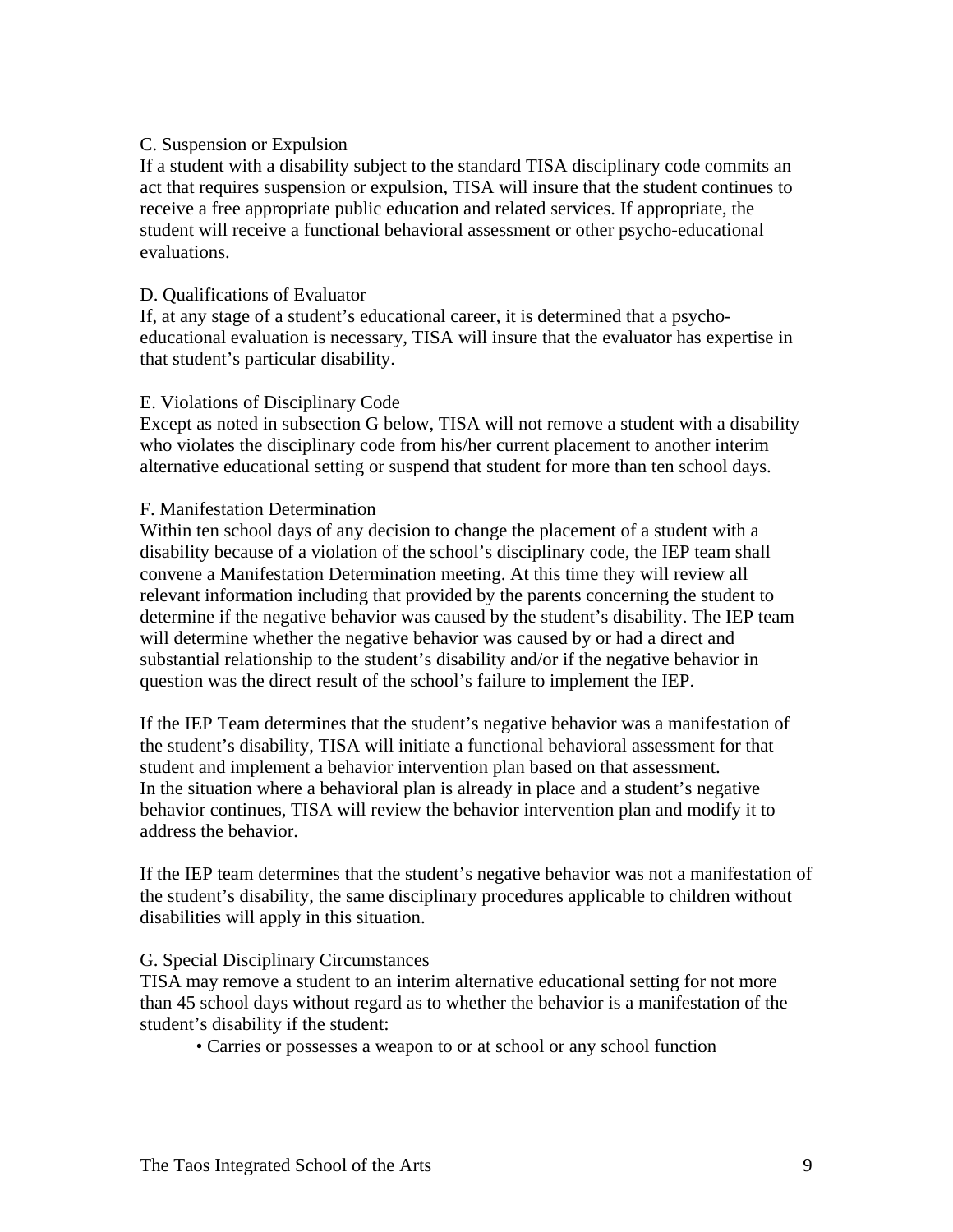C. Suspension or Expulsion

If a student with a disability subject to the standard TISA disciplinary code commits an act that requires suspension or expulsion, TISA will insure that the student continues to receive a free appropriate public education and related services. If appropriate, the student will receive a functional behavioral assessment or other psycho-educational evaluations.

D. Qualifications of Evaluator

If, at any stage of a student's educational career, it is determined that a psycho-educational evaluation is necessary, TISA will insure that the evaluator has expertise in that student's particular disability.

E. Violations of Disciplinary Code

Except as noted in subsection G below, TISA will not remove a student with a disability who violates the disciplinary code from his/her current placement to another interim alternative educational setting or suspend that student for more than ten school days.

F. Manifestation Determination

Within ten school days of any decision to change the placement of a student with a disability because of a violation of the school's disciplinary code, the IEP team shall convene a Manifestation Determination meeting. At this time they will review all relevant information including that provided by the parents concerning the student to determine if the negative behavior was caused by the student's disability. The IEP team will determine whether the negative behavior was caused by or had a direct and substantial relationship to the student's disability and/or if the negative behavior in question was the direct result of the school's failure to implement the IEP.

If the IEP Team determines that the student's negative behavior was a manifestation of the student's disability, TISA will initiate a functional behavioral assessment for that student and implement a behavior intervention plan based on that assessment. In the situation where a behavioral plan is already in place and a student's negative behavior continues, TISA will review the behavior intervention plan and modify it to address the behavior.

If the IEP team determines that the student's negative behavior was not a manifestation of the student's disability, the same disciplinary procedures applicable to children without disabilities will apply in this situation.

G. Special Disciplinary Circumstances

TISA may remove a student to an interim alternative educational setting for not more than 45 school days without regard as to whether the behavior is a manifestation of the student's disability if the student:

- Carries or possesses a weapon to or at school or any school function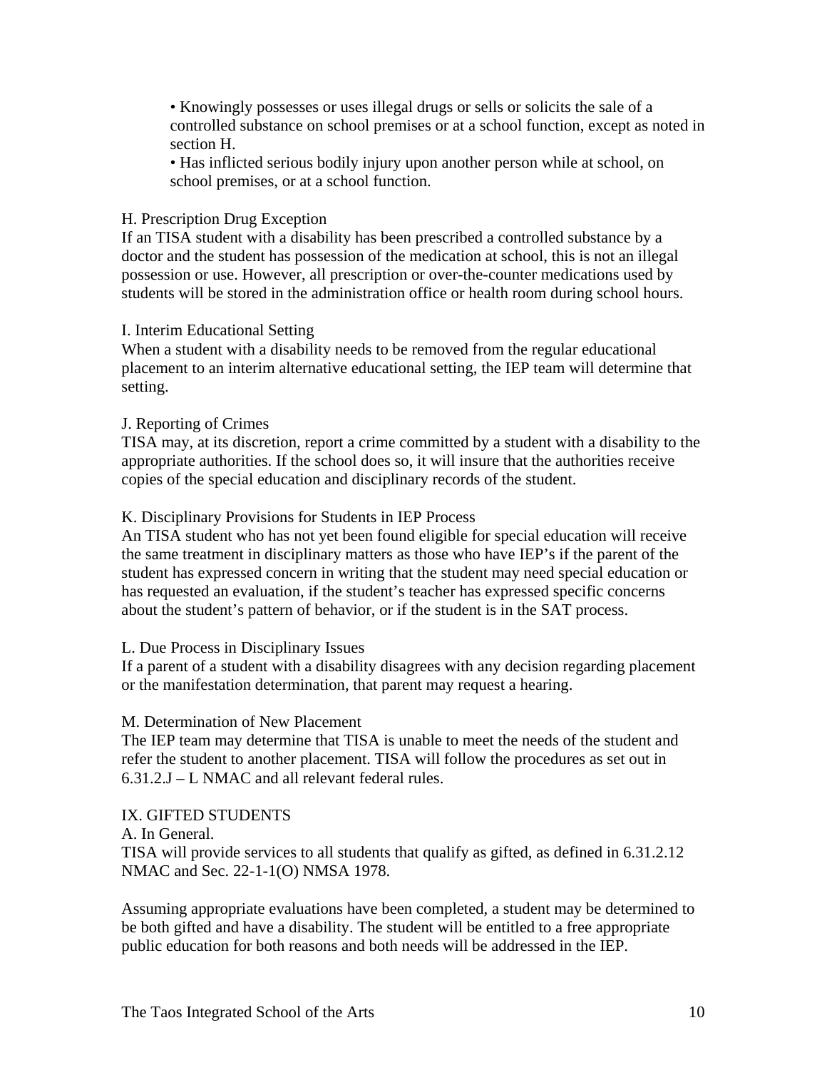- Knowingly possesses or uses illegal drugs or sells or solicits the sale of a controlled substance on school premises or at a school function, except as noted in section H.
- Has inflicted serious bodily injury upon another person while at school, on school premises, or at a school function.

H. Prescription Drug Exception

If an TISA student with a disability has been prescribed a controlled substance by a doctor and the student has possession of the medication at school, this is not an illegal possession or use. However, all prescription or over-the-counter medications used by students will be stored in the administration office or health room during school hours.

I. Interim Educational Setting

When a student with a disability needs to be removed from the regular educational placement to an interim alternative educational setting, the IEP team will determine that setting.

J. Reporting of Crimes

TISA may, at its discretion, report a crime committed by a student with a disability to the appropriate authorities. If the school does so, it will insure that the authorities receive copies of the special education and disciplinary records of the student.

K. Disciplinary Provisions for Students in IEP Process

An TISA student who has not yet been found eligible for special education will receive the same treatment in disciplinary matters as those who have IEP's if the parent of the student has expressed concern in writing that the student may need special education or has requested an evaluation, if the student's teacher has expressed specific concerns about the student's pattern of behavior, or if the student is in the SAT process.

L. Due Process in Disciplinary Issues

If a parent of a student with a disability disagrees with any decision regarding placement or the manifestation determination, that parent may request a hearing.

M. Determination of New Placement

The IEP team may determine that TISA is unable to meet the needs of the student and refer the student to another placement. TISA will follow the procedures as set out in 6.31.2.J – L NMAC and all relevant federal rules.

## IX. GIFTED STUDENTS

A. In General.

TISA will provide services to all students that qualify as gifted, as defined in 6.31.2.12 NMAC and Sec. 22-1-1(O) NMSA 1978.

Assuming appropriate evaluations have been completed, a student may be determined to be both gifted and have a disability. The student will be entitled to a free appropriate public education for both reasons and both needs will be addressed in the IEP.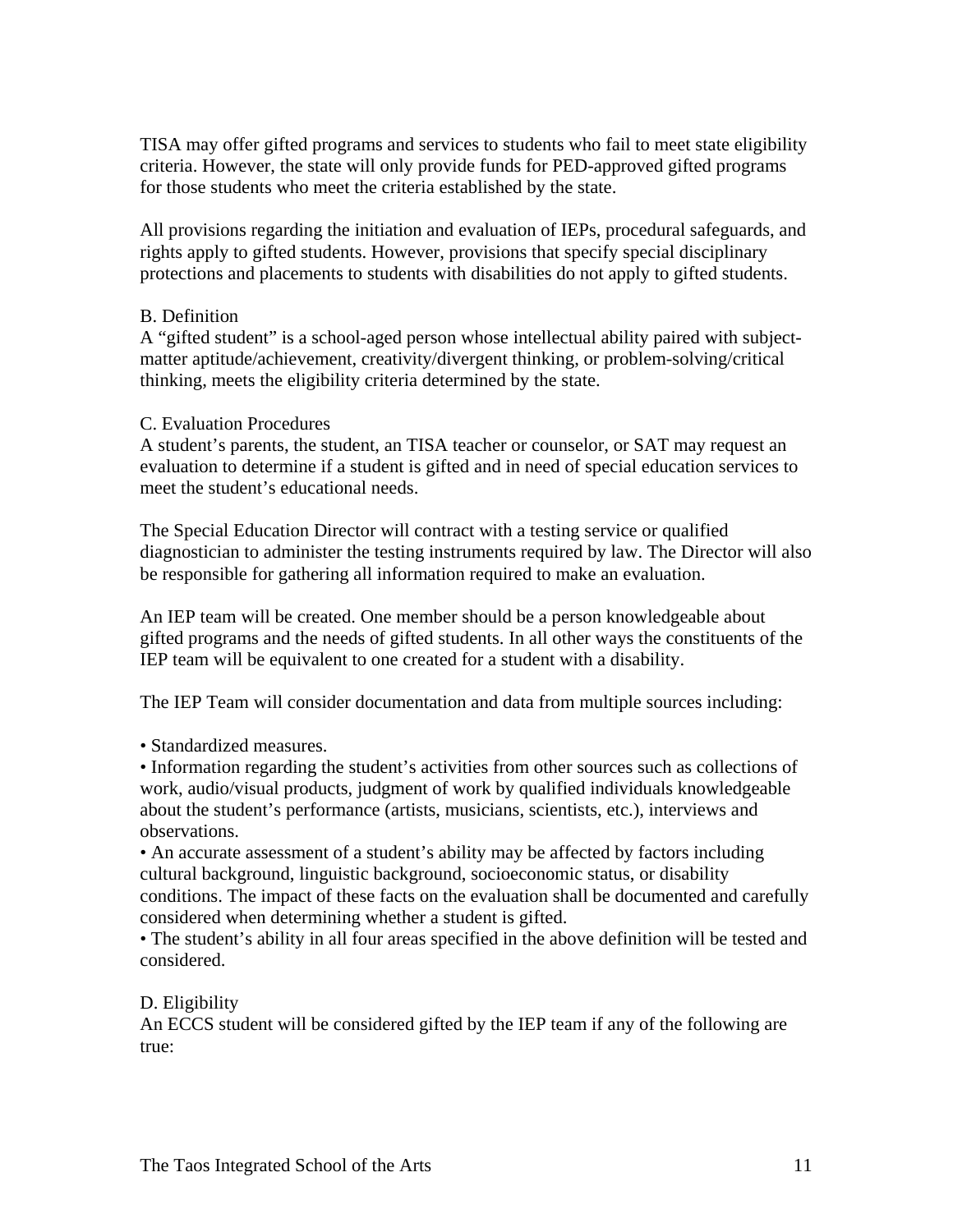TISA may offer gifted programs and services to students who fail to meet state eligibility criteria. However, the state will only provide funds for PED-approved gifted programs for those students who meet the criteria established by the state.

All provisions regarding the initiation and evaluation of IEPs, procedural safeguards, and rights apply to gifted students. However, provisions that specify special disciplinary protections and placements to students with disabilities do not apply to gifted students.

B. Definition

A "gifted student" is a school-aged person whose intellectual ability paired with subject-matter aptitude/achievement, creativity/divergent thinking, or problem-solving/critical thinking, meets the eligibility criteria determined by the state.

C. Evaluation Procedures

A student's parents, the student, an TISA teacher or counselor, or SAT may request an evaluation to determine if a student is gifted and in need of special education services to meet the student's educational needs.

The Special Education Director will contract with a testing service or qualified diagnostician to administer the testing instruments required by law. The Director will also be responsible for gathering all information required to make an evaluation.

An IEP team will be created. One member should be a person knowledgeable about gifted programs and the needs of gifted students. In all other ways the constituents of the IEP team will be equivalent to one created for a student with a disability.

The IEP Team will consider documentation and data from multiple sources including:

- Standardized measures.
- Information regarding the student's activities from other sources such as collections of work, audio/visual products, judgment of work by qualified individuals knowledgeable about the student's performance (artists, musicians, scientists, etc.), interviews and observations.
- An accurate assessment of a student's ability may be affected by factors including cultural background, linguistic background, socioeconomic status, or disability conditions. The impact of these facts on the evaluation shall be documented and carefully considered when determining whether a student is gifted.
- The student's ability in all four areas specified in the above definition will be tested and considered.

D. Eligibility

An ECCS student will be considered gifted by the IEP team if any of the following are true: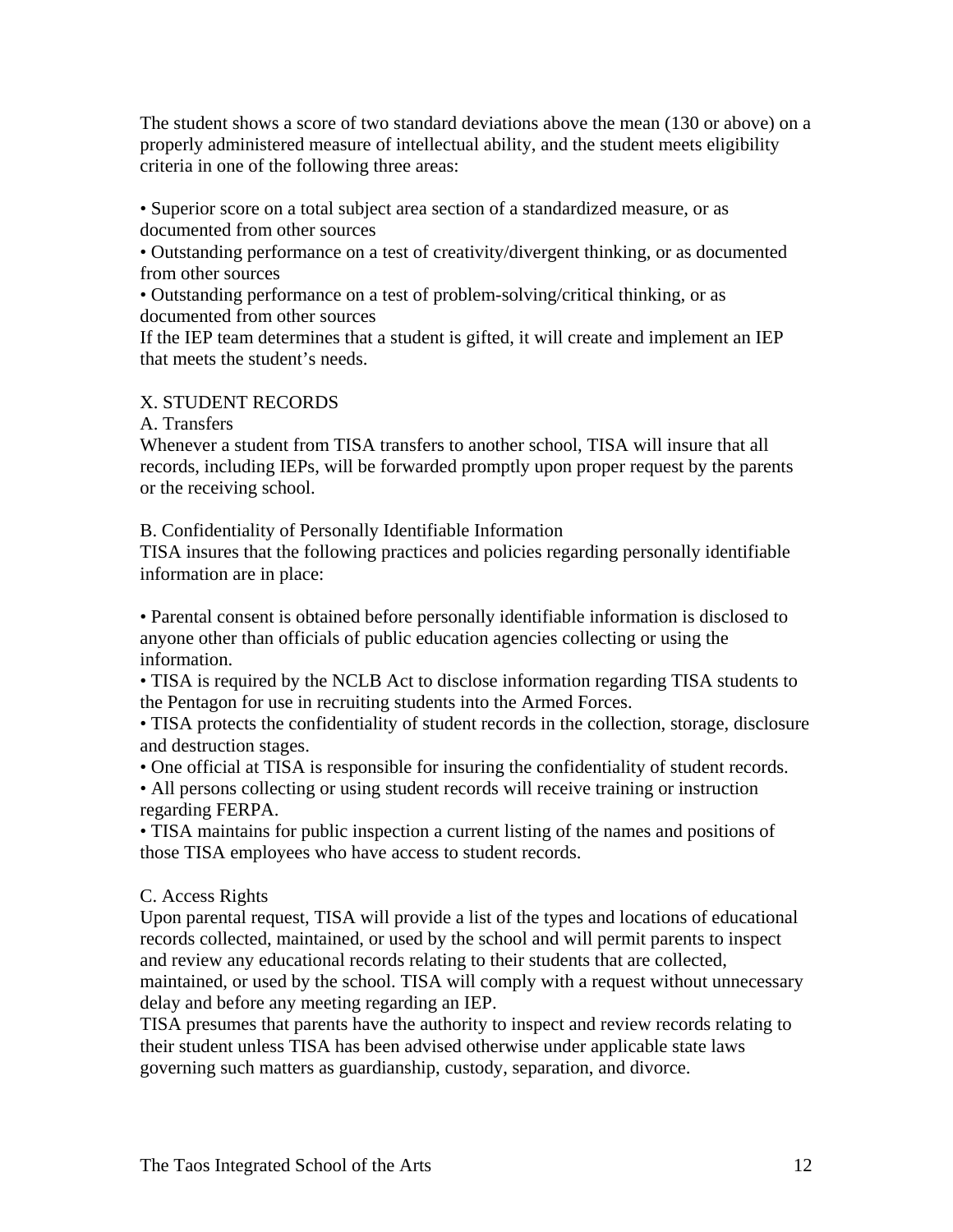The student shows a score of two standard deviations above the mean (130 or above) on a properly administered measure of intellectual ability, and the student meets eligibility criteria in one of the following three areas:

- Superior score on a total subject area section of a standardized measure, or as documented from other sources
- Outstanding performance on a test of creativity/divergent thinking, or as documented from other sources
- Outstanding performance on a test of problem-solving/critical thinking, or as documented from other sources

If the IEP team determines that a student is gifted, it will create and implement an IEP that meets the student's needs.

## X. STUDENT RECORDS

### A. Transfers

Whenever a student from TISA transfers to another school, TISA will insure that all records, including IEPs, will be forwarded promptly upon proper request by the parents or the receiving school.

### B. Confidentiality of Personally Identifiable Information

TISA insures that the following practices and policies regarding personally identifiable information are in place:

- Parental consent is obtained before personally identifiable information is disclosed to anyone other than officials of public education agencies collecting or using the information.
- TISA is required by the NCLB Act to disclose information regarding TISA students to the Pentagon for use in recruiting students into the Armed Forces.
- TISA protects the confidentiality of student records in the collection, storage, disclosure and destruction stages.
- One official at TISA is responsible for insuring the confidentiality of student records.
- All persons collecting or using student records will receive training or instruction regarding FERPA.
- TISA maintains for public inspection a current listing of the names and positions of those TISA employees who have access to student records.

### C. Access Rights

Upon parental request, TISA will provide a list of the types and locations of educational records collected, maintained, or used by the school and will permit parents to inspect and review any educational records relating to their students that are collected, maintained, or used by the school. TISA will comply with a request without unnecessary delay and before any meeting regarding an IEP.

TISA presumes that parents have the authority to inspect and review records relating to their student unless TISA has been advised otherwise under applicable state laws governing such matters as guardianship, custody, separation, and divorce.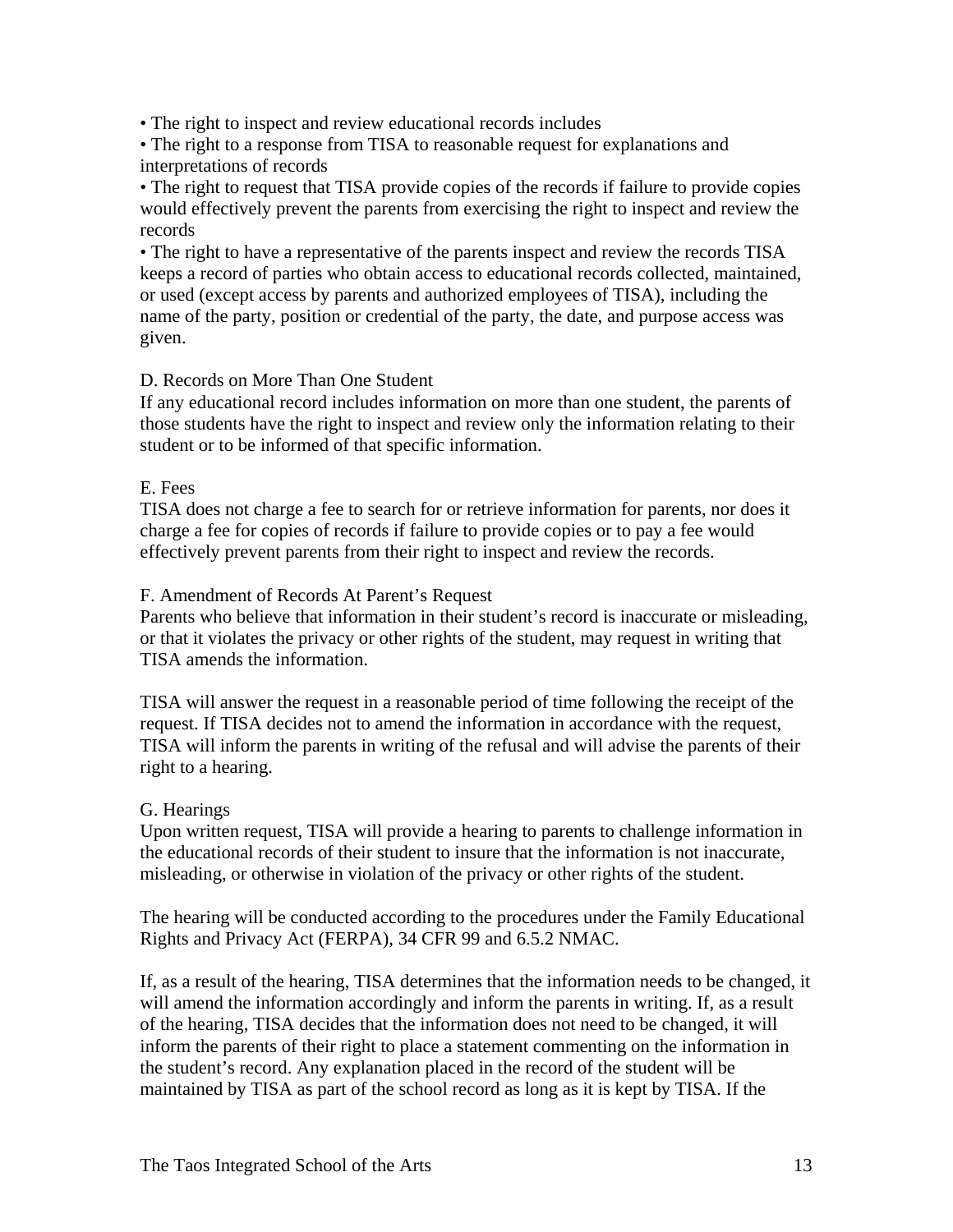- The right to inspect and review educational records includes
- The right to a response from TISA to reasonable request for explanations and interpretations of records
- The right to request that TISA provide copies of the records if failure to provide copies would effectively prevent the parents from exercising the right to inspect and review the records
- The right to have a representative of the parents inspect and review the records TISA keeps a record of parties who obtain access to educational records collected, maintained, or used (except access by parents and authorized employees of TISA), including the name of the party, position or credential of the party, the date, and purpose access was given.

D. Records on More Than One Student

If any educational record includes information on more than one student, the parents of those students have the right to inspect and review only the information relating to their student or to be informed of that specific information.

E. Fees

TISA does not charge a fee to search for or retrieve information for parents, nor does it charge a fee for copies of records if failure to provide copies or to pay a fee would effectively prevent parents from their right to inspect and review the records.

F. Amendment of Records At Parent's Request

Parents who believe that information in their student's record is inaccurate or misleading, or that it violates the privacy or other rights of the student, may request in writing that TISA amends the information.

TISA will answer the request in a reasonable period of time following the receipt of the request. If TISA decides not to amend the information in accordance with the request, TISA will inform the parents in writing of the refusal and will advise the parents of their right to a hearing.

G. Hearings

Upon written request, TISA will provide a hearing to parents to challenge information in the educational records of their student to insure that the information is not inaccurate, misleading, or otherwise in violation of the privacy or other rights of the student.

The hearing will be conducted according to the procedures under the Family Educational Rights and Privacy Act (FERPA), 34 CFR 99 and 6.5.2 NMAC.

If, as a result of the hearing, TISA determines that the information needs to be changed, it will amend the information accordingly and inform the parents in writing. If, as a result of the hearing, TISA decides that the information does not need to be changed, it will inform the parents of their right to place a statement commenting on the information in the student's record. Any explanation placed in the record of the student will be maintained by TISA as part of the school record as long as it is kept by TISA. If the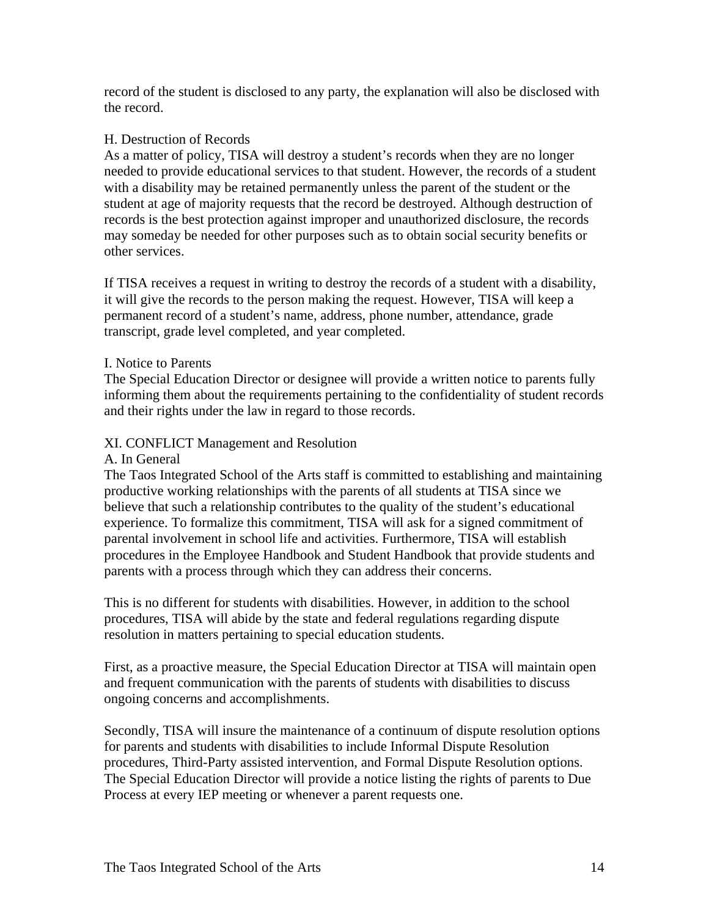record of the student is disclosed to any party, the explanation will also be disclosed with the record.

### H. Destruction of Records

As a matter of policy, TISA will destroy a student's records when they are no longer needed to provide educational services to that student. However, the records of a student with a disability may be retained permanently unless the parent of the student or the student at age of majority requests that the record be destroyed. Although destruction of records is the best protection against improper and unauthorized disclosure, the records may someday be needed for other purposes such as to obtain social security benefits or other services.

If TISA receives a request in writing to destroy the records of a student with a disability, it will give the records to the person making the request. However, TISA will keep a permanent record of a student's name, address, phone number, attendance, grade transcript, grade level completed, and year completed.

### I. Notice to Parents

The Special Education Director or designee will provide a written notice to parents fully informing them about the requirements pertaining to the confidentiality of student records and their rights under the law in regard to those records.

## XI. CONFLICT Management and Resolution

### A. In General

The Taos Integrated School of the Arts staff is committed to establishing and maintaining productive working relationships with the parents of all students at TISA since we believe that such a relationship contributes to the quality of the student's educational experience. To formalize this commitment, TISA will ask for a signed commitment of parental involvement in school life and activities. Furthermore, TISA will establish procedures in the Employee Handbook and Student Handbook that provide students and parents with a process through which they can address their concerns.

This is no different for students with disabilities. However, in addition to the school procedures, TISA will abide by the state and federal regulations regarding dispute resolution in matters pertaining to special education students.

First, as a proactive measure, the Special Education Director at TISA will maintain open and frequent communication with the parents of students with disabilities to discuss ongoing concerns and accomplishments.

Secondly, TISA will insure the maintenance of a continuum of dispute resolution options for parents and students with disabilities to include Informal Dispute Resolution procedures, Third-Party assisted intervention, and Formal Dispute Resolution options. The Special Education Director will provide a notice listing the rights of parents to Due Process at every IEP meeting or whenever a parent requests one.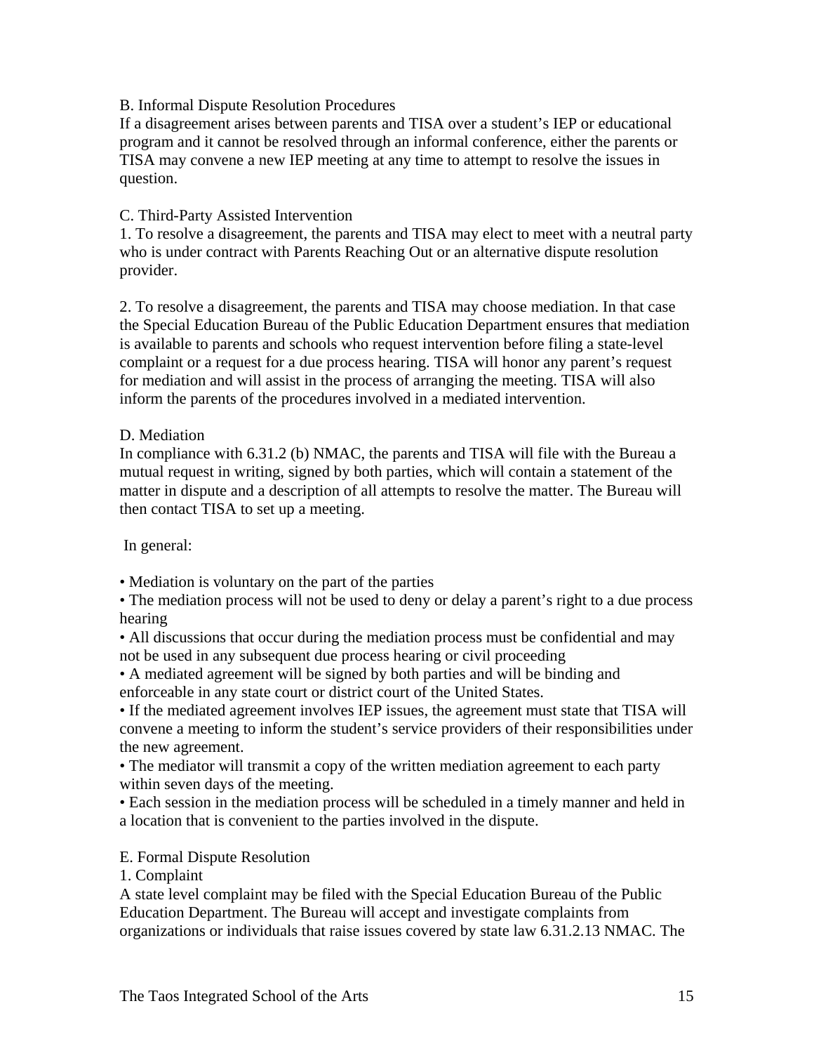B. Informal Dispute Resolution Procedures

If a disagreement arises between parents and TISA over a student's IEP or educational program and it cannot be resolved through an informal conference, either the parents or TISA may convene a new IEP meeting at any time to attempt to resolve the issues in question.

C. Third-Party Assisted Intervention

1. To resolve a disagreement, the parents and TISA may elect to meet with a neutral party who is under contract with Parents Reaching Out or an alternative dispute resolution provider.

2. To resolve a disagreement, the parents and TISA may choose mediation. In that case the Special Education Bureau of the Public Education Department ensures that mediation is available to parents and schools who request intervention before filing a state-level complaint or a request for a due process hearing. TISA will honor any parent's request for mediation and will assist in the process of arranging the meeting. TISA will also inform the parents of the procedures involved in a mediated intervention.

D. Mediation

In compliance with 6.31.2 (b) NMAC, the parents and TISA will file with the Bureau a mutual request in writing, signed by both parties, which will contain a statement of the matter in dispute and a description of all attempts to resolve the matter. The Bureau will then contact TISA to set up a meeting.

In general:

• Mediation is voluntary on the part of the parties
• The mediation process will not be used to deny or delay a parent's right to a due process hearing
• All discussions that occur during the mediation process must be confidential and may not be used in any subsequent due process hearing or civil proceeding
• A mediated agreement will be signed by both parties and will be binding and enforceable in any state court or district court of the United States.
• If the mediated agreement involves IEP issues, the agreement must state that TISA will convene a meeting to inform the student's service providers of their responsibilities under the new agreement.
• The mediator will transmit a copy of the written mediation agreement to each party within seven days of the meeting.
• Each session in the mediation process will be scheduled in a timely manner and held in a location that is convenient to the parties involved in the dispute.

E. Formal Dispute Resolution

1. Complaint

A state level complaint may be filed with the Special Education Bureau of the Public Education Department. The Bureau will accept and investigate complaints from organizations or individuals that raise issues covered by state law 6.31.2.13 NMAC. The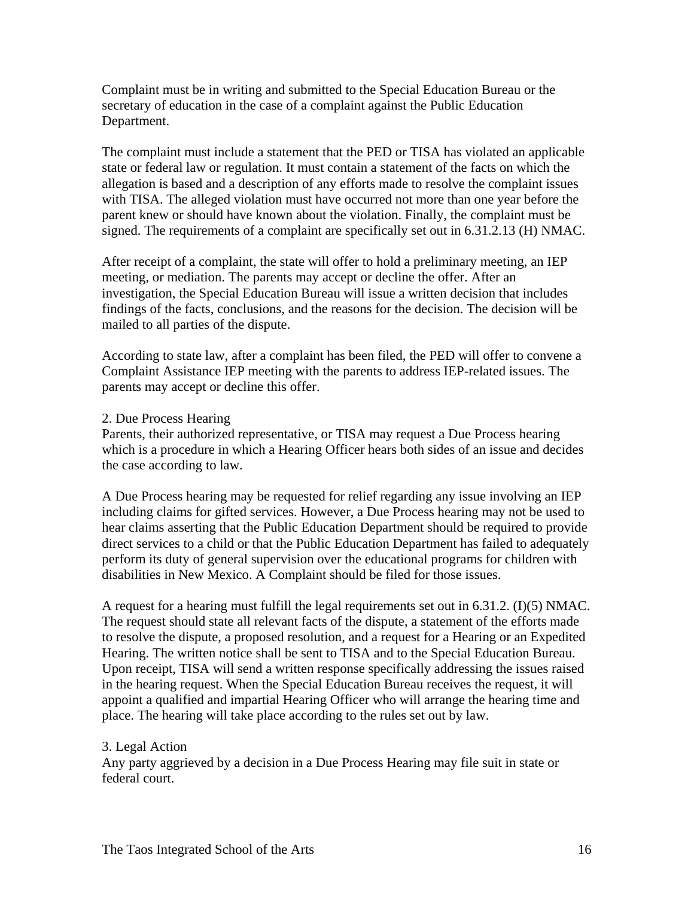Complaint must be in writing and submitted to the Special Education Bureau or the secretary of education in the case of a complaint against the Public Education Department.

The complaint must include a statement that the PED or TISA has violated an applicable state or federal law or regulation. It must contain a statement of the facts on which the allegation is based and a description of any efforts made to resolve the complaint issues with TISA. The alleged violation must have occurred not more than one year before the parent knew or should have known about the violation. Finally, the complaint must be signed. The requirements of a complaint are specifically set out in 6.31.2.13 (H) NMAC.

After receipt of a complaint, the state will offer to hold a preliminary meeting, an IEP meeting, or mediation. The parents may accept or decline the offer. After an investigation, the Special Education Bureau will issue a written decision that includes findings of the facts, conclusions, and the reasons for the decision. The decision will be mailed to all parties of the dispute.

According to state law, after a complaint has been filed, the PED will offer to convene a Complaint Assistance IEP meeting with the parents to address IEP-related issues. The parents may accept or decline this offer.

2. Due Process Hearing

Parents, their authorized representative, or TISA may request a Due Process hearing which is a procedure in which a Hearing Officer hears both sides of an issue and decides the case according to law.

A Due Process hearing may be requested for relief regarding any issue involving an IEP including claims for gifted services. However, a Due Process hearing may not be used to hear claims asserting that the Public Education Department should be required to provide direct services to a child or that the Public Education Department has failed to adequately perform its duty of general supervision over the educational programs for children with disabilities in New Mexico. A Complaint should be filed for those issues.

A request for a hearing must fulfill the legal requirements set out in 6.31.2. (I)(5) NMAC. The request should state all relevant facts of the dispute, a statement of the efforts made to resolve the dispute, a proposed resolution, and a request for a Hearing or an Expedited Hearing. The written notice shall be sent to TISA and to the Special Education Bureau. Upon receipt, TISA will send a written response specifically addressing the issues raised in the hearing request. When the Special Education Bureau receives the request, it will appoint a qualified and impartial Hearing Officer who will arrange the hearing time and place. The hearing will take place according to the rules set out by law.

3. Legal Action

Any party aggrieved by a decision in a Due Process Hearing may file suit in state or federal court.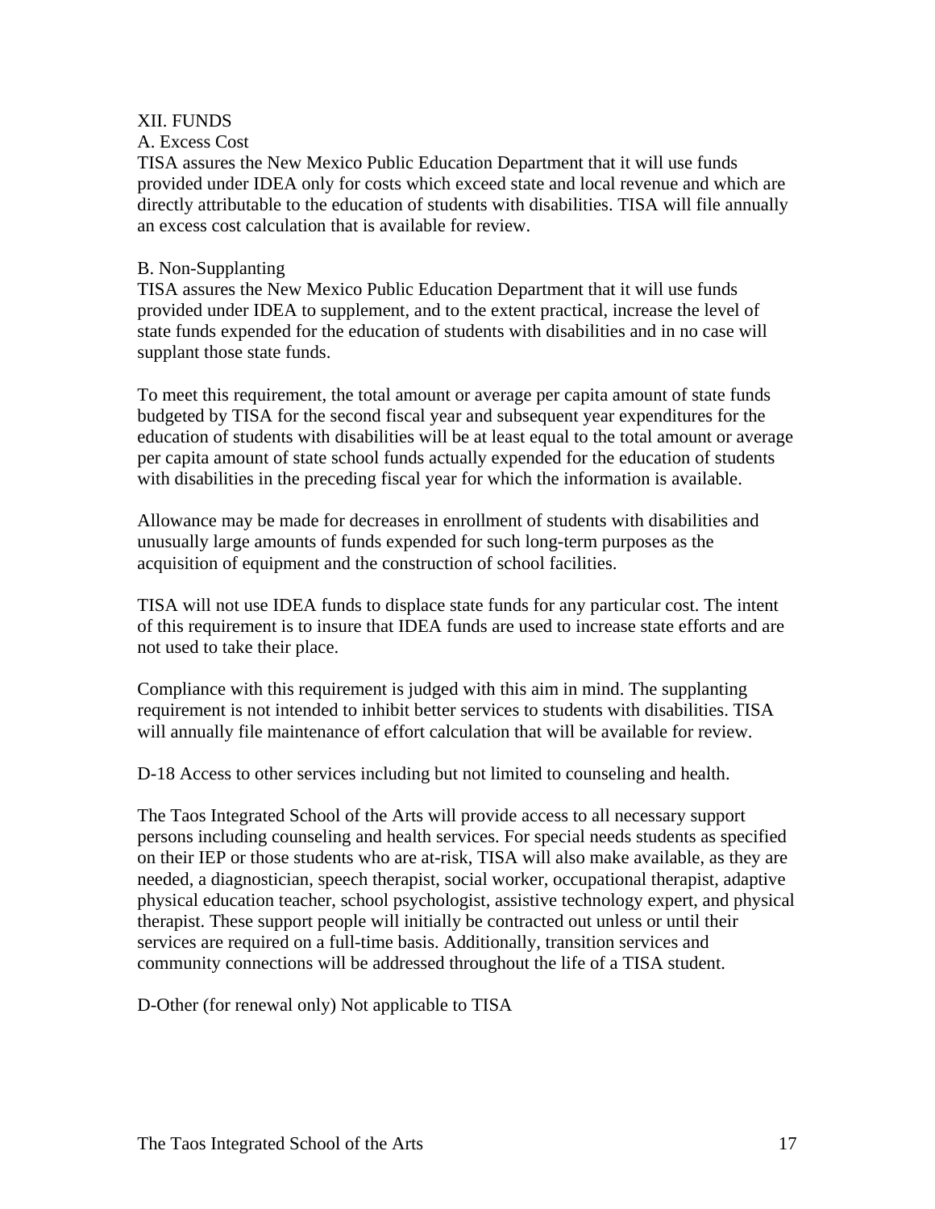## XII. FUNDS

### A. Excess Cost

TISA assures the New Mexico Public Education Department that it will use funds provided under IDEA only for costs which exceed state and local revenue and which are directly attributable to the education of students with disabilities. TISA will file annually an excess cost calculation that is available for review.

### B. Non-Supplanting

TISA assures the New Mexico Public Education Department that it will use funds provided under IDEA to supplement, and to the extent practical, increase the level of state funds expended for the education of students with disabilities and in no case will supplant those state funds.

To meet this requirement, the total amount or average per capita amount of state funds budgeted by TISA for the second fiscal year and subsequent year expenditures for the education of students with disabilities will be at least equal to the total amount or average per capita amount of state school funds actually expended for the education of students with disabilities in the preceding fiscal year for which the information is available.

Allowance may be made for decreases in enrollment of students with disabilities and unusually large amounts of funds expended for such long-term purposes as the acquisition of equipment and the construction of school facilities.

TISA will not use IDEA funds to displace state funds for any particular cost. The intent of this requirement is to insure that IDEA funds are used to increase state efforts and are not used to take their place.

Compliance with this requirement is judged with this aim in mind. The supplanting requirement is not intended to inhibit better services to students with disabilities. TISA will annually file maintenance of effort calculation that will be available for review.

D-18 Access to other services including but not limited to counseling and health.

The Taos Integrated School of the Arts will provide access to all necessary support persons including counseling and health services. For special needs students as specified on their IEP or those students who are at-risk, TISA will also make available, as they are needed, a diagnostician, speech therapist, social worker, occupational therapist, adaptive physical education teacher, school psychologist, assistive technology expert, and physical therapist. These support people will initially be contracted out unless or until their services are required on a full-time basis. Additionally, transition services and community connections will be addressed throughout the life of a TISA student.

D-Other (for renewal only) Not applicable to TISA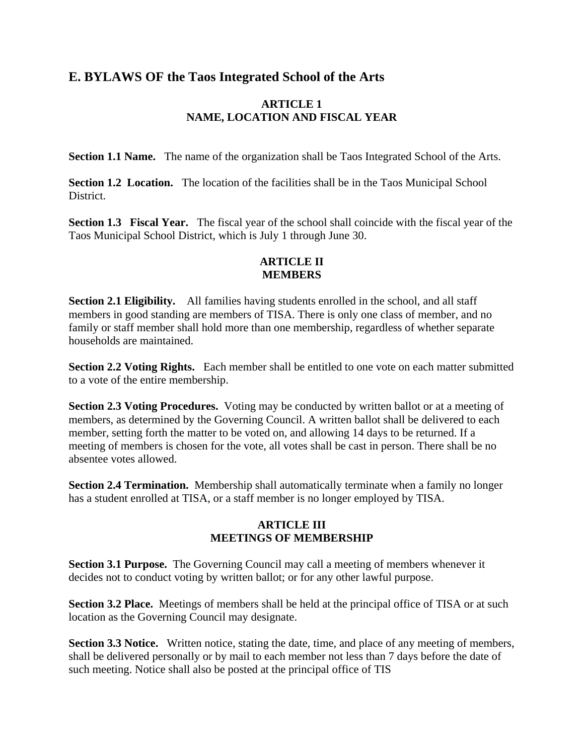## E. BYLAWS OF the Taos Integrated School of the Arts

### ARTICLE 1
### NAME, LOCATION AND FISCAL YEAR

**Section 1.1 Name.** The name of the organization shall be Taos Integrated School of the Arts.

**Section 1.2 Location.** The location of the facilities shall be in the Taos Municipal School District.

**Section 1.3 Fiscal Year.** The fiscal year of the school shall coincide with the fiscal year of the Taos Municipal School District, which is July 1 through June 30.

### ARTICLE II
### MEMBERS

**Section 2.1 Eligibility.** All families having students enrolled in the school, and all staff members in good standing are members of TISA. There is only one class of member, and no family or staff member shall hold more than one membership, regardless of whether separate households are maintained.

**Section 2.2 Voting Rights.** Each member shall be entitled to one vote on each matter submitted to a vote of the entire membership.

**Section 2.3 Voting Procedures.** Voting may be conducted by written ballot or at a meeting of members, as determined by the Governing Council. A written ballot shall be delivered to each member, setting forth the matter to be voted on, and allowing 14 days to be returned. If a meeting of members is chosen for the vote, all votes shall be cast in person. There shall be no absentee votes allowed.

**Section 2.4 Termination.** Membership shall automatically terminate when a family no longer has a student enrolled at TISA, or a staff member is no longer employed by TISA.

### ARTICLE III
### MEETINGS OF MEMBERSHIP

**Section 3.1 Purpose.** The Governing Council may call a meeting of members whenever it decides not to conduct voting by written ballot; or for any other lawful purpose.

**Section 3.2 Place.** Meetings of members shall be held at the principal office of TISA or at such location as the Governing Council may designate.

**Section 3.3 Notice.** Written notice, stating the date, time, and place of any meeting of members, shall be delivered personally or by mail to each member not less than 7 days before the date of such meeting. Notice shall also be posted at the principal office of TIS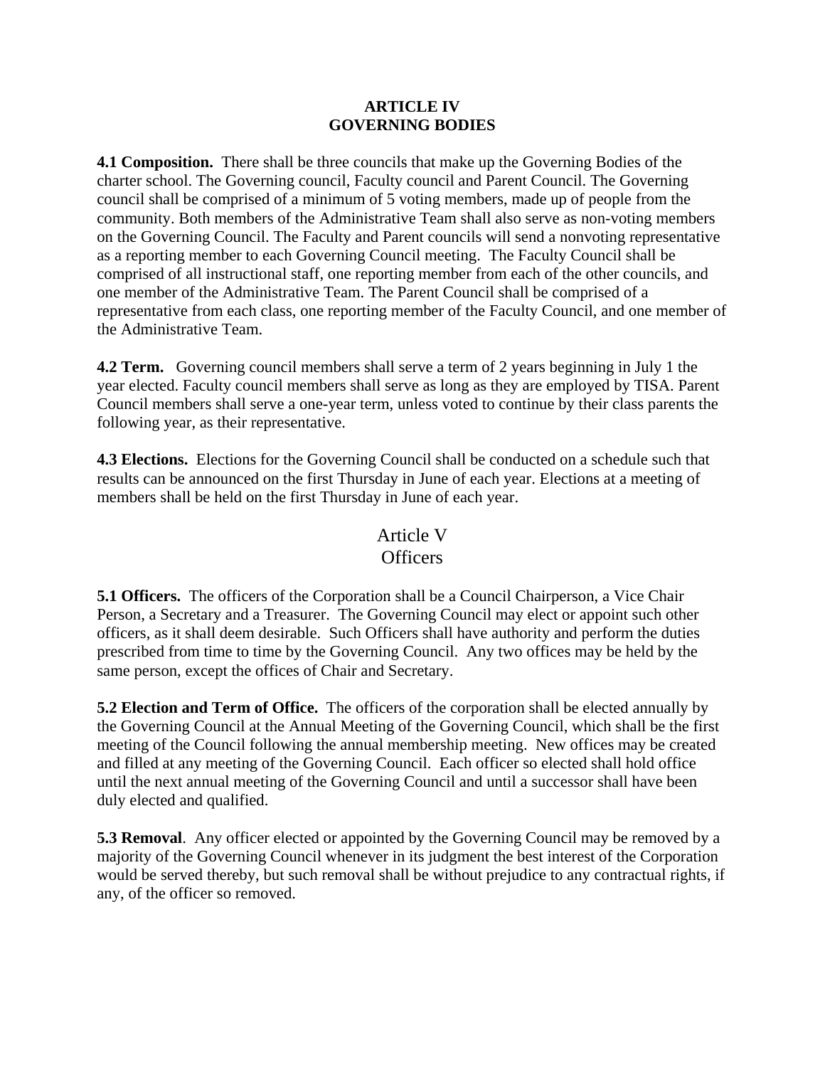## ARTICLE IV
## GOVERNING BODIES

**4.1 Composition.** There shall be three councils that make up the Governing Bodies of the charter school. The Governing council, Faculty council and Parent Council. The Governing council shall be comprised of a minimum of 5 voting members, made up of people from the community. Both members of the Administrative Team shall also serve as non-voting members on the Governing Council. The Faculty and Parent councils will send a nonvoting representative as a reporting member to each Governing Council meeting. The Faculty Council shall be comprised of all instructional staff, one reporting member from each of the other councils, and one member of the Administrative Team. The Parent Council shall be comprised of a representative from each class, one reporting member of the Faculty Council, and one member of the Administrative Team.

**4.2 Term.** Governing council members shall serve a term of 2 years beginning in July 1 the year elected. Faculty council members shall serve as long as they are employed by TISA. Parent Council members shall serve a one-year term, unless voted to continue by their class parents the following year, as their representative.

**4.3 Elections.** Elections for the Governing Council shall be conducted on a schedule such that results can be announced on the first Thursday in June of each year. Elections at a meeting of members shall be held on the first Thursday in June of each year.

## Article V
## Officers

**5.1 Officers.** The officers of the Corporation shall be a Council Chairperson, a Vice Chair Person, a Secretary and a Treasurer. The Governing Council may elect or appoint such other officers, as it shall deem desirable. Such Officers shall have authority and perform the duties prescribed from time to time by the Governing Council. Any two offices may be held by the same person, except the offices of Chair and Secretary.

**5.2 Election and Term of Office.** The officers of the corporation shall be elected annually by the Governing Council at the Annual Meeting of the Governing Council, which shall be the first meeting of the Council following the annual membership meeting. New offices may be created and filled at any meeting of the Governing Council. Each officer so elected shall hold office until the next annual meeting of the Governing Council and until a successor shall have been duly elected and qualified.

**5.3 Removal**. Any officer elected or appointed by the Governing Council may be removed by a majority of the Governing Council whenever in its judgment the best interest of the Corporation would be served thereby, but such removal shall be without prejudice to any contractual rights, if any, of the officer so removed.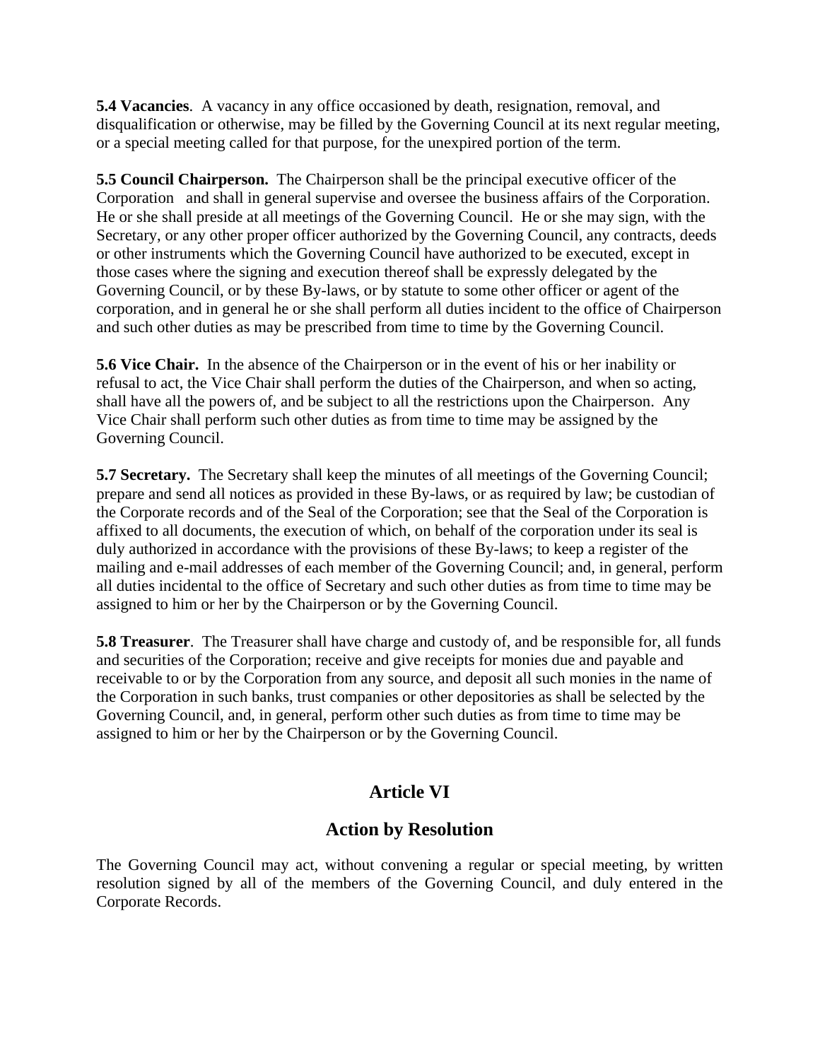**5.4 Vacancies**. A vacancy in any office occasioned by death, resignation, removal, and disqualification or otherwise, may be filled by the Governing Council at its next regular meeting, or a special meeting called for that purpose, for the unexpired portion of the term.

**5.5 Council Chairperson.** The Chairperson shall be the principal executive officer of the Corporation and shall in general supervise and oversee the business affairs of the Corporation. He or she shall preside at all meetings of the Governing Council. He or she may sign, with the Secretary, or any other proper officer authorized by the Governing Council, any contracts, deeds or other instruments which the Governing Council have authorized to be executed, except in those cases where the signing and execution thereof shall be expressly delegated by the Governing Council, or by these By-laws, or by statute to some other officer or agent of the corporation, and in general he or she shall perform all duties incident to the office of Chairperson and such other duties as may be prescribed from time to time by the Governing Council.

**5.6 Vice Chair.** In the absence of the Chairperson or in the event of his or her inability or refusal to act, the Vice Chair shall perform the duties of the Chairperson, and when so acting, shall have all the powers of, and be subject to all the restrictions upon the Chairperson. Any Vice Chair shall perform such other duties as from time to time may be assigned by the Governing Council.

**5.7 Secretary.** The Secretary shall keep the minutes of all meetings of the Governing Council; prepare and send all notices as provided in these By-laws, or as required by law; be custodian of the Corporate records and of the Seal of the Corporation; see that the Seal of the Corporation is affixed to all documents, the execution of which, on behalf of the corporation under its seal is duly authorized in accordance with the provisions of these By-laws; to keep a register of the mailing and e-mail addresses of each member of the Governing Council; and, in general, perform all duties incidental to the office of Secretary and such other duties as from time to time may be assigned to him or her by the Chairperson or by the Governing Council.

**5.8 Treasurer**. The Treasurer shall have charge and custody of, and be responsible for, all funds and securities of the Corporation; receive and give receipts for monies due and payable and receivable to or by the Corporation from any source, and deposit all such monies in the name of the Corporation in such banks, trust companies or other depositories as shall be selected by the Governing Council, and, in general, perform other such duties as from time to time may be assigned to him or her by the Chairperson or by the Governing Council.

## Article VI

## Action by Resolution

The Governing Council may act, without convening a regular or special meeting, by written resolution signed by all of the members of the Governing Council, and duly entered in the Corporate Records.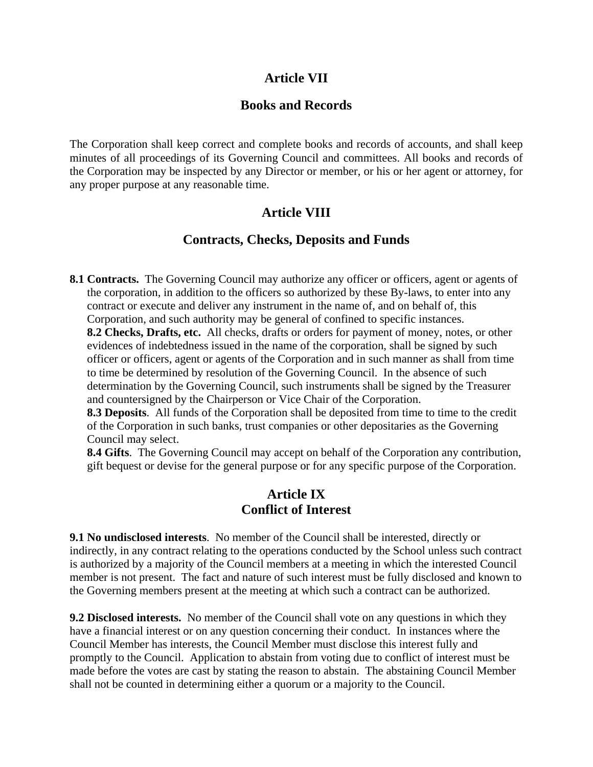## Article VII

## Books and Records

The Corporation shall keep correct and complete books and records of accounts, and shall keep minutes of all proceedings of its Governing Council and committees. All books and records of the Corporation may be inspected by any Director or member, or his or her agent or attorney, for any proper purpose at any reasonable time.

## Article VIII

## Contracts, Checks, Deposits and Funds

**8.1 Contracts.** The Governing Council may authorize any officer or officers, agent or agents of the corporation, in addition to the officers so authorized by these By-laws, to enter into any contract or execute and deliver any instrument in the name of, and on behalf of, this Corporation, and such authority may be general of confined to specific instances.

**8.2 Checks, Drafts, etc.** All checks, drafts or orders for payment of money, notes, or other evidences of indebtedness issued in the name of the corporation, shall be signed by such officer or officers, agent or agents of the Corporation and in such manner as shall from time to time be determined by resolution of the Governing Council. In the absence of such determination by the Governing Council, such instruments shall be signed by the Treasurer and countersigned by the Chairperson or Vice Chair of the Corporation.

**8.3 Deposits**. All funds of the Corporation shall be deposited from time to time to the credit of the Corporation in such banks, trust companies or other depositaries as the Governing Council may select.

**8.4 Gifts**. The Governing Council may accept on behalf of the Corporation any contribution, gift bequest or devise for the general purpose or for any specific purpose of the Corporation.

## Article IX
## Conflict of Interest

**9.1 No undisclosed interests**. No member of the Council shall be interested, directly or indirectly, in any contract relating to the operations conducted by the School unless such contract is authorized by a majority of the Council members at a meeting in which the interested Council member is not present. The fact and nature of such interest must be fully disclosed and known to the Governing members present at the meeting at which such a contract can be authorized.

**9.2 Disclosed interests.** No member of the Council shall vote on any questions in which they have a financial interest or on any question concerning their conduct. In instances where the Council Member has interests, the Council Member must disclose this interest fully and promptly to the Council. Application to abstain from voting due to conflict of interest must be made before the votes are cast by stating the reason to abstain. The abstaining Council Member shall not be counted in determining either a quorum or a majority to the Council.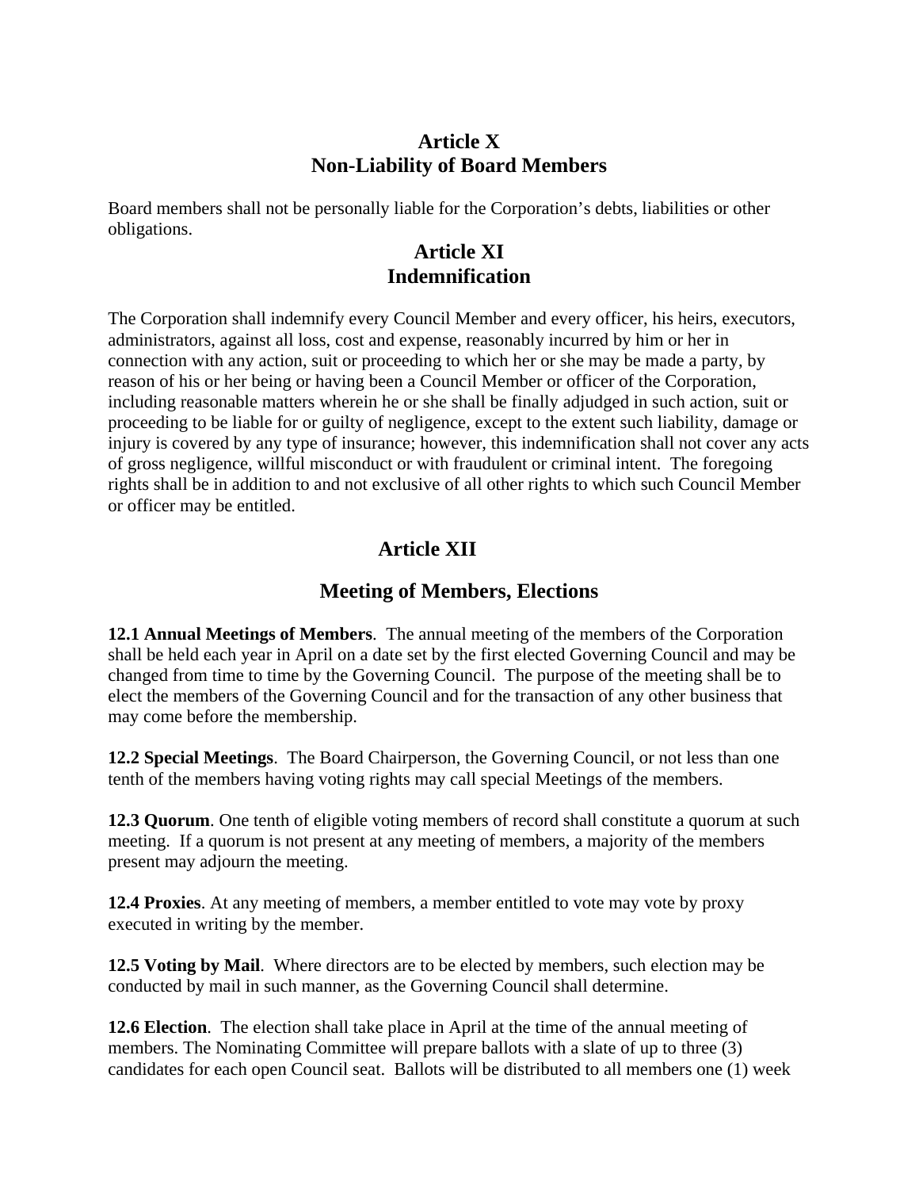## Article X
## Non-Liability of Board Members

Board members shall not be personally liable for the Corporation's debts, liabilities or other obligations.

## Article XI
## Indemnification

The Corporation shall indemnify every Council Member and every officer, his heirs, executors, administrators, against all loss, cost and expense, reasonably incurred by him or her in connection with any action, suit or proceeding to which her or she may be made a party, by reason of his or her being or having been a Council Member or officer of the Corporation, including reasonable matters wherein he or she shall be finally adjudged in such action, suit or proceeding to be liable for or guilty of negligence, except to the extent such liability, damage or injury is covered by any type of insurance; however, this indemnification shall not cover any acts of gross negligence, willful misconduct or with fraudulent or criminal intent. The foregoing rights shall be in addition to and not exclusive of all other rights to which such Council Member or officer may be entitled.

## Article XII

## Meeting of Members, Elections

**12.1 Annual Meetings of Members**. The annual meeting of the members of the Corporation shall be held each year in April on a date set by the first elected Governing Council and may be changed from time to time by the Governing Council. The purpose of the meeting shall be to elect the members of the Governing Council and for the transaction of any other business that may come before the membership.

**12.2 Special Meetings**. The Board Chairperson, the Governing Council, or not less than one tenth of the members having voting rights may call special Meetings of the members.

**12.3 Quorum**. One tenth of eligible voting members of record shall constitute a quorum at such meeting. If a quorum is not present at any meeting of members, a majority of the members present may adjourn the meeting.

**12.4 Proxies**. At any meeting of members, a member entitled to vote may vote by proxy executed in writing by the member.

**12.5 Voting by Mail**. Where directors are to be elected by members, such election may be conducted by mail in such manner, as the Governing Council shall determine.

**12.6 Election**. The election shall take place in April at the time of the annual meeting of members. The Nominating Committee will prepare ballots with a slate of up to three (3) candidates for each open Council seat. Ballots will be distributed to all members one (1) week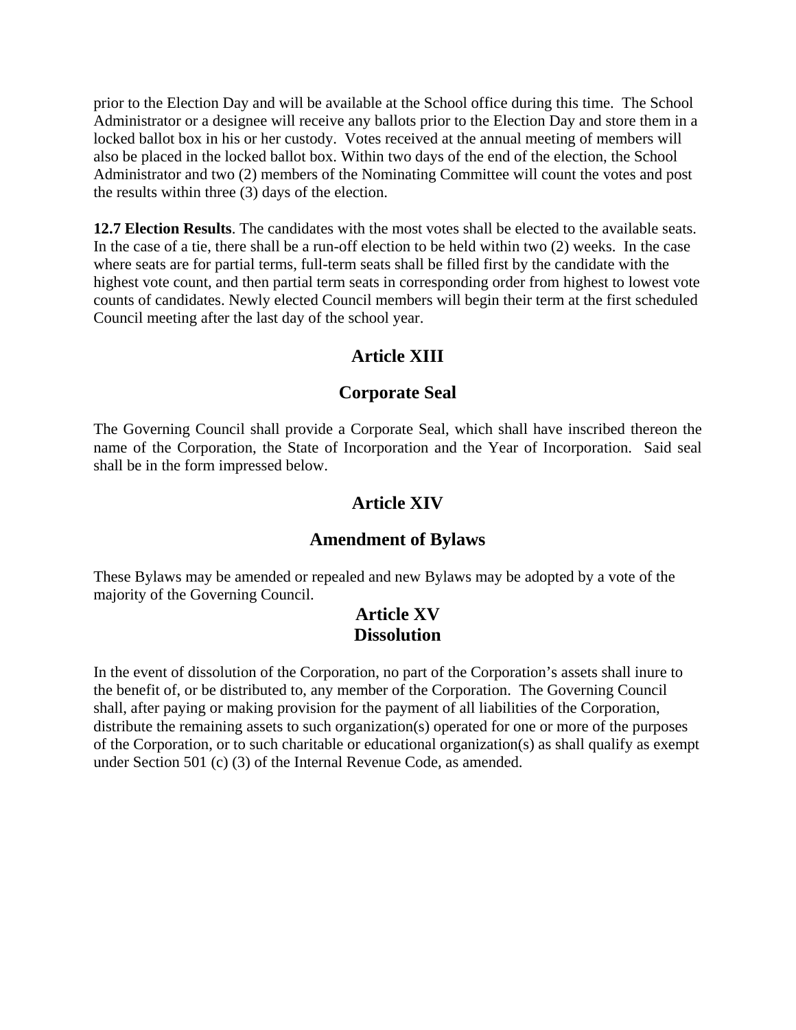prior to the Election Day and will be available at the School office during this time. The School Administrator or a designee will receive any ballots prior to the Election Day and store them in a locked ballot box in his or her custody. Votes received at the annual meeting of members will also be placed in the locked ballot box. Within two days of the end of the election, the School Administrator and two (2) members of the Nominating Committee will count the votes and post the results within three (3) days of the election.

**12.7 Election Results**. The candidates with the most votes shall be elected to the available seats. In the case of a tie, there shall be a run-off election to be held within two (2) weeks. In the case where seats are for partial terms, full-term seats shall be filled first by the candidate with the highest vote count, and then partial term seats in corresponding order from highest to lowest vote counts of candidates. Newly elected Council members will begin their term at the first scheduled Council meeting after the last day of the school year.

## Article XIII

## Corporate Seal

The Governing Council shall provide a Corporate Seal, which shall have inscribed thereon the name of the Corporation, the State of Incorporation and the Year of Incorporation. Said seal shall be in the form impressed below.

## Article XIV

## Amendment of Bylaws

These Bylaws may be amended or repealed and new Bylaws may be adopted by a vote of the majority of the Governing Council.

## Article XV
## Dissolution

In the event of dissolution of the Corporation, no part of the Corporation's assets shall inure to the benefit of, or be distributed to, any member of the Corporation. The Governing Council shall, after paying or making provision for the payment of all liabilities of the Corporation, distribute the remaining assets to such organization(s) operated for one or more of the purposes of the Corporation, or to such charitable or educational organization(s) as shall qualify as exempt under Section 501 (c) (3) of the Internal Revenue Code, as amended.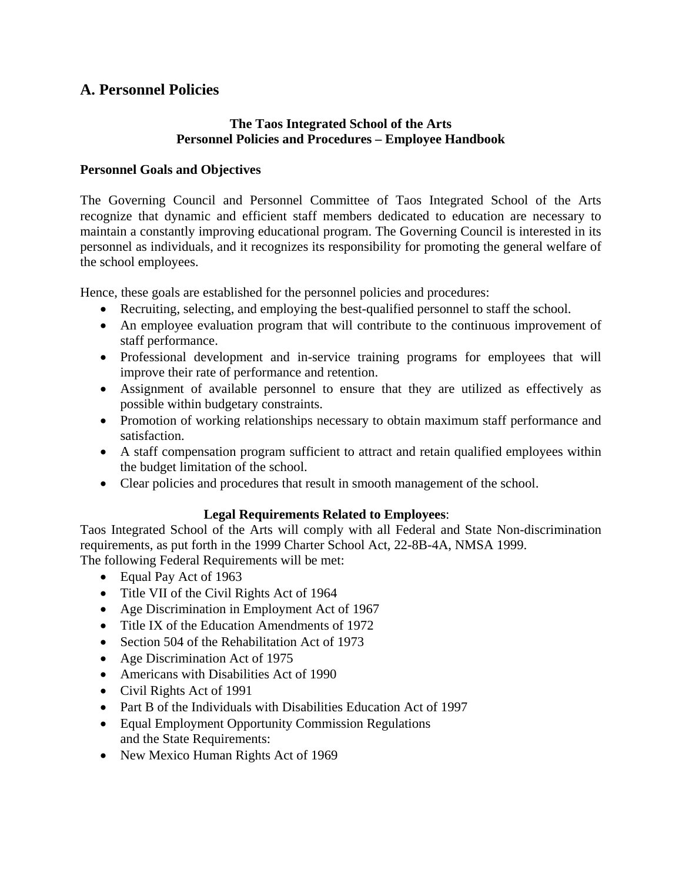## A. Personnel Policies

**The Taos Integrated School of the Arts**
**Personnel Policies and Procedures – Employee Handbook**

### Personnel Goals and Objectives

The Governing Council and Personnel Committee of Taos Integrated School of the Arts recognize that dynamic and efficient staff members dedicated to education are necessary to maintain a constantly improving educational program. The Governing Council is interested in its personnel as individuals, and it recognizes its responsibility for promoting the general welfare of the school employees.

Hence, these goals are established for the personnel policies and procedures:

- Recruiting, selecting, and employing the best-qualified personnel to staff the school.
- An employee evaluation program that will contribute to the continuous improvement of staff performance.
- Professional development and in-service training programs for employees that will improve their rate of performance and retention.
- Assignment of available personnel to ensure that they are utilized as effectively as possible within budgetary constraints.
- Promotion of working relationships necessary to obtain maximum staff performance and satisfaction.
- A staff compensation program sufficient to attract and retain qualified employees within the budget limitation of the school.
- Clear policies and procedures that result in smooth management of the school.

**Legal Requirements Related to Employees**:

Taos Integrated School of the Arts will comply with all Federal and State Non-discrimination requirements, as put forth in the 1999 Charter School Act, 22-8B-4A, NMSA 1999.
The following Federal Requirements will be met:

- Equal Pay Act of 1963
- Title VII of the Civil Rights Act of 1964
- Age Discrimination in Employment Act of 1967
- Title IX of the Education Amendments of 1972
- Section 504 of the Rehabilitation Act of 1973
- Age Discrimination Act of 1975
- Americans with Disabilities Act of 1990
- Civil Rights Act of 1991
- Part B of the Individuals with Disabilities Education Act of 1997
- Equal Employment Opportunity Commission Regulations
  and the State Requirements:
- New Mexico Human Rights Act of 1969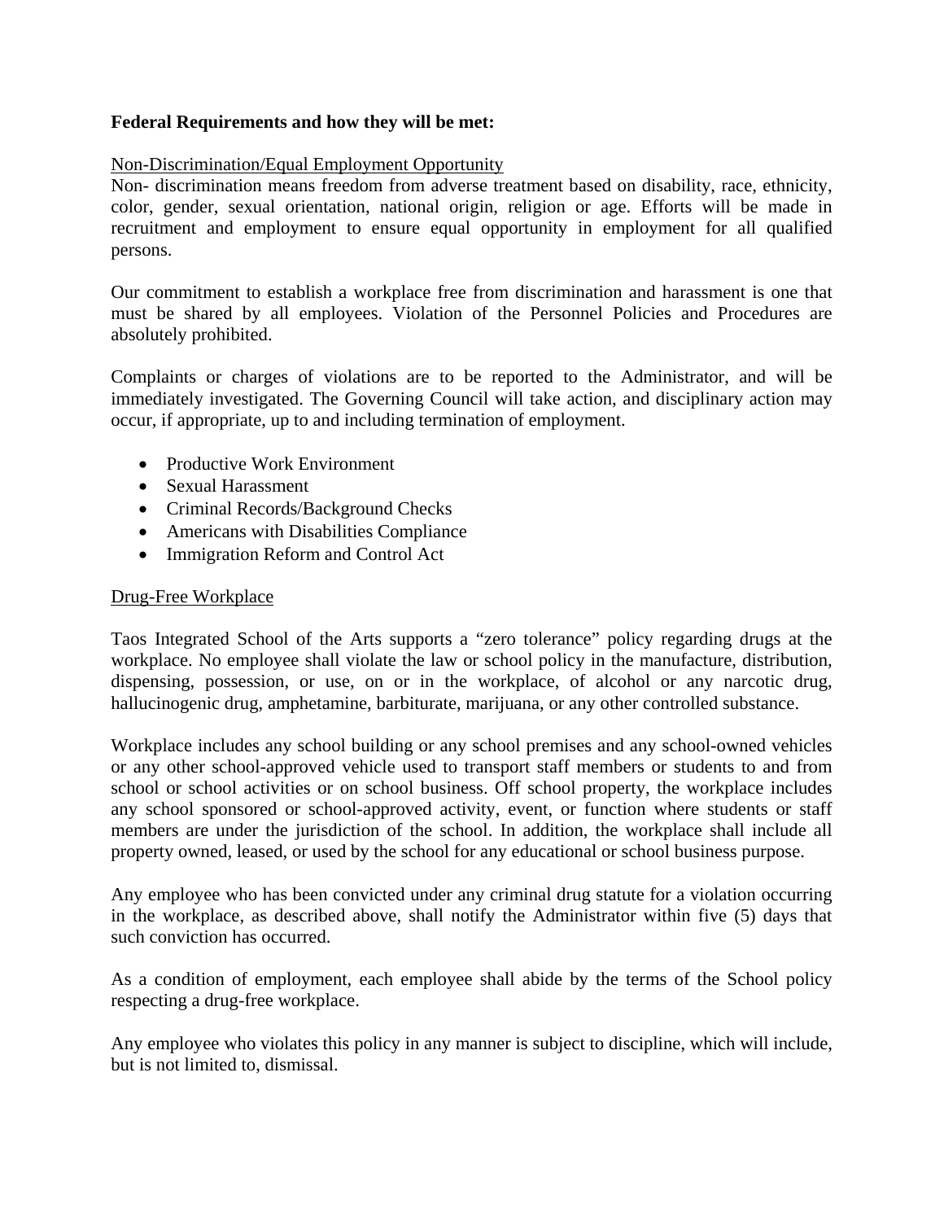**Federal Requirements and how they will be met:**

Non-Discrimination/Equal Employment Opportunity

Non- discrimination means freedom from adverse treatment based on disability, race, ethnicity, color, gender, sexual orientation, national origin, religion or age. Efforts will be made in recruitment and employment to ensure equal opportunity in employment for all qualified persons.

Our commitment to establish a workplace free from discrimination and harassment is one that must be shared by all employees. Violation of the Personnel Policies and Procedures are absolutely prohibited.

Complaints or charges of violations are to be reported to the Administrator, and will be immediately investigated. The Governing Council will take action, and disciplinary action may occur, if appropriate, up to and including termination of employment.

- Productive Work Environment
- Sexual Harassment
- Criminal Records/Background Checks
- Americans with Disabilities Compliance
- Immigration Reform and Control Act

Drug-Free Workplace

Taos Integrated School of the Arts supports a "zero tolerance" policy regarding drugs at the workplace. No employee shall violate the law or school policy in the manufacture, distribution, dispensing, possession, or use, on or in the workplace, of alcohol or any narcotic drug, hallucinogenic drug, amphetamine, barbiturate, marijuana, or any other controlled substance.

Workplace includes any school building or any school premises and any school-owned vehicles or any other school-approved vehicle used to transport staff members or students to and from school or school activities or on school business. Off school property, the workplace includes any school sponsored or school-approved activity, event, or function where students or staff members are under the jurisdiction of the school. In addition, the workplace shall include all property owned, leased, or used by the school for any educational or school business purpose.

Any employee who has been convicted under any criminal drug statute for a violation occurring in the workplace, as described above, shall notify the Administrator within five (5) days that such conviction has occurred.

As a condition of employment, each employee shall abide by the terms of the School policy respecting a drug-free workplace.

Any employee who violates this policy in any manner is subject to discipline, which will include, but is not limited to, dismissal.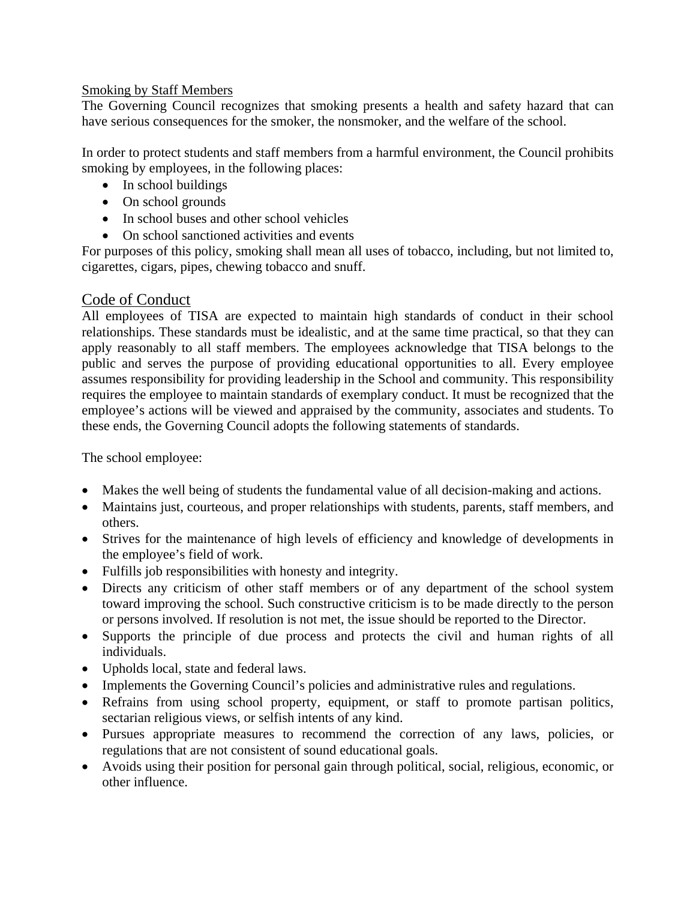Smoking by Staff Members

The Governing Council recognizes that smoking presents a health and safety hazard that can have serious consequences for the smoker, the nonsmoker, and the welfare of the school.

In order to protect students and staff members from a harmful environment, the Council prohibits smoking by employees, in the following places:

- In school buildings
- On school grounds
- In school buses and other school vehicles
- On school sanctioned activities and events

For purposes of this policy, smoking shall mean all uses of tobacco, including, but not limited to, cigarettes, cigars, pipes, chewing tobacco and snuff.

## Code of Conduct

All employees of TISA are expected to maintain high standards of conduct in their school relationships. These standards must be idealistic, and at the same time practical, so that they can apply reasonably to all staff members. The employees acknowledge that TISA belongs to the public and serves the purpose of providing educational opportunities to all. Every employee assumes responsibility for providing leadership in the School and community. This responsibility requires the employee to maintain standards of exemplary conduct. It must be recognized that the employee's actions will be viewed and appraised by the community, associates and students. To these ends, the Governing Council adopts the following statements of standards.

The school employee:

- Makes the well being of students the fundamental value of all decision-making and actions.
- Maintains just, courteous, and proper relationships with students, parents, staff members, and others.
- Strives for the maintenance of high levels of efficiency and knowledge of developments in the employee's field of work.
- Fulfills job responsibilities with honesty and integrity.
- Directs any criticism of other staff members or of any department of the school system toward improving the school. Such constructive criticism is to be made directly to the person or persons involved. If resolution is not met, the issue should be reported to the Director.
- Supports the principle of due process and protects the civil and human rights of all individuals.
- Upholds local, state and federal laws.
- Implements the Governing Council's policies and administrative rules and regulations.
- Refrains from using school property, equipment, or staff to promote partisan politics, sectarian religious views, or selfish intents of any kind.
- Pursues appropriate measures to recommend the correction of any laws, policies, or regulations that are not consistent of sound educational goals.
- Avoids using their position for personal gain through political, social, religious, economic, or other influence.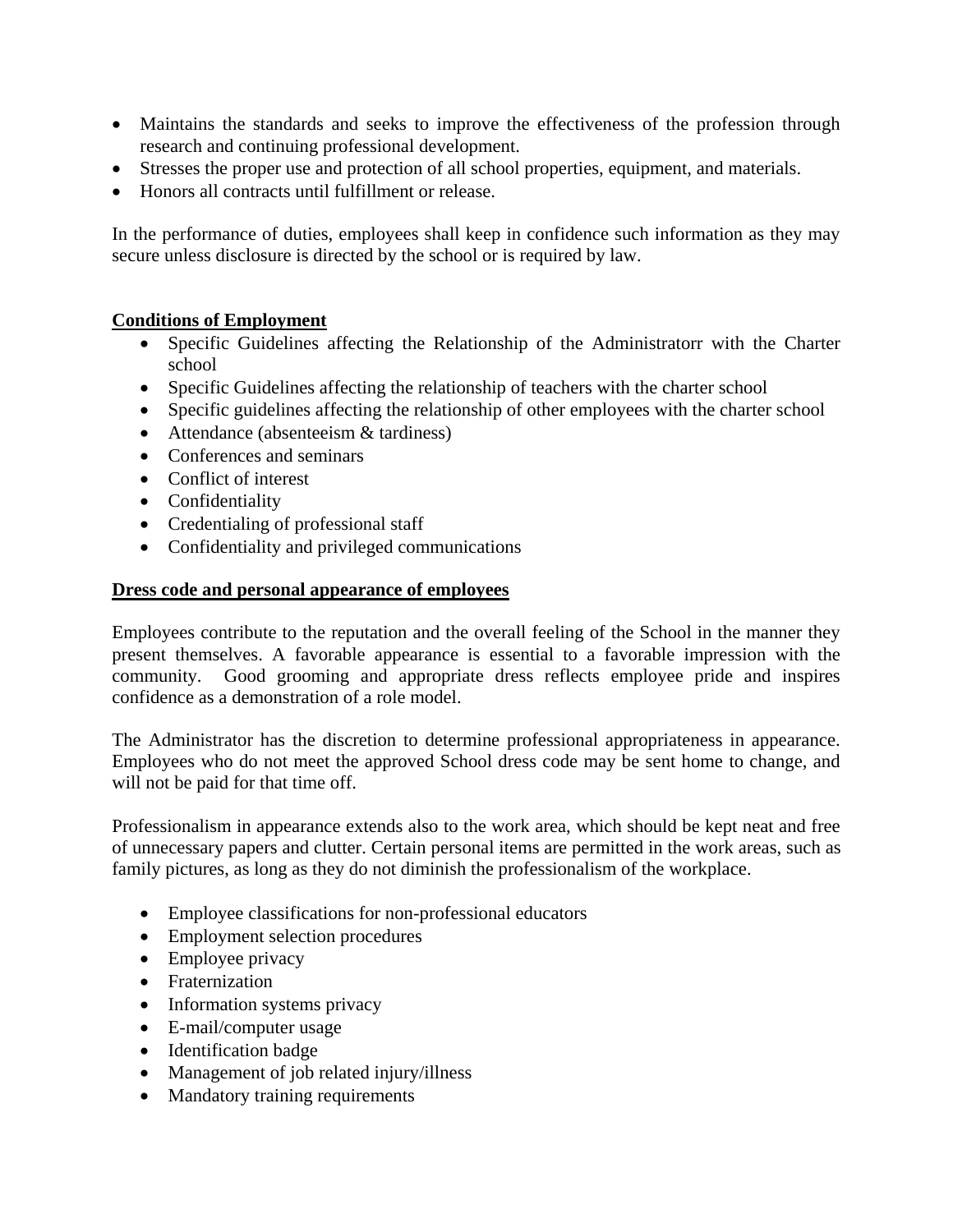- Maintains the standards and seeks to improve the effectiveness of the profession through research and continuing professional development.
- Stresses the proper use and protection of all school properties, equipment, and materials.
- Honors all contracts until fulfillment or release.

In the performance of duties, employees shall keep in confidence such information as they may secure unless disclosure is directed by the school or is required by law.

**Conditions of Employment**

- Specific Guidelines affecting the Relationship of the Administratorr with the Charter school
- Specific Guidelines affecting the relationship of teachers with the charter school
- Specific guidelines affecting the relationship of other employees with the charter school
- Attendance (absenteeism & tardiness)
- Conferences and seminars
- Conflict of interest
- Confidentiality
- Credentialing of professional staff
- Confidentiality and privileged communications

**Dress code and personal appearance of employees**

Employees contribute to the reputation and the overall feeling of the School in the manner they present themselves. A favorable appearance is essential to a favorable impression with the community. Good grooming and appropriate dress reflects employee pride and inspires confidence as a demonstration of a role model.

The Administrator has the discretion to determine professional appropriateness in appearance. Employees who do not meet the approved School dress code may be sent home to change, and will not be paid for that time off.

Professionalism in appearance extends also to the work area, which should be kept neat and free of unnecessary papers and clutter. Certain personal items are permitted in the work areas, such as family pictures, as long as they do not diminish the professionalism of the workplace.

- Employee classifications for non-professional educators
- Employment selection procedures
- Employee privacy
- Fraternization
- Information systems privacy
- E-mail/computer usage
- Identification badge
- Management of job related injury/illness
- Mandatory training requirements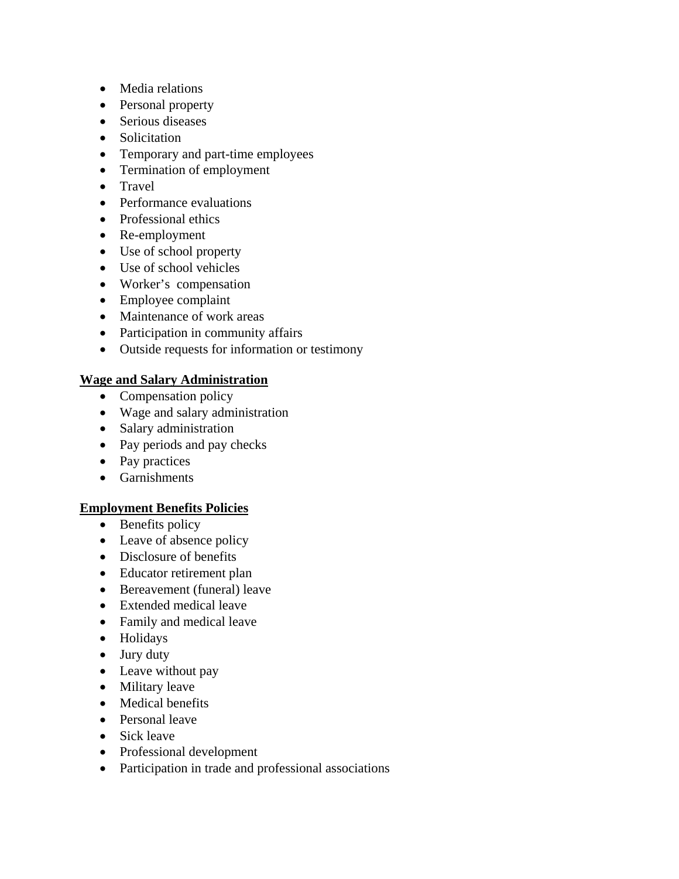- Media relations
- Personal property
- Serious diseases
- Solicitation
- Temporary and part-time employees
- Termination of employment
- Travel
- Performance evaluations
- Professional ethics
- Re-employment
- Use of school property
- Use of school vehicles
- Worker's compensation
- Employee complaint
- Maintenance of work areas
- Participation in community affairs
- Outside requests for information or testimony

**Wage and Salary Administration**

- Compensation policy
- Wage and salary administration
- Salary administration
- Pay periods and pay checks
- Pay practices
- Garnishments

**Employment Benefits Policies**

- Benefits policy
- Leave of absence policy
- Disclosure of benefits
- Educator retirement plan
- Bereavement (funeral) leave
- Extended medical leave
- Family and medical leave
- Holidays
- Jury duty
- Leave without pay
- Military leave
- Medical benefits
- Personal leave
- Sick leave
- Professional development
- Participation in trade and professional associations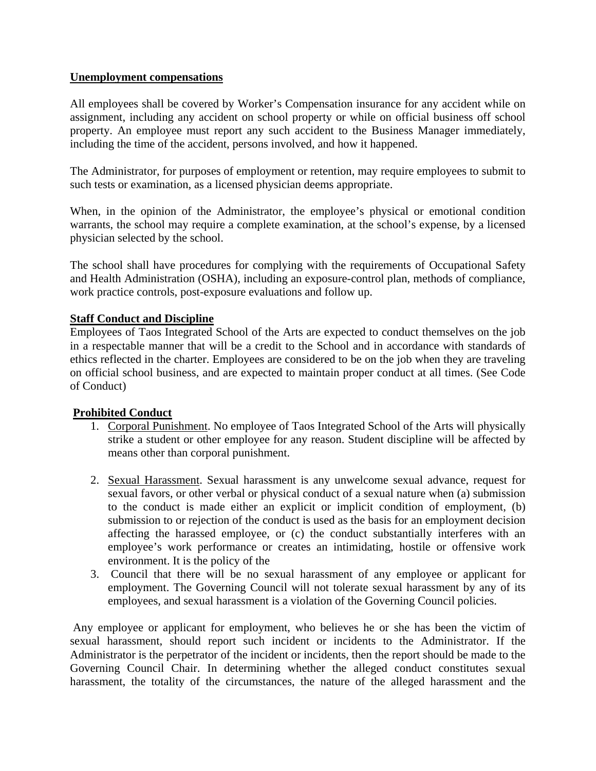**Unemployment compensations**

All employees shall be covered by Worker's Compensation insurance for any accident while on assignment, including any accident on school property or while on official business off school property. An employee must report any such accident to the Business Manager immediately, including the time of the accident, persons involved, and how it happened.

The Administrator, for purposes of employment or retention, may require employees to submit to such tests or examination, as a licensed physician deems appropriate.

When, in the opinion of the Administrator, the employee's physical or emotional condition warrants, the school may require a complete examination, at the school's expense, by a licensed physician selected by the school.

The school shall have procedures for complying with the requirements of Occupational Safety and Health Administration (OSHA), including an exposure-control plan, methods of compliance, work practice controls, post-exposure evaluations and follow up.

**Staff Conduct and Discipline**

Employees of Taos Integrated School of the Arts are expected to conduct themselves on the job in a respectable manner that will be a credit to the School and in accordance with standards of ethics reflected in the charter. Employees are considered to be on the job when they are traveling on official school business, and are expected to maintain proper conduct at all times. (See Code of Conduct)

**Prohibited Conduct**

1. Corporal Punishment. No employee of Taos Integrated School of the Arts will physically strike a student or other employee for any reason. Student discipline will be affected by means other than corporal punishment.

2. Sexual Harassment. Sexual harassment is any unwelcome sexual advance, request for sexual favors, or other verbal or physical conduct of a sexual nature when (a) submission to the conduct is made either an explicit or implicit condition of employment, (b) submission to or rejection of the conduct is used as the basis for an employment decision affecting the harassed employee, or (c) the conduct substantially interferes with an employee's work performance or creates an intimidating, hostile or offensive work environment. It is the policy of the
3. Council that there will be no sexual harassment of any employee or applicant for employment. The Governing Council will not tolerate sexual harassment by any of its employees, and sexual harassment is a violation of the Governing Council policies.

Any employee or applicant for employment, who believes he or she has been the victim of sexual harassment, should report such incident or incidents to the Administrator. If the Administrator is the perpetrator of the incident or incidents, then the report should be made to the Governing Council Chair. In determining whether the alleged conduct constitutes sexual harassment, the totality of the circumstances, the nature of the alleged harassment and the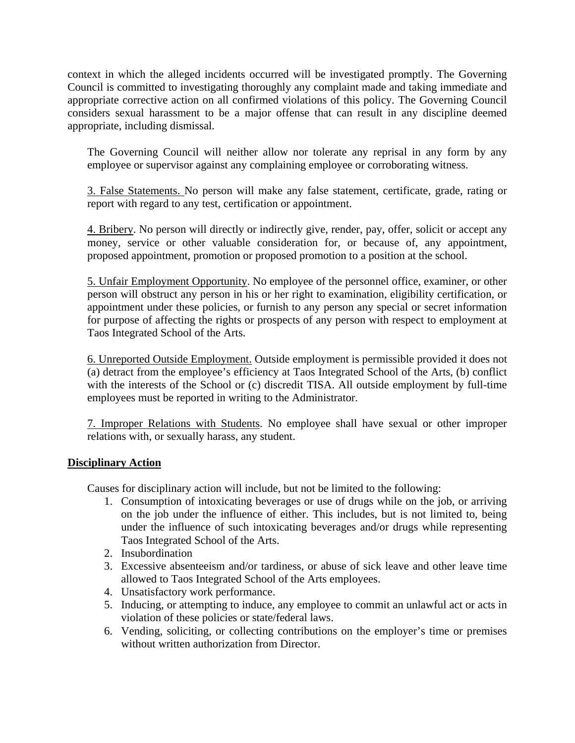context in which the alleged incidents occurred will be investigated promptly. The Governing Council is committed to investigating thoroughly any complaint made and taking immediate and appropriate corrective action on all confirmed violations of this policy. The Governing Council considers sexual harassment to be a major offense that can result in any discipline deemed appropriate, including dismissal.

The Governing Council will neither allow nor tolerate any reprisal in any form by any employee or supervisor against any complaining employee or corroborating witness.

3. False Statements. No person will make any false statement, certificate, grade, rating or report with regard to any test, certification or appointment.

4. Bribery. No person will directly or indirectly give, render, pay, offer, solicit or accept any money, service or other valuable consideration for, or because of, any appointment, proposed appointment, promotion or proposed promotion to a position at the school.

5. Unfair Employment Opportunity. No employee of the personnel office, examiner, or other person will obstruct any person in his or her right to examination, eligibility certification, or appointment under these policies, or furnish to any person any special or secret information for purpose of affecting the rights or prospects of any person with respect to employment at Taos Integrated School of the Arts.

6. Unreported Outside Employment. Outside employment is permissible provided it does not (a) detract from the employee's efficiency at Taos Integrated School of the Arts, (b) conflict with the interests of the School or (c) discredit TISA. All outside employment by full-time employees must be reported in writing to the Administrator.

7. Improper Relations with Students. No employee shall have sexual or other improper relations with, or sexually harass, any student.

**Disciplinary Action**

Causes for disciplinary action will include, but not be limited to the following:

1. Consumption of intoxicating beverages or use of drugs while on the job, or arriving on the job under the influence of either. This includes, but is not limited to, being under the influence of such intoxicating beverages and/or drugs while representing Taos Integrated School of the Arts.
2. Insubordination
3. Excessive absenteeism and/or tardiness, or abuse of sick leave and other leave time allowed to Taos Integrated School of the Arts employees.
4. Unsatisfactory work performance.
5. Inducing, or attempting to induce, any employee to commit an unlawful act or acts in violation of these policies or state/federal laws.
6. Vending, soliciting, or collecting contributions on the employer's time or premises without written authorization from Director.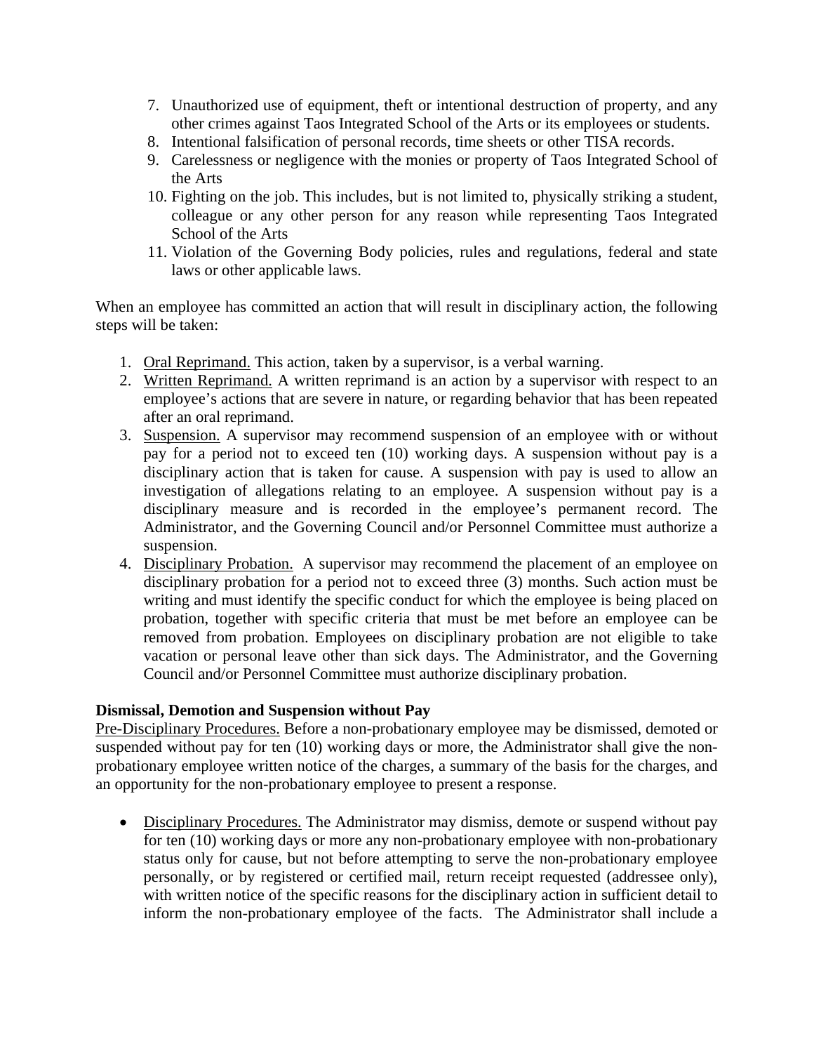7. Unauthorized use of equipment, theft or intentional destruction of property, and any other crimes against Taos Integrated School of the Arts or its employees or students.
8. Intentional falsification of personal records, time sheets or other TISA records.
9. Carelessness or negligence with the monies or property of Taos Integrated School of the Arts
10. Fighting on the job. This includes, but is not limited to, physically striking a student, colleague or any other person for any reason while representing Taos Integrated School of the Arts
11. Violation of the Governing Body policies, rules and regulations, federal and state laws or other applicable laws.

When an employee has committed an action that will result in disciplinary action, the following steps will be taken:

1. <u>Oral Reprimand.</u> This action, taken by a supervisor, is a verbal warning.
2. <u>Written Reprimand.</u> A written reprimand is an action by a supervisor with respect to an employee's actions that are severe in nature, or regarding behavior that has been repeated after an oral reprimand.
3. <u>Suspension.</u> A supervisor may recommend suspension of an employee with or without pay for a period not to exceed ten (10) working days. A suspension without pay is a disciplinary action that is taken for cause. A suspension with pay is used to allow an investigation of allegations relating to an employee. A suspension without pay is a disciplinary measure and is recorded in the employee's permanent record. The Administrator, and the Governing Council and/or Personnel Committee must authorize a suspension.
4. <u>Disciplinary Probation.</u> A supervisor may recommend the placement of an employee on disciplinary probation for a period not to exceed three (3) months. Such action must be writing and must identify the specific conduct for which the employee is being placed on probation, together with specific criteria that must be met before an employee can be removed from probation. Employees on disciplinary probation are not eligible to take vacation or personal leave other than sick days. The Administrator, and the Governing Council and/or Personnel Committee must authorize disciplinary probation.

**Dismissal, Demotion and Suspension without Pay**

<u>Pre-Disciplinary Procedures.</u> Before a non-probationary employee may be dismissed, demoted or suspended without pay for ten (10) working days or more, the Administrator shall give the non-probationary employee written notice of the charges, a summary of the basis for the charges, and an opportunity for the non-probationary employee to present a response.

- <u>Disciplinary Procedures.</u> The Administrator may dismiss, demote or suspend without pay for ten (10) working days or more any non-probationary employee with non-probationary status only for cause, but not before attempting to serve the non-probationary employee personally, or by registered or certified mail, return receipt requested (addressee only), with written notice of the specific reasons for the disciplinary action in sufficient detail to inform the non-probationary employee of the facts. The Administrator shall include a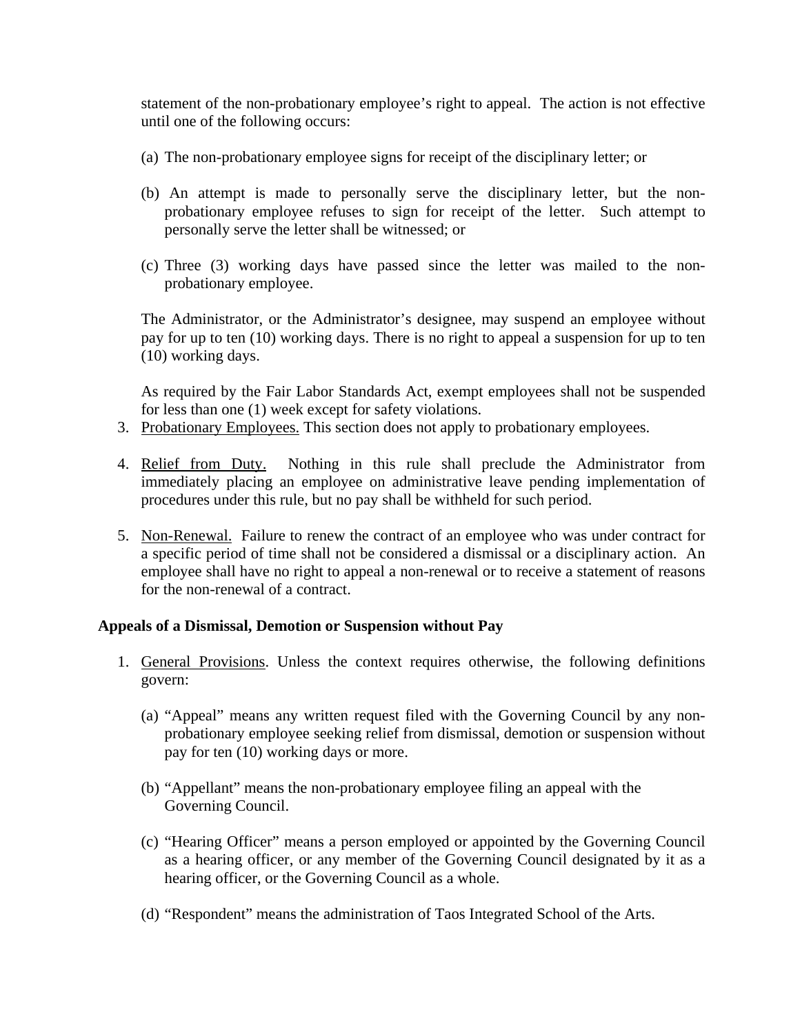statement of the non-probationary employee's right to appeal. The action is not effective until one of the following occurs:

(a) The non-probationary employee signs for receipt of the disciplinary letter; or

(b) An attempt is made to personally serve the disciplinary letter, but the non-probationary employee refuses to sign for receipt of the letter. Such attempt to personally serve the letter shall be witnessed; or

(c) Three (3) working days have passed since the letter was mailed to the non-probationary employee.

The Administrator, or the Administrator's designee, may suspend an employee without pay for up to ten (10) working days. There is no right to appeal a suspension for up to ten (10) working days.

As required by the Fair Labor Standards Act, exempt employees shall not be suspended for less than one (1) week except for safety violations.

3. Probationary Employees. This section does not apply to probationary employees.

4. Relief from Duty. Nothing in this rule shall preclude the Administrator from immediately placing an employee on administrative leave pending implementation of procedures under this rule, but no pay shall be withheld for such period.

5. Non-Renewal. Failure to renew the contract of an employee who was under contract for a specific period of time shall not be considered a dismissal or a disciplinary action. An employee shall have no right to appeal a non-renewal or to receive a statement of reasons for the non-renewal of a contract.

**Appeals of a Dismissal, Demotion or Suspension without Pay**

1. General Provisions. Unless the context requires otherwise, the following definitions govern:

   (a) "Appeal" means any written request filed with the Governing Council by any non-probationary employee seeking relief from dismissal, demotion or suspension without pay for ten (10) working days or more.

   (b) "Appellant" means the non-probationary employee filing an appeal with the Governing Council.

   (c) "Hearing Officer" means a person employed or appointed by the Governing Council as a hearing officer, or any member of the Governing Council designated by it as a hearing officer, or the Governing Council as a whole.

   (d) "Respondent" means the administration of Taos Integrated School of the Arts.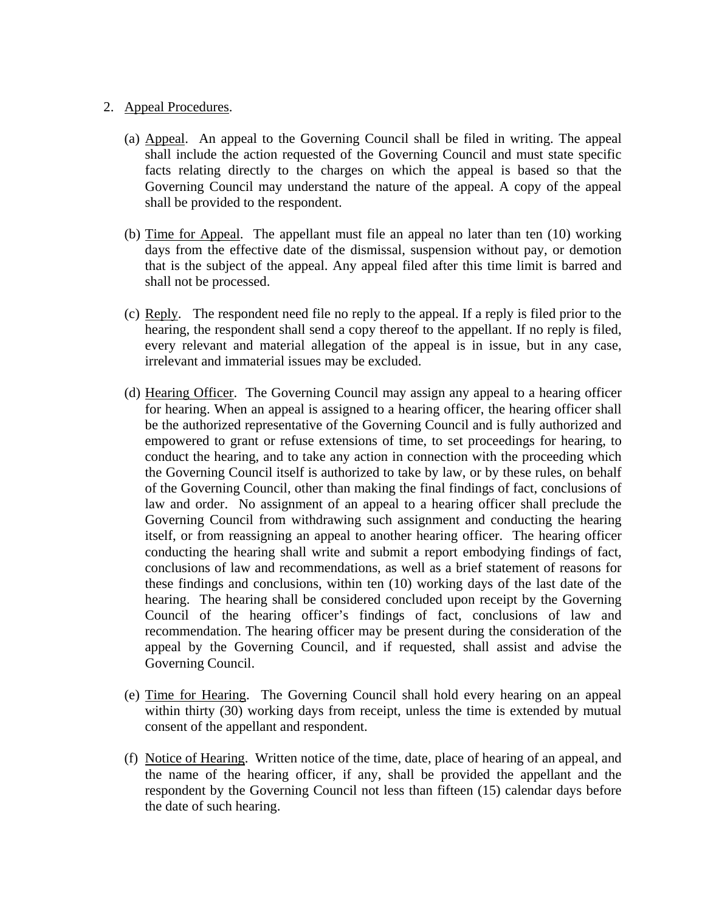2. Appeal Procedures.

    (a) Appeal. An appeal to the Governing Council shall be filed in writing. The appeal shall include the action requested of the Governing Council and must state specific facts relating directly to the charges on which the appeal is based so that the Governing Council may understand the nature of the appeal. A copy of the appeal shall be provided to the respondent.

    (b) Time for Appeal. The appellant must file an appeal no later than ten (10) working days from the effective date of the dismissal, suspension without pay, or demotion that is the subject of the appeal. Any appeal filed after this time limit is barred and shall not be processed.

    (c) Reply. The respondent need file no reply to the appeal. If a reply is filed prior to the hearing, the respondent shall send a copy thereof to the appellant. If no reply is filed, every relevant and material allegation of the appeal is in issue, but in any case, irrelevant and immaterial issues may be excluded.

    (d) Hearing Officer. The Governing Council may assign any appeal to a hearing officer for hearing. When an appeal is assigned to a hearing officer, the hearing officer shall be the authorized representative of the Governing Council and is fully authorized and empowered to grant or refuse extensions of time, to set proceedings for hearing, to conduct the hearing, and to take any action in connection with the proceeding which the Governing Council itself is authorized to take by law, or by these rules, on behalf of the Governing Council, other than making the final findings of fact, conclusions of law and order. No assignment of an appeal to a hearing officer shall preclude the Governing Council from withdrawing such assignment and conducting the hearing itself, or from reassigning an appeal to another hearing officer. The hearing officer conducting the hearing shall write and submit a report embodying findings of fact, conclusions of law and recommendations, as well as a brief statement of reasons for these findings and conclusions, within ten (10) working days of the last date of the hearing. The hearing shall be considered concluded upon receipt by the Governing Council of the hearing officer's findings of fact, conclusions of law and recommendation. The hearing officer may be present during the consideration of the appeal by the Governing Council, and if requested, shall assist and advise the Governing Council.

    (e) Time for Hearing. The Governing Council shall hold every hearing on an appeal within thirty (30) working days from receipt, unless the time is extended by mutual consent of the appellant and respondent.

    (f) Notice of Hearing. Written notice of the time, date, place of hearing of an appeal, and the name of the hearing officer, if any, shall be provided the appellant and the respondent by the Governing Council not less than fifteen (15) calendar days before the date of such hearing.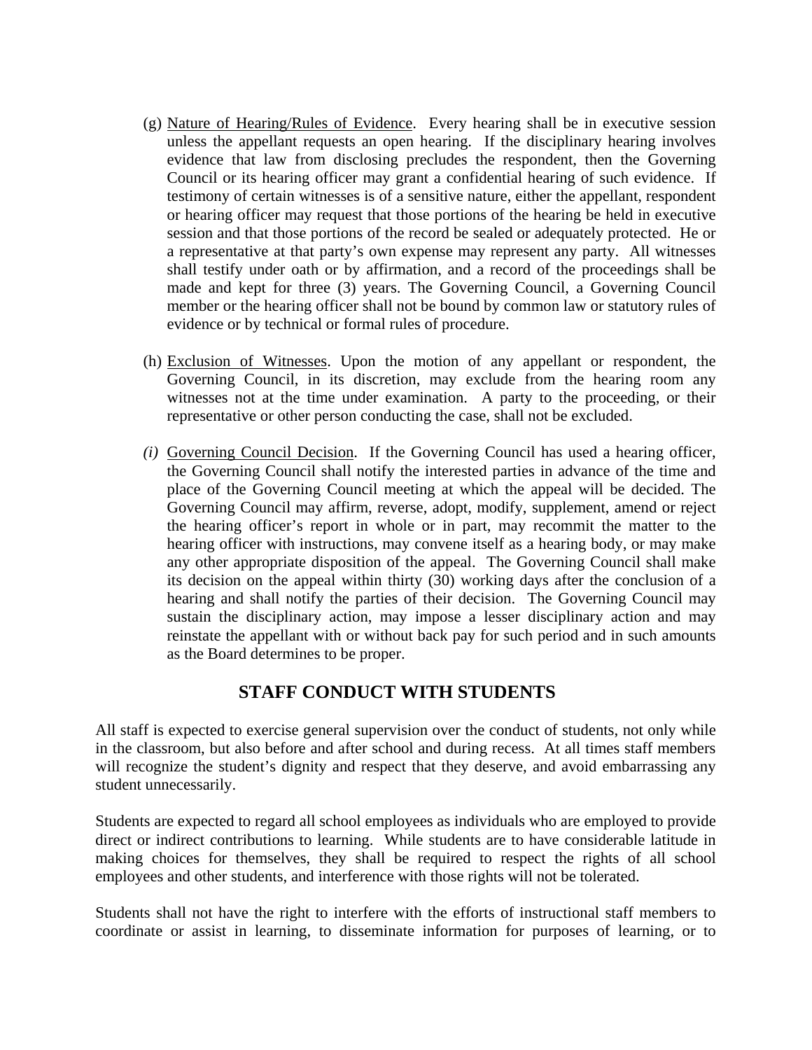(g) Nature of Hearing/Rules of Evidence. Every hearing shall be in executive session unless the appellant requests an open hearing. If the disciplinary hearing involves evidence that law from disclosing precludes the respondent, then the Governing Council or its hearing officer may grant a confidential hearing of such evidence. If testimony of certain witnesses is of a sensitive nature, either the appellant, respondent or hearing officer may request that those portions of the hearing be held in executive session and that those portions of the record be sealed or adequately protected. He or a representative at that party's own expense may represent any party. All witnesses shall testify under oath or by affirmation, and a record of the proceedings shall be made and kept for three (3) years. The Governing Council, a Governing Council member or the hearing officer shall not be bound by common law or statutory rules of evidence or by technical or formal rules of procedure.

(h) Exclusion of Witnesses. Upon the motion of any appellant or respondent, the Governing Council, in its discretion, may exclude from the hearing room any witnesses not at the time under examination. A party to the proceeding, or their representative or other person conducting the case, shall not be excluded.

*(i)* Governing Council Decision. If the Governing Council has used a hearing officer, the Governing Council shall notify the interested parties in advance of the time and place of the Governing Council meeting at which the appeal will be decided. The Governing Council may affirm, reverse, adopt, modify, supplement, amend or reject the hearing officer's report in whole or in part, may recommit the matter to the hearing officer with instructions, may convene itself as a hearing body, or may make any other appropriate disposition of the appeal. The Governing Council shall make its decision on the appeal within thirty (30) working days after the conclusion of a hearing and shall notify the parties of their decision. The Governing Council may sustain the disciplinary action, may impose a lesser disciplinary action and may reinstate the appellant with or without back pay for such period and in such amounts as the Board determines to be proper.

## STAFF CONDUCT WITH STUDENTS

All staff is expected to exercise general supervision over the conduct of students, not only while in the classroom, but also before and after school and during recess. At all times staff members will recognize the student's dignity and respect that they deserve, and avoid embarrassing any student unnecessarily.

Students are expected to regard all school employees as individuals who are employed to provide direct or indirect contributions to learning. While students are to have considerable latitude in making choices for themselves, they shall be required to respect the rights of all school employees and other students, and interference with those rights will not be tolerated.

Students shall not have the right to interfere with the efforts of instructional staff members to coordinate or assist in learning, to disseminate information for purposes of learning, or to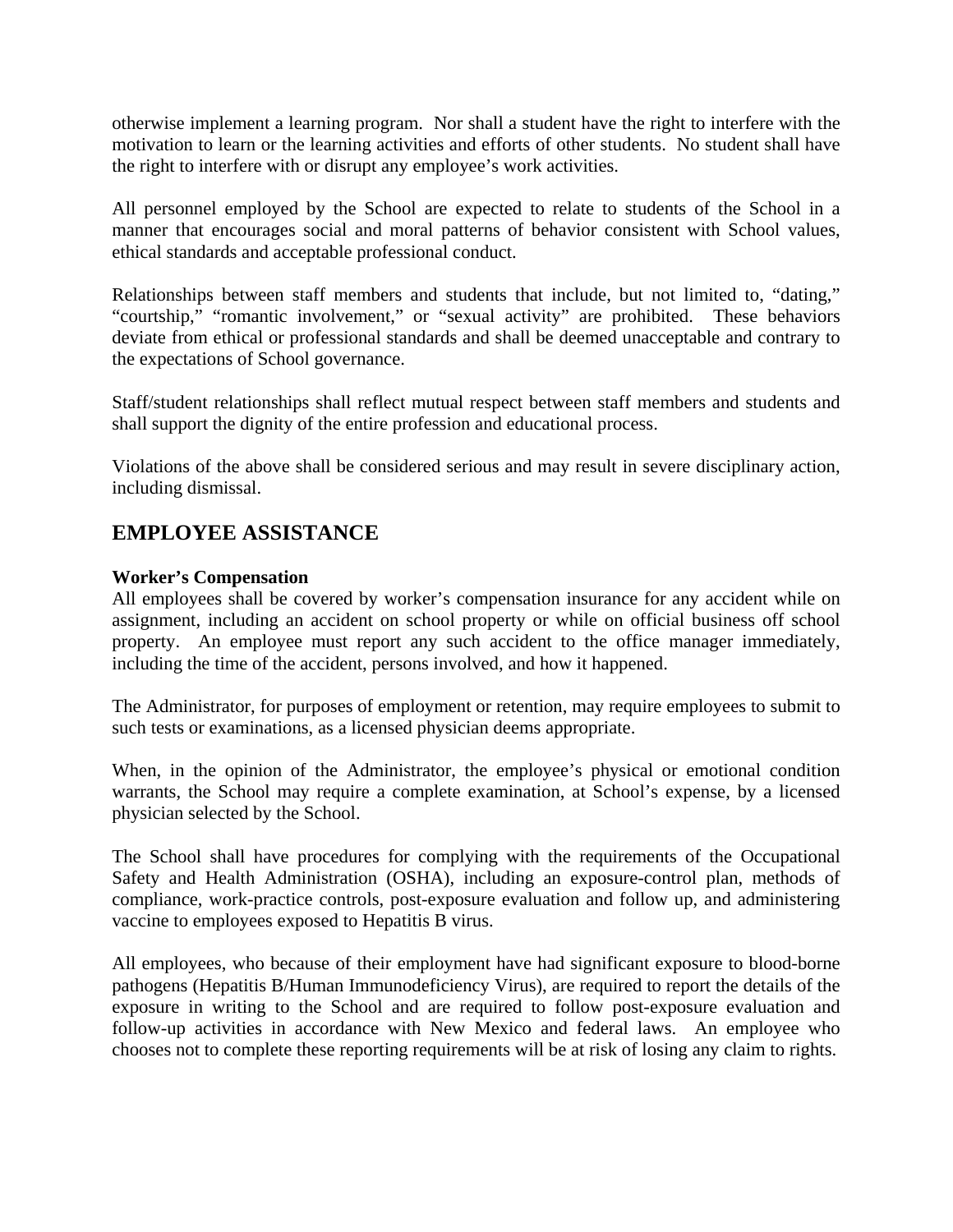otherwise implement a learning program. Nor shall a student have the right to interfere with the motivation to learn or the learning activities and efforts of other students. No student shall have the right to interfere with or disrupt any employee's work activities.

All personnel employed by the School are expected to relate to students of the School in a manner that encourages social and moral patterns of behavior consistent with School values, ethical standards and acceptable professional conduct.

Relationships between staff members and students that include, but not limited to, "dating," "courtship," "romantic involvement," or "sexual activity" are prohibited. These behaviors deviate from ethical or professional standards and shall be deemed unacceptable and contrary to the expectations of School governance.

Staff/student relationships shall reflect mutual respect between staff members and students and shall support the dignity of the entire profession and educational process.

Violations of the above shall be considered serious and may result in severe disciplinary action, including dismissal.

## EMPLOYEE ASSISTANCE

**Worker's Compensation**

All employees shall be covered by worker's compensation insurance for any accident while on assignment, including an accident on school property or while on official business off school property. An employee must report any such accident to the office manager immediately, including the time of the accident, persons involved, and how it happened.

The Administrator, for purposes of employment or retention, may require employees to submit to such tests or examinations, as a licensed physician deems appropriate.

When, in the opinion of the Administrator, the employee's physical or emotional condition warrants, the School may require a complete examination, at School's expense, by a licensed physician selected by the School.

The School shall have procedures for complying with the requirements of the Occupational Safety and Health Administration (OSHA), including an exposure-control plan, methods of compliance, work-practice controls, post-exposure evaluation and follow up, and administering vaccine to employees exposed to Hepatitis B virus.

All employees, who because of their employment have had significant exposure to blood-borne pathogens (Hepatitis B/Human Immunodeficiency Virus), are required to report the details of the exposure in writing to the School and are required to follow post-exposure evaluation and follow-up activities in accordance with New Mexico and federal laws. An employee who chooses not to complete these reporting requirements will be at risk of losing any claim to rights.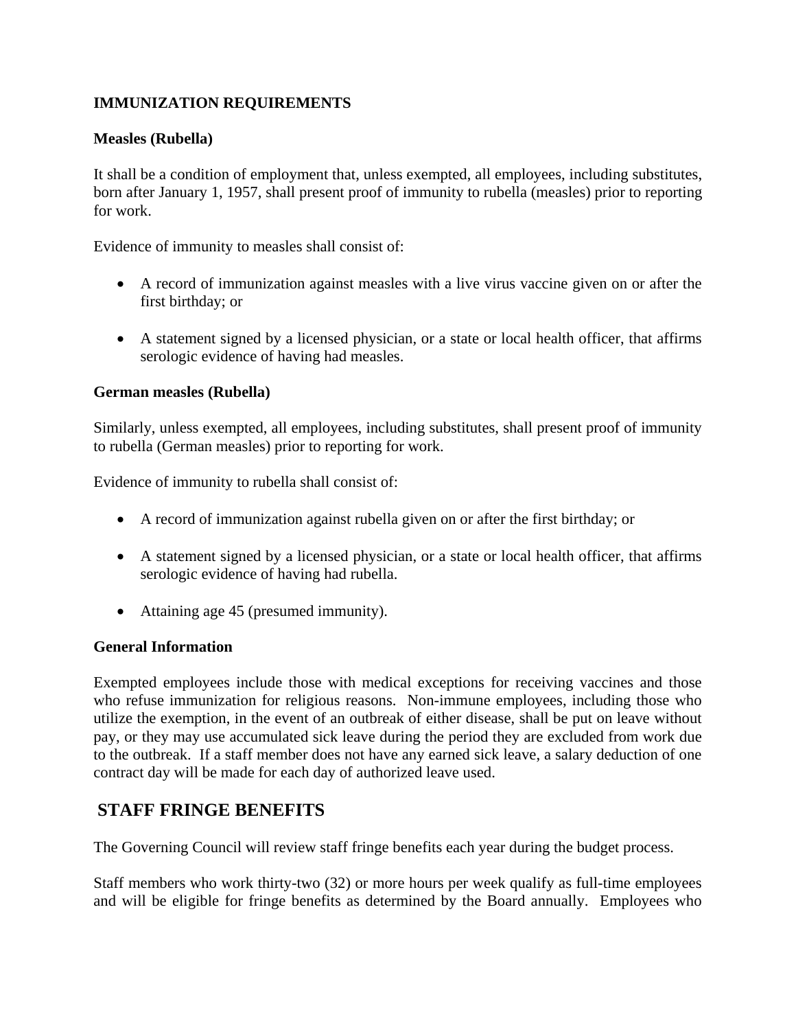**IMMUNIZATION REQUIREMENTS**

**Measles (Rubella)**

It shall be a condition of employment that, unless exempted, all employees, including substitutes, born after January 1, 1957, shall present proof of immunity to rubella (measles) prior to reporting for work.

Evidence of immunity to measles shall consist of:

- A record of immunization against measles with a live virus vaccine given on or after the first birthday; or

- A statement signed by a licensed physician, or a state or local health officer, that affirms serologic evidence of having had measles.

**German measles (Rubella)**

Similarly, unless exempted, all employees, including substitutes, shall present proof of immunity to rubella (German measles) prior to reporting for work.

Evidence of immunity to rubella shall consist of:

- A record of immunization against rubella given on or after the first birthday; or

- A statement signed by a licensed physician, or a state or local health officer, that affirms serologic evidence of having had rubella.

- Attaining age 45 (presumed immunity).

**General Information**

Exempted employees include those with medical exceptions for receiving vaccines and those who refuse immunization for religious reasons. Non-immune employees, including those who utilize the exemption, in the event of an outbreak of either disease, shall be put on leave without pay, or they may use accumulated sick leave during the period they are excluded from work due to the outbreak. If a staff member does not have any earned sick leave, a salary deduction of one contract day will be made for each day of authorized leave used.

## STAFF FRINGE BENEFITS

The Governing Council will review staff fringe benefits each year during the budget process.

Staff members who work thirty-two (32) or more hours per week qualify as full-time employees and will be eligible for fringe benefits as determined by the Board annually. Employees who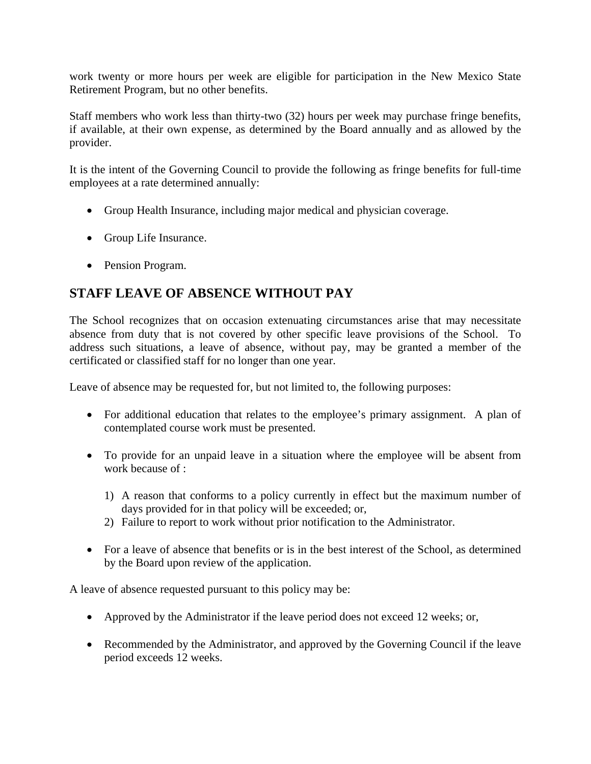work twenty or more hours per week are eligible for participation in the New Mexico State Retirement Program, but no other benefits.

Staff members who work less than thirty-two (32) hours per week may purchase fringe benefits, if available, at their own expense, as determined by the Board annually and as allowed by the provider.

It is the intent of the Governing Council to provide the following as fringe benefits for full-time employees at a rate determined annually:

- Group Health Insurance, including major medical and physician coverage.
- Group Life Insurance.
- Pension Program.

## STAFF LEAVE OF ABSENCE WITHOUT PAY

The School recognizes that on occasion extenuating circumstances arise that may necessitate absence from duty that is not covered by other specific leave provisions of the School. To address such situations, a leave of absence, without pay, may be granted a member of the certificated or classified staff for no longer than one year.

Leave of absence may be requested for, but not limited to, the following purposes:

- For additional education that relates to the employee's primary assignment. A plan of contemplated course work must be presented.
- To provide for an unpaid leave in a situation where the employee will be absent from work because of :

  1) A reason that conforms to a policy currently in effect but the maximum number of days provided for in that policy will be exceeded; or,
  2) Failure to report to work without prior notification to the Administrator.

- For a leave of absence that benefits or is in the best interest of the School, as determined by the Board upon review of the application.

A leave of absence requested pursuant to this policy may be:

- Approved by the Administrator if the leave period does not exceed 12 weeks; or,
- Recommended by the Administrator, and approved by the Governing Council if the leave period exceeds 12 weeks.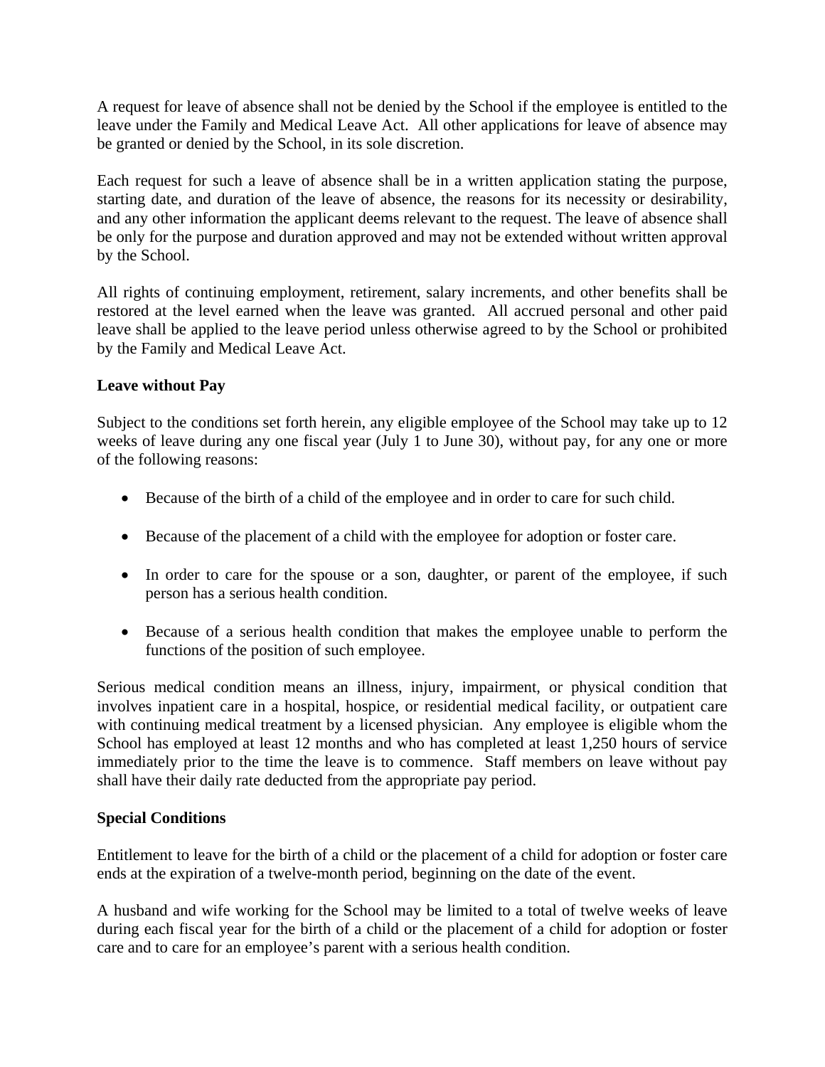A request for leave of absence shall not be denied by the School if the employee is entitled to the leave under the Family and Medical Leave Act. All other applications for leave of absence may be granted or denied by the School, in its sole discretion.

Each request for such a leave of absence shall be in a written application stating the purpose, starting date, and duration of the leave of absence, the reasons for its necessity or desirability, and any other information the applicant deems relevant to the request. The leave of absence shall be only for the purpose and duration approved and may not be extended without written approval by the School.

All rights of continuing employment, retirement, salary increments, and other benefits shall be restored at the level earned when the leave was granted. All accrued personal and other paid leave shall be applied to the leave period unless otherwise agreed to by the School or prohibited by the Family and Medical Leave Act.

**Leave without Pay**

Subject to the conditions set forth herein, any eligible employee of the School may take up to 12 weeks of leave during any one fiscal year (July 1 to June 30), without pay, for any one or more of the following reasons:

- Because of the birth of a child of the employee and in order to care for such child.
- Because of the placement of a child with the employee for adoption or foster care.
- In order to care for the spouse or a son, daughter, or parent of the employee, if such person has a serious health condition.
- Because of a serious health condition that makes the employee unable to perform the functions of the position of such employee.

Serious medical condition means an illness, injury, impairment, or physical condition that involves inpatient care in a hospital, hospice, or residential medical facility, or outpatient care with continuing medical treatment by a licensed physician. Any employee is eligible whom the School has employed at least 12 months and who has completed at least 1,250 hours of service immediately prior to the time the leave is to commence. Staff members on leave without pay shall have their daily rate deducted from the appropriate pay period.

**Special Conditions**

Entitlement to leave for the birth of a child or the placement of a child for adoption or foster care ends at the expiration of a twelve-month period, beginning on the date of the event.

A husband and wife working for the School may be limited to a total of twelve weeks of leave during each fiscal year for the birth of a child or the placement of a child for adoption or foster care and to care for an employee's parent with a serious health condition.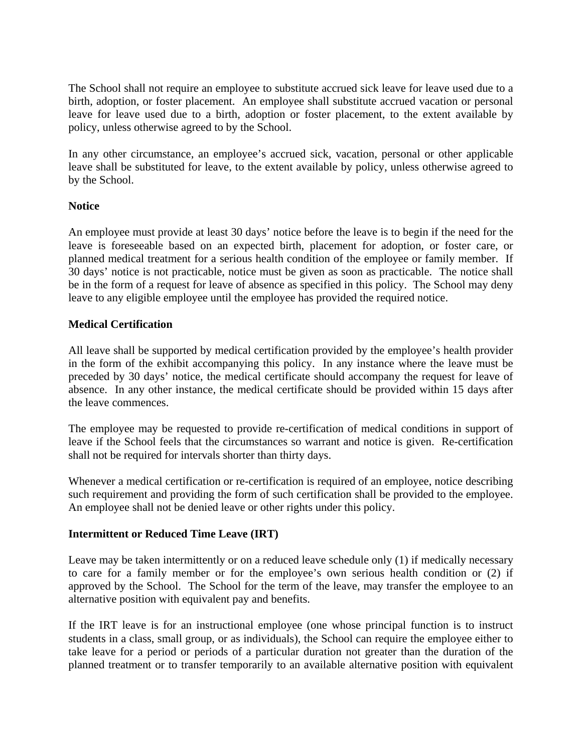The School shall not require an employee to substitute accrued sick leave for leave used due to a birth, adoption, or foster placement. An employee shall substitute accrued vacation or personal leave for leave used due to a birth, adoption or foster placement, to the extent available by policy, unless otherwise agreed to by the School.

In any other circumstance, an employee's accrued sick, vacation, personal or other applicable leave shall be substituted for leave, to the extent available by policy, unless otherwise agreed to by the School.

**Notice**

An employee must provide at least 30 days' notice before the leave is to begin if the need for the leave is foreseeable based on an expected birth, placement for adoption, or foster care, or planned medical treatment for a serious health condition of the employee or family member. If 30 days' notice is not practicable, notice must be given as soon as practicable. The notice shall be in the form of a request for leave of absence as specified in this policy. The School may deny leave to any eligible employee until the employee has provided the required notice.

**Medical Certification**

All leave shall be supported by medical certification provided by the employee's health provider in the form of the exhibit accompanying this policy. In any instance where the leave must be preceded by 30 days' notice, the medical certificate should accompany the request for leave of absence. In any other instance, the medical certificate should be provided within 15 days after the leave commences.

The employee may be requested to provide re-certification of medical conditions in support of leave if the School feels that the circumstances so warrant and notice is given. Re-certification shall not be required for intervals shorter than thirty days.

Whenever a medical certification or re-certification is required of an employee, notice describing such requirement and providing the form of such certification shall be provided to the employee. An employee shall not be denied leave or other rights under this policy.

**Intermittent or Reduced Time Leave (IRT)**

Leave may be taken intermittently or on a reduced leave schedule only (1) if medically necessary to care for a family member or for the employee's own serious health condition or (2) if approved by the School. The School for the term of the leave, may transfer the employee to an alternative position with equivalent pay and benefits.

If the IRT leave is for an instructional employee (one whose principal function is to instruct students in a class, small group, or as individuals), the School can require the employee either to take leave for a period or periods of a particular duration not greater than the duration of the planned treatment or to transfer temporarily to an available alternative position with equivalent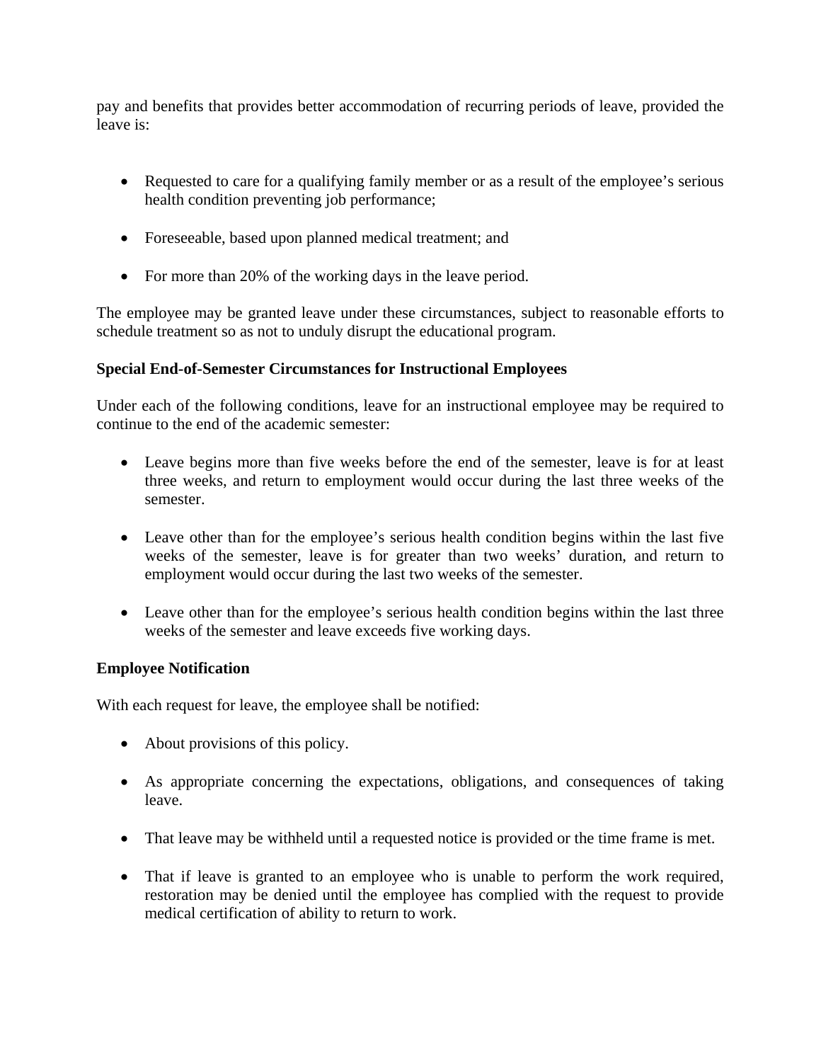pay and benefits that provides better accommodation of recurring periods of leave, provided the leave is:

- Requested to care for a qualifying family member or as a result of the employee's serious health condition preventing job performance;
- Foreseeable, based upon planned medical treatment; and
- For more than 20% of the working days in the leave period.

The employee may be granted leave under these circumstances, subject to reasonable efforts to schedule treatment so as not to unduly disrupt the educational program.

**Special End-of-Semester Circumstances for Instructional Employees**

Under each of the following conditions, leave for an instructional employee may be required to continue to the end of the academic semester:

- Leave begins more than five weeks before the end of the semester, leave is for at least three weeks, and return to employment would occur during the last three weeks of the semester.
- Leave other than for the employee's serious health condition begins within the last five weeks of the semester, leave is for greater than two weeks' duration, and return to employment would occur during the last two weeks of the semester.
- Leave other than for the employee's serious health condition begins within the last three weeks of the semester and leave exceeds five working days.

**Employee Notification**

With each request for leave, the employee shall be notified:

- About provisions of this policy.
- As appropriate concerning the expectations, obligations, and consequences of taking leave.
- That leave may be withheld until a requested notice is provided or the time frame is met.
- That if leave is granted to an employee who is unable to perform the work required, restoration may be denied until the employee has complied with the request to provide medical certification of ability to return to work.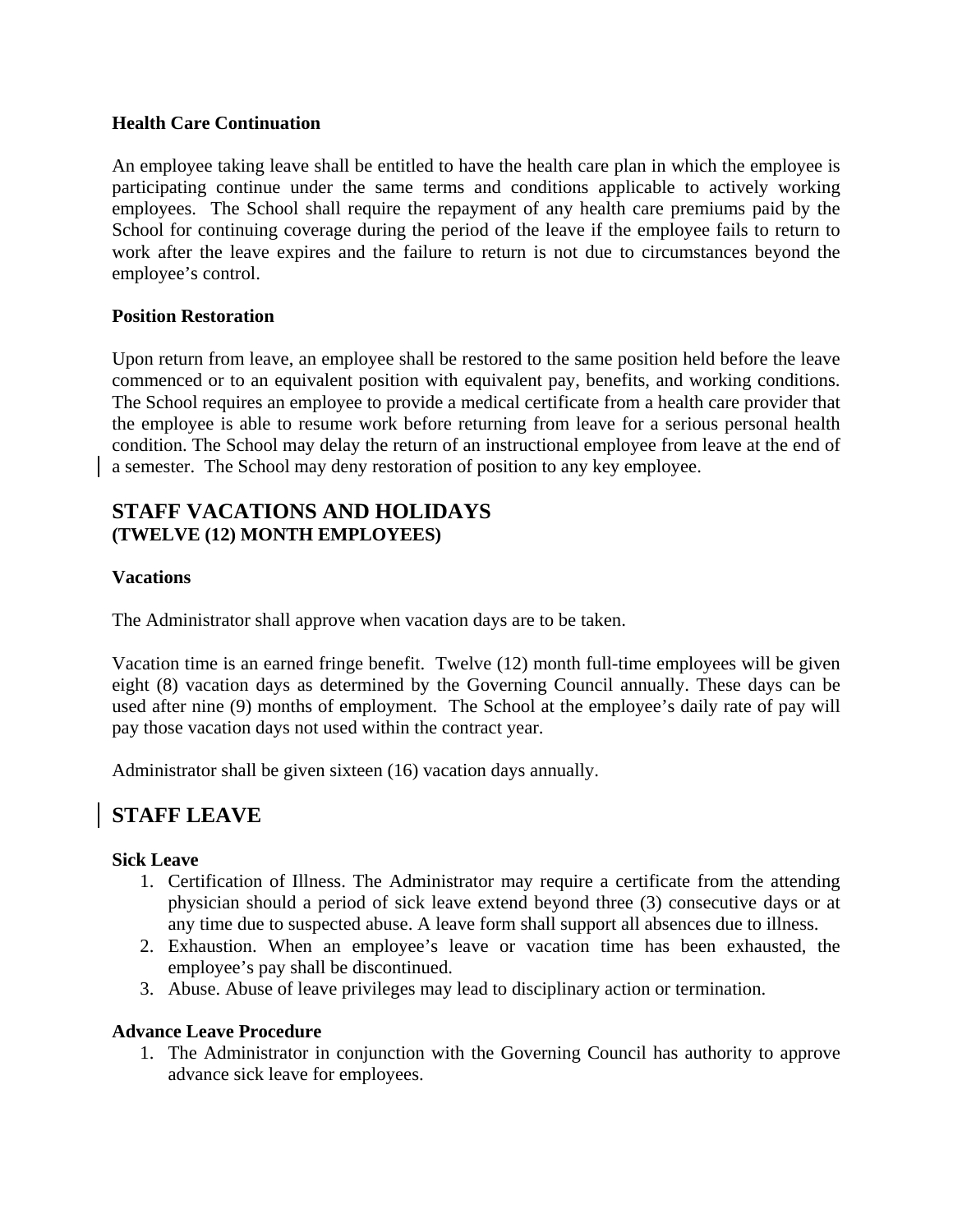#### Health Care Continuation

An employee taking leave shall be entitled to have the health care plan in which the employee is participating continue under the same terms and conditions applicable to actively working employees. The School shall require the repayment of any health care premiums paid by the School for continuing coverage during the period of the leave if the employee fails to return to work after the leave expires and the failure to return is not due to circumstances beyond the employee's control.

#### Position Restoration

Upon return from leave, an employee shall be restored to the same position held before the leave commenced or to an equivalent position with equivalent pay, benefits, and working conditions. The School requires an employee to provide a medical certificate from a health care provider that the employee is able to resume work before returning from leave for a serious personal health condition. The School may delay the return of an instructional employee from leave at the end of a semester. The School may deny restoration of position to any key employee.

## STAFF VACATIONS AND HOLIDAYS
### (TWELVE (12) MONTH EMPLOYEES)

#### Vacations

The Administrator shall approve when vacation days are to be taken.

Vacation time is an earned fringe benefit. Twelve (12) month full-time employees will be given eight (8) vacation days as determined by the Governing Council annually. These days can be used after nine (9) months of employment. The School at the employee's daily rate of pay will pay those vacation days not used within the contract year.

Administrator shall be given sixteen (16) vacation days annually.

## STAFF LEAVE

#### Sick Leave

1. Certification of Illness. The Administrator may require a certificate from the attending physician should a period of sick leave extend beyond three (3) consecutive days or at any time due to suspected abuse. A leave form shall support all absences due to illness.
2. Exhaustion. When an employee's leave or vacation time has been exhausted, the employee's pay shall be discontinued.
3. Abuse. Abuse of leave privileges may lead to disciplinary action or termination.

#### Advance Leave Procedure

1. The Administrator in conjunction with the Governing Council has authority to approve advance sick leave for employees.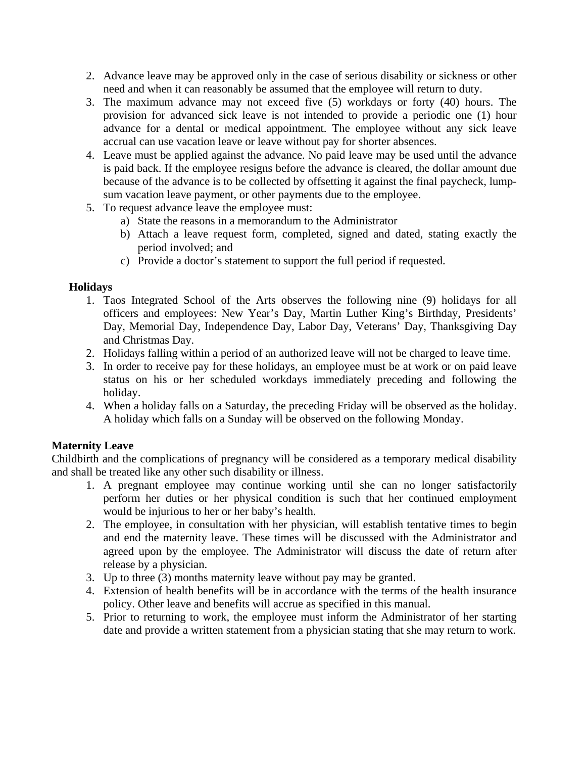2. Advance leave may be approved only in the case of serious disability or sickness or other need and when it can reasonably be assumed that the employee will return to duty.
3. The maximum advance may not exceed five (5) workdays or forty (40) hours. The provision for advanced sick leave is not intended to provide a periodic one (1) hour advance for a dental or medical appointment. The employee without any sick leave accrual can use vacation leave or leave without pay for shorter absences.
4. Leave must be applied against the advance. No paid leave may be used until the advance is paid back. If the employee resigns before the advance is cleared, the dollar amount due because of the advance is to be collected by offsetting it against the final paycheck, lump-sum vacation leave payment, or other payments due to the employee.
5. To request advance leave the employee must:
    a) State the reasons in a memorandum to the Administrator
    b) Attach a leave request form, completed, signed and dated, stating exactly the period involved; and
    c) Provide a doctor's statement to support the full period if requested.

**Holidays**

1. Taos Integrated School of the Arts observes the following nine (9) holidays for all officers and employees: New Year's Day, Martin Luther King's Birthday, Presidents' Day, Memorial Day, Independence Day, Labor Day, Veterans' Day, Thanksgiving Day and Christmas Day.
2. Holidays falling within a period of an authorized leave will not be charged to leave time.
3. In order to receive pay for these holidays, an employee must be at work or on paid leave status on his or her scheduled workdays immediately preceding and following the holiday.
4. When a holiday falls on a Saturday, the preceding Friday will be observed as the holiday. A holiday which falls on a Sunday will be observed on the following Monday.

**Maternity Leave**

Childbirth and the complications of pregnancy will be considered as a temporary medical disability and shall be treated like any other such disability or illness.

1. A pregnant employee may continue working until she can no longer satisfactorily perform her duties or her physical condition is such that her continued employment would be injurious to her or her baby's health.
2. The employee, in consultation with her physician, will establish tentative times to begin and end the maternity leave. These times will be discussed with the Administrator and agreed upon by the employee. The Administrator will discuss the date of return after release by a physician.
3. Up to three (3) months maternity leave without pay may be granted.
4. Extension of health benefits will be in accordance with the terms of the health insurance policy. Other leave and benefits will accrue as specified in this manual.
5. Prior to returning to work, the employee must inform the Administrator of her starting date and provide a written statement from a physician stating that she may return to work.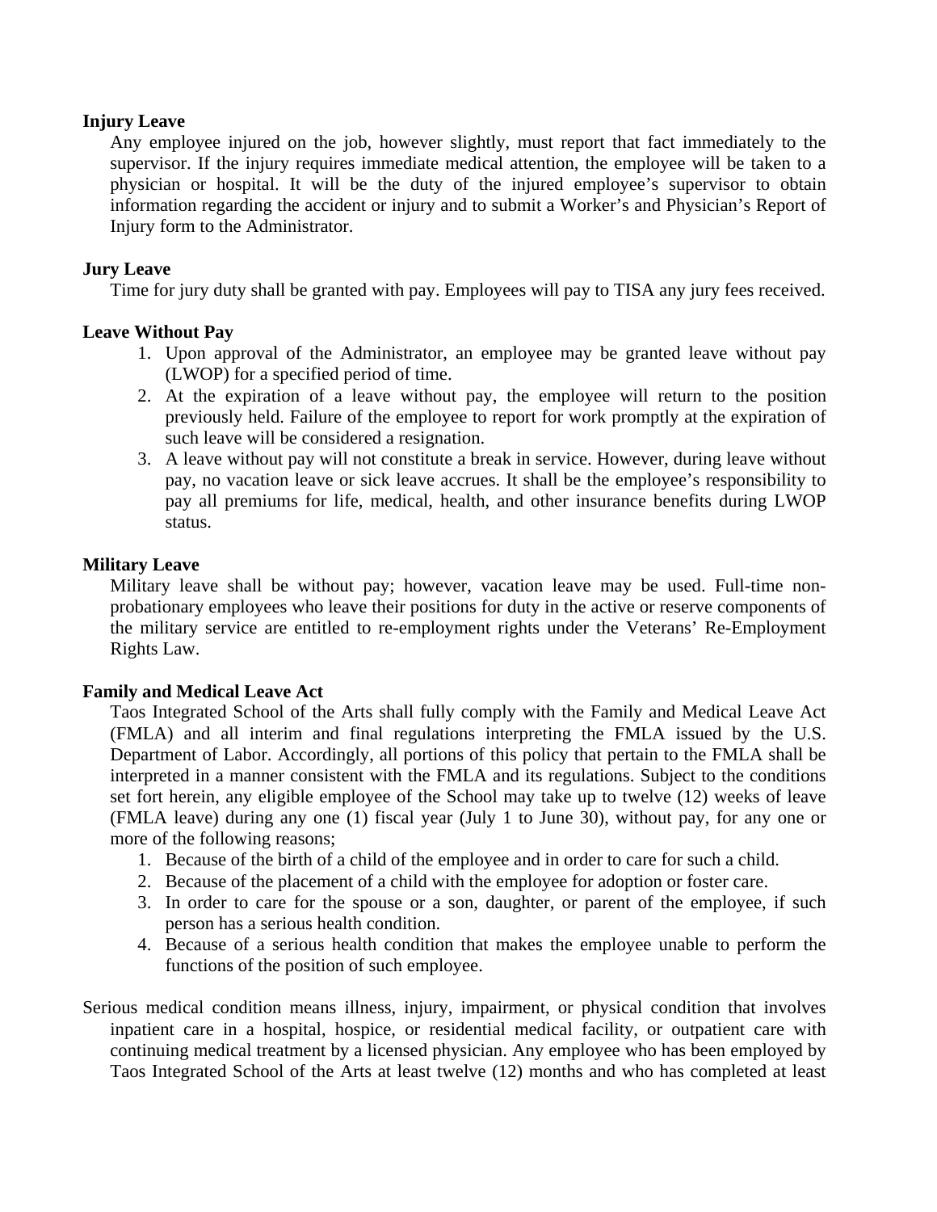**Injury Leave**

Any employee injured on the job, however slightly, must report that fact immediately to the supervisor. If the injury requires immediate medical attention, the employee will be taken to a physician or hospital. It will be the duty of the injured employee's supervisor to obtain information regarding the accident or injury and to submit a Worker's and Physician's Report of Injury form to the Administrator.

**Jury Leave**

Time for jury duty shall be granted with pay. Employees will pay to TISA any jury fees received.

**Leave Without Pay**

1. Upon approval of the Administrator, an employee may be granted leave without pay (LWOP) for a specified period of time.
2. At the expiration of a leave without pay, the employee will return to the position previously held. Failure of the employee to report for work promptly at the expiration of such leave will be considered a resignation.
3. A leave without pay will not constitute a break in service. However, during leave without pay, no vacation leave or sick leave accrues. It shall be the employee's responsibility to pay all premiums for life, medical, health, and other insurance benefits during LWOP status.

**Military Leave**

Military leave shall be without pay; however, vacation leave may be used. Full-time non-probationary employees who leave their positions for duty in the active or reserve components of the military service are entitled to re-employment rights under the Veterans' Re-Employment Rights Law.

**Family and Medical Leave Act**

Taos Integrated School of the Arts shall fully comply with the Family and Medical Leave Act (FMLA) and all interim and final regulations interpreting the FMLA issued by the U.S. Department of Labor. Accordingly, all portions of this policy that pertain to the FMLA shall be interpreted in a manner consistent with the FMLA and its regulations. Subject to the conditions set fort herein, any eligible employee of the School may take up to twelve (12) weeks of leave (FMLA leave) during any one (1) fiscal year (July 1 to June 30), without pay, for any one or more of the following reasons;

1. Because of the birth of a child of the employee and in order to care for such a child.
2. Because of the placement of a child with the employee for adoption or foster care.
3. In order to care for the spouse or a son, daughter, or parent of the employee, if such person has a serious health condition.
4. Because of a serious health condition that makes the employee unable to perform the functions of the position of such employee.

Serious medical condition means illness, injury, impairment, or physical condition that involves inpatient care in a hospital, hospice, or residential medical facility, or outpatient care with continuing medical treatment by a licensed physician. Any employee who has been employed by Taos Integrated School of the Arts at least twelve (12) months and who has completed at least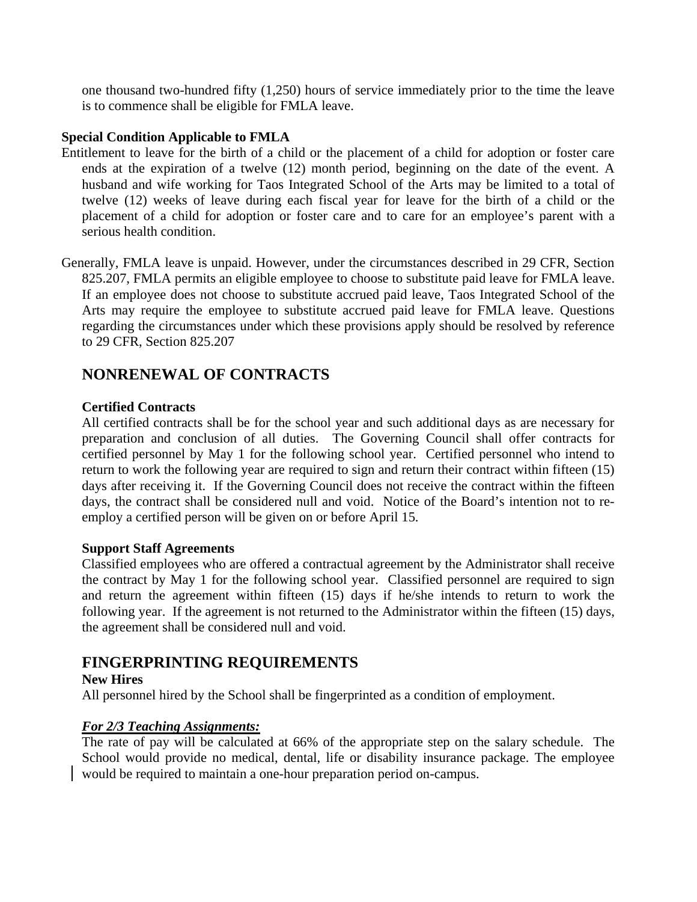one thousand two-hundred fifty (1,250) hours of service immediately prior to the time the leave is to commence shall be eligible for FMLA leave.

**Special Condition Applicable to FMLA**

Entitlement to leave for the birth of a child or the placement of a child for adoption or foster care ends at the expiration of a twelve (12) month period, beginning on the date of the event. A husband and wife working for Taos Integrated School of the Arts may be limited to a total of twelve (12) weeks of leave during each fiscal year for leave for the birth of a child or the placement of a child for adoption or foster care and to care for an employee's parent with a serious health condition.

Generally, FMLA leave is unpaid. However, under the circumstances described in 29 CFR, Section 825.207, FMLA permits an eligible employee to choose to substitute paid leave for FMLA leave. If an employee does not choose to substitute accrued paid leave, Taos Integrated School of the Arts may require the employee to substitute accrued paid leave for FMLA leave. Questions regarding the circumstances under which these provisions apply should be resolved by reference to 29 CFR, Section 825.207

## NONRENEWAL OF CONTRACTS

**Certified Contracts**

All certified contracts shall be for the school year and such additional days as are necessary for preparation and conclusion of all duties. The Governing Council shall offer contracts for certified personnel by May 1 for the following school year. Certified personnel who intend to return to work the following year are required to sign and return their contract within fifteen (15) days after receiving it. If the Governing Council does not receive the contract within the fifteen days, the contract shall be considered null and void. Notice of the Board's intention not to re-employ a certified person will be given on or before April 15.

**Support Staff Agreements**

Classified employees who are offered a contractual agreement by the Administrator shall receive the contract by May 1 for the following school year. Classified personnel are required to sign and return the agreement within fifteen (15) days if he/she intends to return to work the following year. If the agreement is not returned to the Administrator within the fifteen (15) days, the agreement shall be considered null and void.

## FINGERPRINTING REQUIREMENTS

**New Hires**

All personnel hired by the School shall be fingerprinted as a condition of employment.

***For 2/3 Teaching Assignments:***

The rate of pay will be calculated at 66% of the appropriate step on the salary schedule. The School would provide no medical, dental, life or disability insurance package. The employee would be required to maintain a one-hour preparation period on-campus.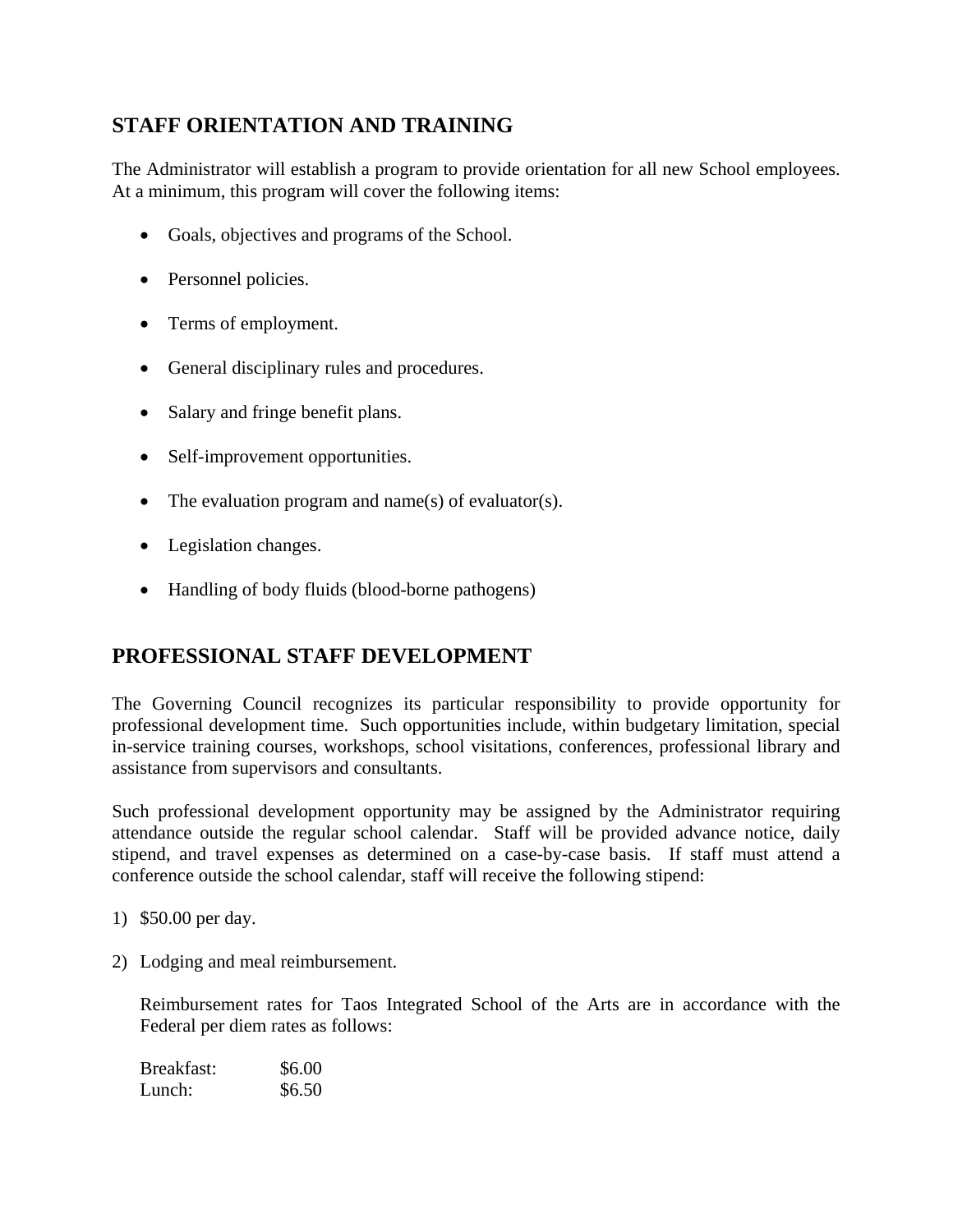## STAFF ORIENTATION AND TRAINING

The Administrator will establish a program to provide orientation for all new School employees. At a minimum, this program will cover the following items:

- Goals, objectives and programs of the School.
- Personnel policies.
- Terms of employment.
- General disciplinary rules and procedures.
- Salary and fringe benefit plans.
- Self-improvement opportunities.
- The evaluation program and name(s) of evaluator(s).
- Legislation changes.
- Handling of body fluids (blood-borne pathogens)

## PROFESSIONAL STAFF DEVELOPMENT

The Governing Council recognizes its particular responsibility to provide opportunity for professional development time. Such opportunities include, within budgetary limitation, special in-service training courses, workshops, school visitations, conferences, professional library and assistance from supervisors and consultants.

Such professional development opportunity may be assigned by the Administrator requiring attendance outside the regular school calendar. Staff will be provided advance notice, daily stipend, and travel expenses as determined on a case-by-case basis. If staff must attend a conference outside the school calendar, staff will receive the following stipend:

1) $50.00 per day.

2) Lodging and meal reimbursement.

   Reimbursement rates for Taos Integrated School of the Arts are in accordance with the Federal per diem rates as follows:

   | | |
   |---|---|
   | Breakfast: | $6.00 |
   | Lunch: | $6.50 |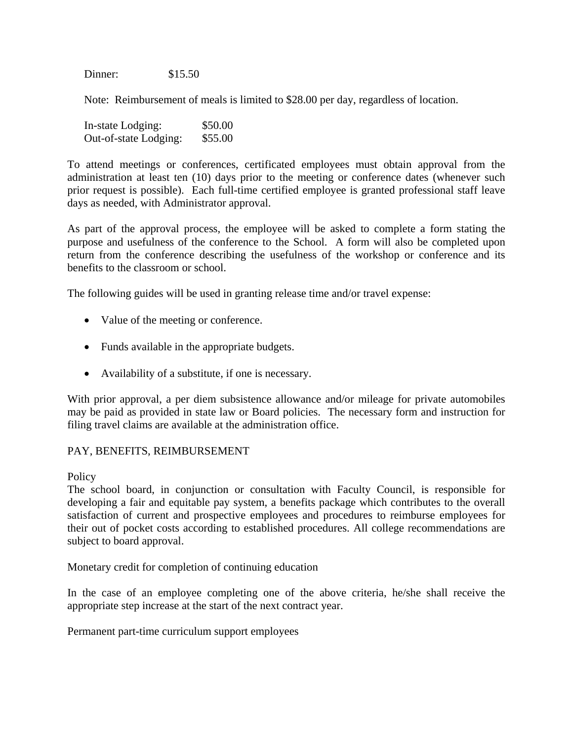Dinner: $15.50

Note: Reimbursement of meals is limited to $28.00 per day, regardless of location.

In-state Lodging: $50.00
Out-of-state Lodging: $55.00

To attend meetings or conferences, certificated employees must obtain approval from the administration at least ten (10) days prior to the meeting or conference dates (whenever such prior request is possible). Each full-time certified employee is granted professional staff leave days as needed, with Administrator approval.

As part of the approval process, the employee will be asked to complete a form stating the purpose and usefulness of the conference to the School. A form will also be completed upon return from the conference describing the usefulness of the workshop or conference and its benefits to the classroom or school.

The following guides will be used in granting release time and/or travel expense:

- Value of the meeting or conference.
- Funds available in the appropriate budgets.
- Availability of a substitute, if one is necessary.

With prior approval, a per diem subsistence allowance and/or mileage for private automobiles may be paid as provided in state law or Board policies. The necessary form and instruction for filing travel claims are available at the administration office.

PAY, BENEFITS, REIMBURSEMENT

Policy
The school board, in conjunction or consultation with Faculty Council, is responsible for developing a fair and equitable pay system, a benefits package which contributes to the overall satisfaction of current and prospective employees and procedures to reimburse employees for their out of pocket costs according to established procedures. All college recommendations are subject to board approval.

Monetary credit for completion of continuing education

In the case of an employee completing one of the above criteria, he/she shall receive the appropriate step increase at the start of the next contract year.

Permanent part-time curriculum support employees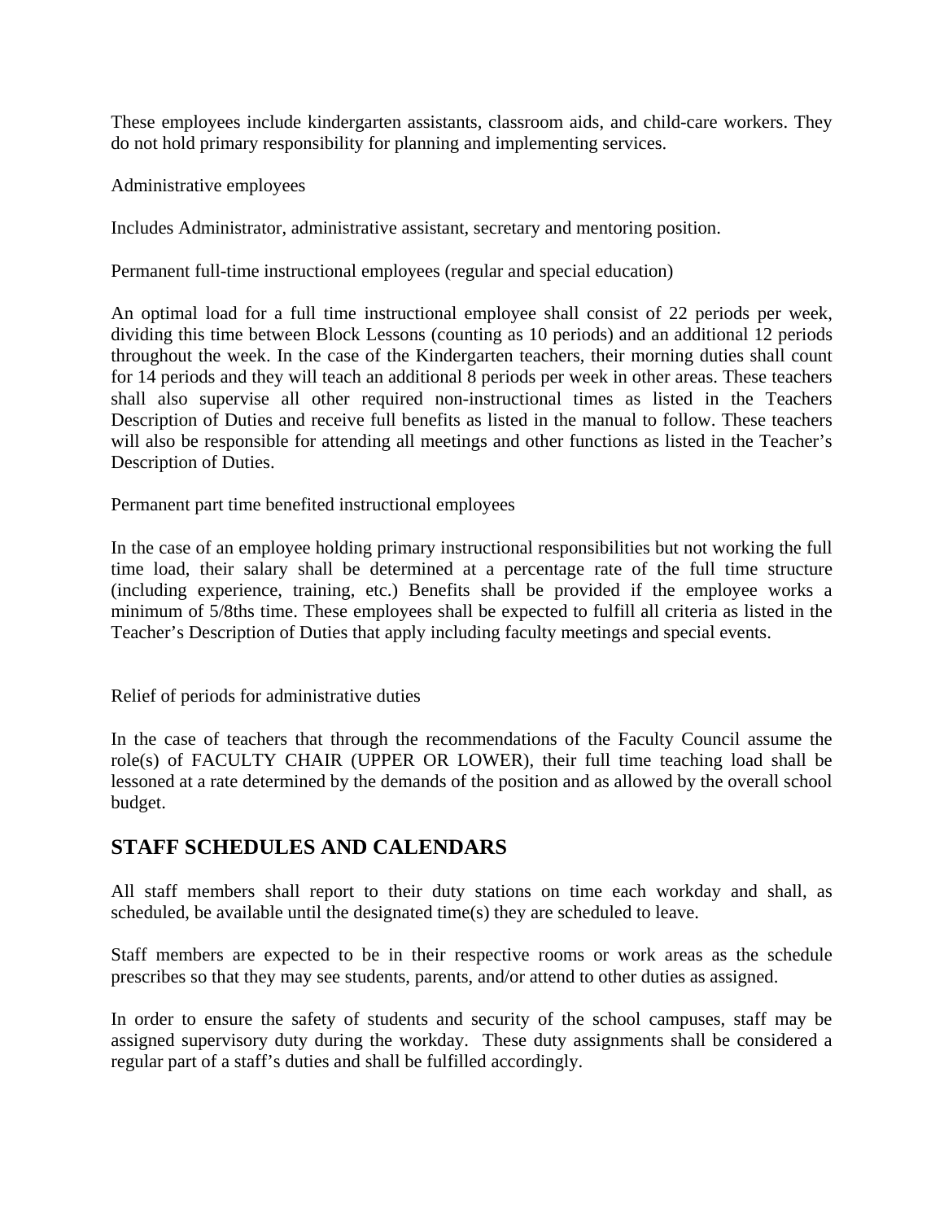These employees include kindergarten assistants, classroom aids, and child-care workers. They do not hold primary responsibility for planning and implementing services.

Administrative employees

Includes Administrator, administrative assistant, secretary and mentoring position.

Permanent full-time instructional employees (regular and special education)

An optimal load for a full time instructional employee shall consist of 22 periods per week, dividing this time between Block Lessons (counting as 10 periods) and an additional 12 periods throughout the week. In the case of the Kindergarten teachers, their morning duties shall count for 14 periods and they will teach an additional 8 periods per week in other areas. These teachers shall also supervise all other required non-instructional times as listed in the Teachers Description of Duties and receive full benefits as listed in the manual to follow. These teachers will also be responsible for attending all meetings and other functions as listed in the Teacher's Description of Duties.

Permanent part time benefited instructional employees

In the case of an employee holding primary instructional responsibilities but not working the full time load, their salary shall be determined at a percentage rate of the full time structure (including experience, training, etc.) Benefits shall be provided if the employee works a minimum of 5/8ths time. These employees shall be expected to fulfill all criteria as listed in the Teacher's Description of Duties that apply including faculty meetings and special events.

Relief of periods for administrative duties

In the case of teachers that through the recommendations of the Faculty Council assume the role(s) of FACULTY CHAIR (UPPER OR LOWER), their full time teaching load shall be lessoned at a rate determined by the demands of the position and as allowed by the overall school budget.

## STAFF SCHEDULES AND CALENDARS

All staff members shall report to their duty stations on time each workday and shall, as scheduled, be available until the designated time(s) they are scheduled to leave.

Staff members are expected to be in their respective rooms or work areas as the schedule prescribes so that they may see students, parents, and/or attend to other duties as assigned.

In order to ensure the safety of students and security of the school campuses, staff may be assigned supervisory duty during the workday. These duty assignments shall be considered a regular part of a staff's duties and shall be fulfilled accordingly.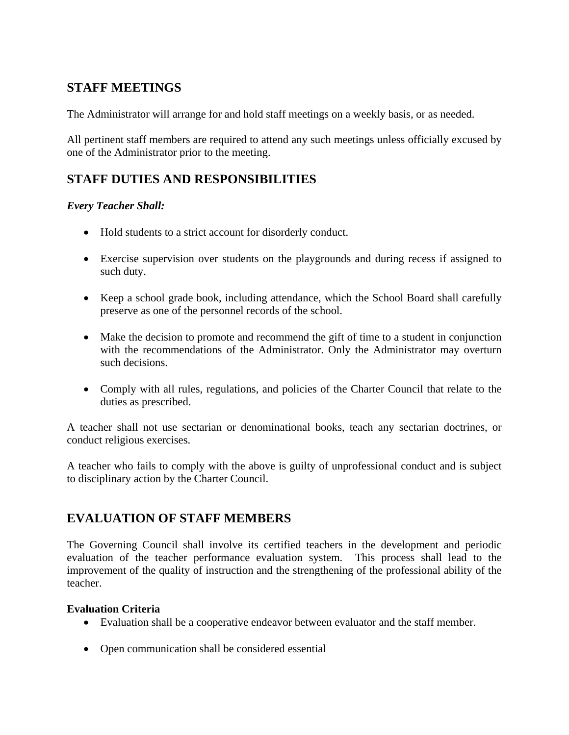## STAFF MEETINGS

The Administrator will arrange for and hold staff meetings on a weekly basis, or as needed.

All pertinent staff members are required to attend any such meetings unless officially excused by one of the Administrator prior to the meeting.

## STAFF DUTIES AND RESPONSIBILITIES

***Every Teacher Shall:***

- Hold students to a strict account for disorderly conduct.
- Exercise supervision over students on the playgrounds and during recess if assigned to such duty.
- Keep a school grade book, including attendance, which the School Board shall carefully preserve as one of the personnel records of the school.
- Make the decision to promote and recommend the gift of time to a student in conjunction with the recommendations of the Administrator. Only the Administrator may overturn such decisions.
- Comply with all rules, regulations, and policies of the Charter Council that relate to the duties as prescribed.

A teacher shall not use sectarian or denominational books, teach any sectarian doctrines, or conduct religious exercises.

A teacher who fails to comply with the above is guilty of unprofessional conduct and is subject to disciplinary action by the Charter Council.

## EVALUATION OF STAFF MEMBERS

The Governing Council shall involve its certified teachers in the development and periodic evaluation of the teacher performance evaluation system. This process shall lead to the improvement of the quality of instruction and the strengthening of the professional ability of the teacher.

**Evaluation Criteria**

- Evaluation shall be a cooperative endeavor between evaluator and the staff member.
- Open communication shall be considered essential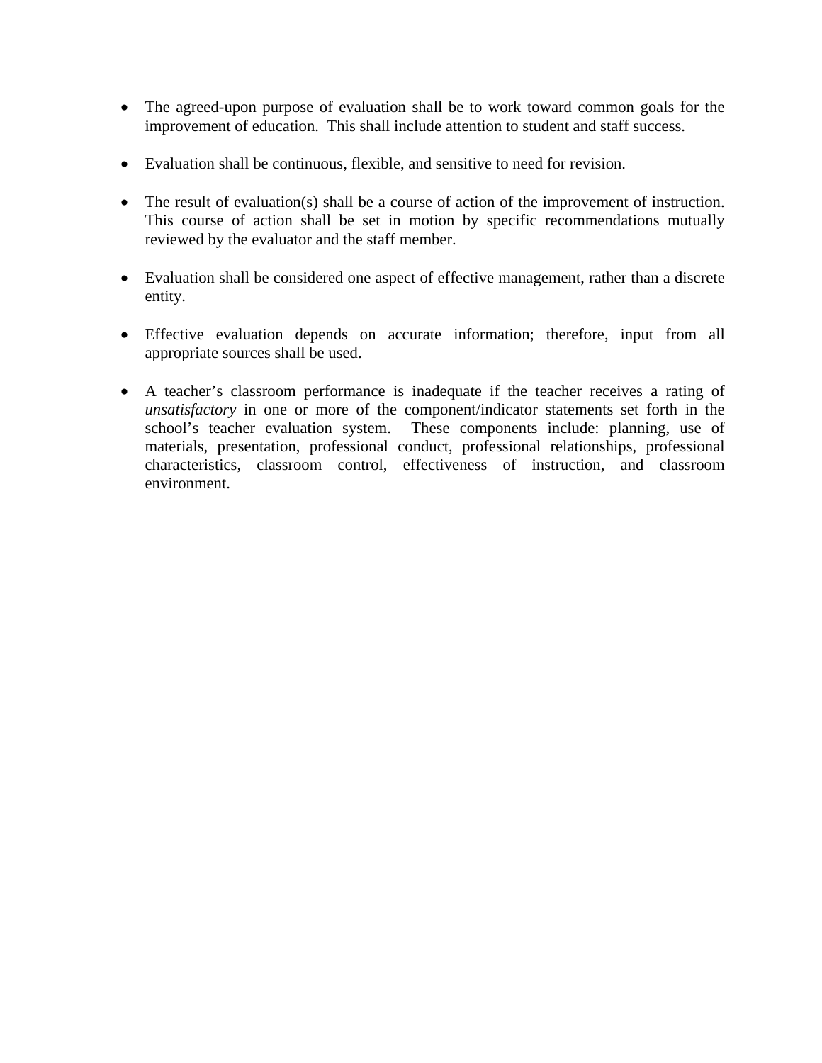- The agreed-upon purpose of evaluation shall be to work toward common goals for the improvement of education. This shall include attention to student and staff success.

- Evaluation shall be continuous, flexible, and sensitive to need for revision.

- The result of evaluation(s) shall be a course of action of the improvement of instruction. This course of action shall be set in motion by specific recommendations mutually reviewed by the evaluator and the staff member.

- Evaluation shall be considered one aspect of effective management, rather than a discrete entity.

- Effective evaluation depends on accurate information; therefore, input from all appropriate sources shall be used.

- A teacher's classroom performance is inadequate if the teacher receives a rating of *unsatisfactory* in one or more of the component/indicator statements set forth in the school's teacher evaluation system. These components include: planning, use of materials, presentation, professional conduct, professional relationships, professional characteristics, classroom control, effectiveness of instruction, and classroom environment.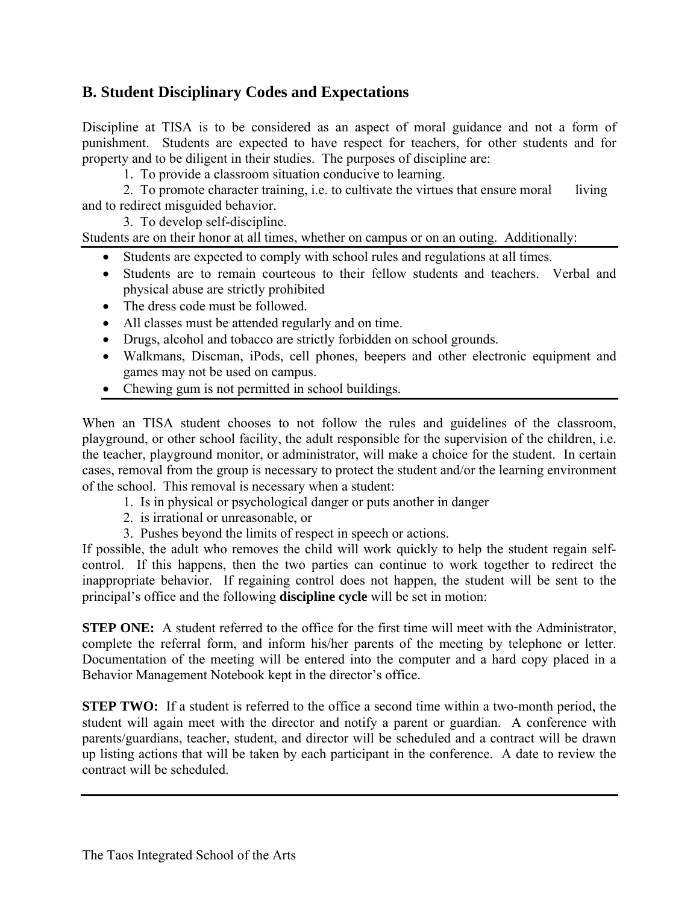## B. Student Disciplinary Codes and Expectations

Discipline at TISA is to be considered as an aspect of moral guidance and not a form of punishment. Students are expected to have respect for teachers, for other students and for property and to be diligent in their studies. The purposes of discipline are:

1. To provide a classroom situation conducive to learning.
2. To promote character training, i.e. to cultivate the virtues that ensure moral living and to redirect misguided behavior.
3. To develop self-discipline.

Students are on their honor at all times, whether on campus or on an outing. Additionally:

- Students are expected to comply with school rules and regulations at all times.
- Students are to remain courteous to their fellow students and teachers. Verbal and physical abuse are strictly prohibited
- The dress code must be followed.
- All classes must be attended regularly and on time.
- Drugs, alcohol and tobacco are strictly forbidden on school grounds.
- Walkmans, Discman, iPods, cell phones, beepers and other electronic equipment and games may not be used on campus.
- Chewing gum is not permitted in school buildings.

When an TISA student chooses to not follow the rules and guidelines of the classroom, playground, or other school facility, the adult responsible for the supervision of the children, i.e. the teacher, playground monitor, or administrator, will make a choice for the student. In certain cases, removal from the group is necessary to protect the student and/or the learning environment of the school. This removal is necessary when a student:

1. Is in physical or psychological danger or puts another in danger
2. is irrational or unreasonable, or
3. Pushes beyond the limits of respect in speech or actions.

If possible, the adult who removes the child will work quickly to help the student regain self-control. If this happens, then the two parties can continue to work together to redirect the inappropriate behavior. If regaining control does not happen, the student will be sent to the principal's office and the following **discipline cycle** will be set in motion:

**STEP ONE:** A student referred to the office for the first time will meet with the Administrator, complete the referral form, and inform his/her parents of the meeting by telephone or letter. Documentation of the meeting will be entered into the computer and a hard copy placed in a Behavior Management Notebook kept in the director's office.

**STEP TWO:** If a student is referred to the office a second time within a two-month period, the student will again meet with the director and notify a parent or guardian. A conference with parents/guardians, teacher, student, and director will be scheduled and a contract will be drawn up listing actions that will be taken by each participant in the conference. A date to review the contract will be scheduled.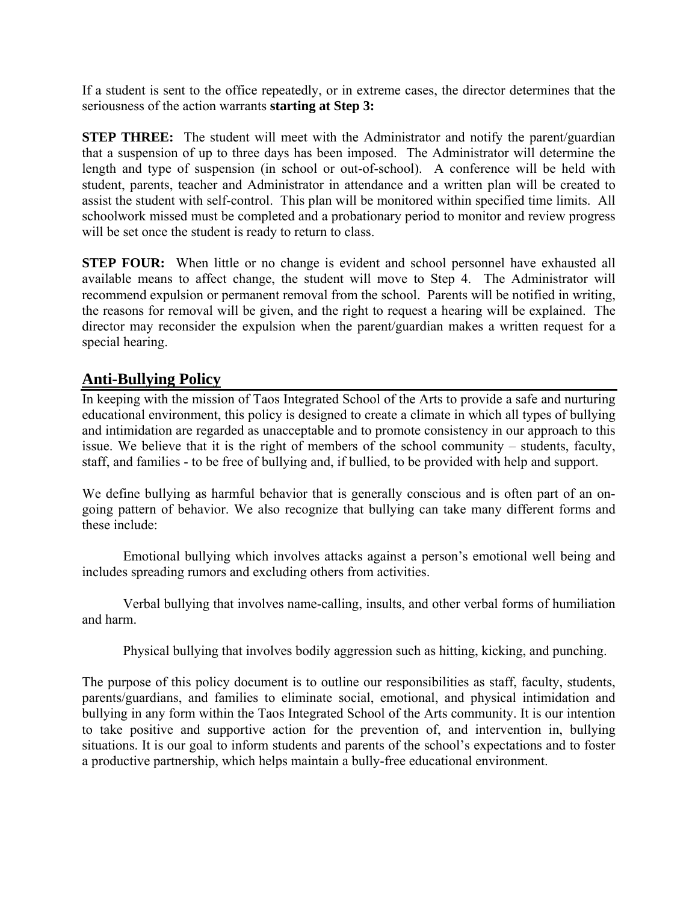If a student is sent to the office repeatedly, or in extreme cases, the director determines that the seriousness of the action warrants **starting at Step 3:**

**STEP THREE:** The student will meet with the Administrator and notify the parent/guardian that a suspension of up to three days has been imposed. The Administrator will determine the length and type of suspension (in school or out-of-school). A conference will be held with student, parents, teacher and Administrator in attendance and a written plan will be created to assist the student with self-control. This plan will be monitored within specified time limits. All schoolwork missed must be completed and a probationary period to monitor and review progress will be set once the student is ready to return to class.

**STEP FOUR:** When little or no change is evident and school personnel have exhausted all available means to affect change, the student will move to Step 4. The Administrator will recommend expulsion or permanent removal from the school. Parents will be notified in writing, the reasons for removal will be given, and the right to request a hearing will be explained. The director may reconsider the expulsion when the parent/guardian makes a written request for a special hearing.

## Anti-Bullying Policy

In keeping with the mission of Taos Integrated School of the Arts to provide a safe and nurturing educational environment, this policy is designed to create a climate in which all types of bullying and intimidation are regarded as unacceptable and to promote consistency in our approach to this issue. We believe that it is the right of members of the school community – students, faculty, staff, and families - to be free of bullying and, if bullied, to be provided with help and support.

We define bullying as harmful behavior that is generally conscious and is often part of an on-going pattern of behavior. We also recognize that bullying can take many different forms and these include:

Emotional bullying which involves attacks against a person's emotional well being and includes spreading rumors and excluding others from activities.

Verbal bullying that involves name-calling, insults, and other verbal forms of humiliation and harm.

Physical bullying that involves bodily aggression such as hitting, kicking, and punching.

The purpose of this policy document is to outline our responsibilities as staff, faculty, students, parents/guardians, and families to eliminate social, emotional, and physical intimidation and bullying in any form within the Taos Integrated School of the Arts community. It is our intention to take positive and supportive action for the prevention of, and intervention in, bullying situations. It is our goal to inform students and parents of the school's expectations and to foster a productive partnership, which helps maintain a bully-free educational environment.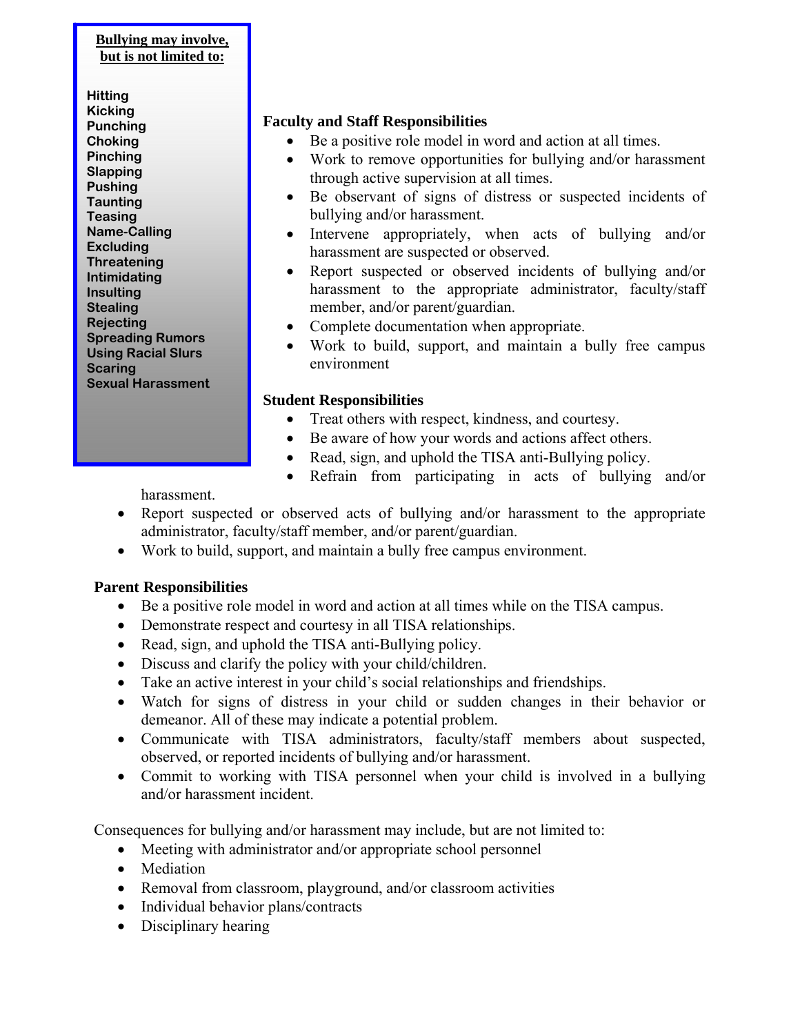**Bullying may involve, but is not limited to:**

- Hitting
- Kicking
- Punching
- Choking
- Pinching
- Slapping
- Pushing
- Taunting
- Teasing
- Name-Calling
- Excluding
- Threatening
- Intimidating
- Insulting
- Stealing
- Rejecting
- Spreading Rumors
- Using Racial Slurs
- Scaring
- Sexual Harassment

**Faculty and Staff Responsibilities**

- Be a positive role model in word and action at all times.
- Work to remove opportunities for bullying and/or harassment through active supervision at all times.
- Be observant of signs of distress or suspected incidents of bullying and/or harassment.
- Intervene appropriately, when acts of bullying and/or harassment are suspected or observed.
- Report suspected or observed incidents of bullying and/or harassment to the appropriate administrator, faculty/staff member, and/or parent/guardian.
- Complete documentation when appropriate.
- Work to build, support, and maintain a bully free campus environment

**Student Responsibilities**

- Treat others with respect, kindness, and courtesy.
- Be aware of how your words and actions affect others.
- Read, sign, and uphold the TISA anti-Bullying policy.
- Refrain from participating in acts of bullying and/or harassment.
- Report suspected or observed acts of bullying and/or harassment to the appropriate administrator, faculty/staff member, and/or parent/guardian.
- Work to build, support, and maintain a bully free campus environment.

**Parent Responsibilities**

- Be a positive role model in word and action at all times while on the TISA campus.
- Demonstrate respect and courtesy in all TISA relationships.
- Read, sign, and uphold the TISA anti-Bullying policy.
- Discuss and clarify the policy with your child/children.
- Take an active interest in your child's social relationships and friendships.
- Watch for signs of distress in your child or sudden changes in their behavior or demeanor. All of these may indicate a potential problem.
- Communicate with TISA administrators, faculty/staff members about suspected, observed, or reported incidents of bullying and/or harassment.
- Commit to working with TISA personnel when your child is involved in a bullying and/or harassment incident.

Consequences for bullying and/or harassment may include, but are not limited to:

- Meeting with administrator and/or appropriate school personnel
- Mediation
- Removal from classroom, playground, and/or classroom activities
- Individual behavior plans/contracts
- Disciplinary hearing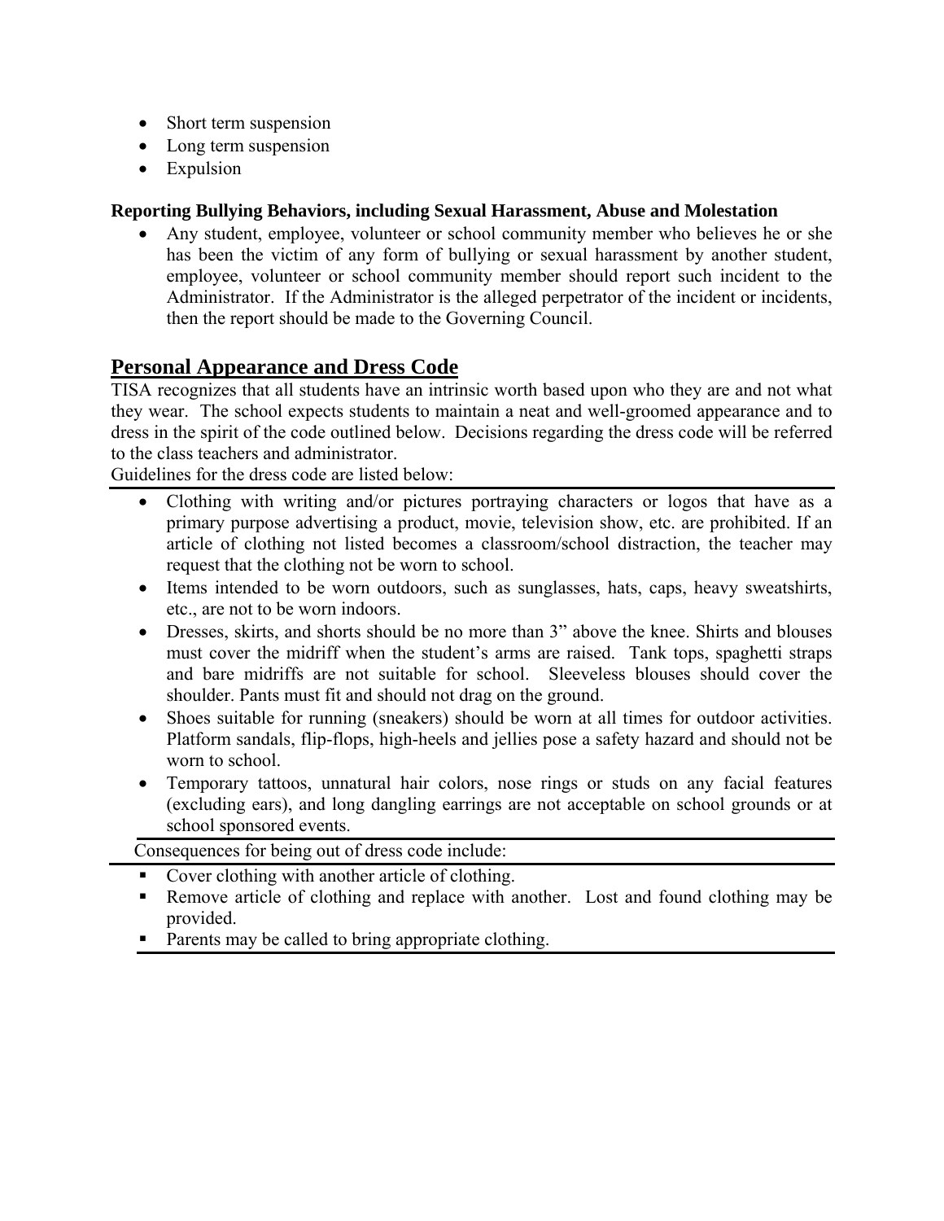- Short term suspension
- Long term suspension
- Expulsion

**Reporting Bullying Behaviors, including Sexual Harassment, Abuse and Molestation**

- Any student, employee, volunteer or school community member who believes he or she has been the victim of any form of bullying or sexual harassment by another student, employee, volunteer or school community member should report such incident to the Administrator. If the Administrator is the alleged perpetrator of the incident or incidents, then the report should be made to the Governing Council.

## Personal Appearance and Dress Code

TISA recognizes that all students have an intrinsic worth based upon who they are and not what they wear. The school expects students to maintain a neat and well-groomed appearance and to dress in the spirit of the code outlined below. Decisions regarding the dress code will be referred to the class teachers and administrator.

Guidelines for the dress code are listed below:

- Clothing with writing and/or pictures portraying characters or logos that have as a primary purpose advertising a product, movie, television show, etc. are prohibited. If an article of clothing not listed becomes a classroom/school distraction, the teacher may request that the clothing not be worn to school.
- Items intended to be worn outdoors, such as sunglasses, hats, caps, heavy sweatshirts, etc., are not to be worn indoors.
- Dresses, skirts, and shorts should be no more than 3" above the knee. Shirts and blouses must cover the midriff when the student's arms are raised. Tank tops, spaghetti straps and bare midriffs are not suitable for school. Sleeveless blouses should cover the shoulder. Pants must fit and should not drag on the ground.
- Shoes suitable for running (sneakers) should be worn at all times for outdoor activities. Platform sandals, flip-flops, high-heels and jellies pose a safety hazard and should not be worn to school.
- Temporary tattoos, unnatural hair colors, nose rings or studs on any facial features (excluding ears), and long dangling earrings are not acceptable on school grounds or at school sponsored events.

Consequences for being out of dress code include:

- Cover clothing with another article of clothing.
- Remove article of clothing and replace with another. Lost and found clothing may be provided.
- Parents may be called to bring appropriate clothing.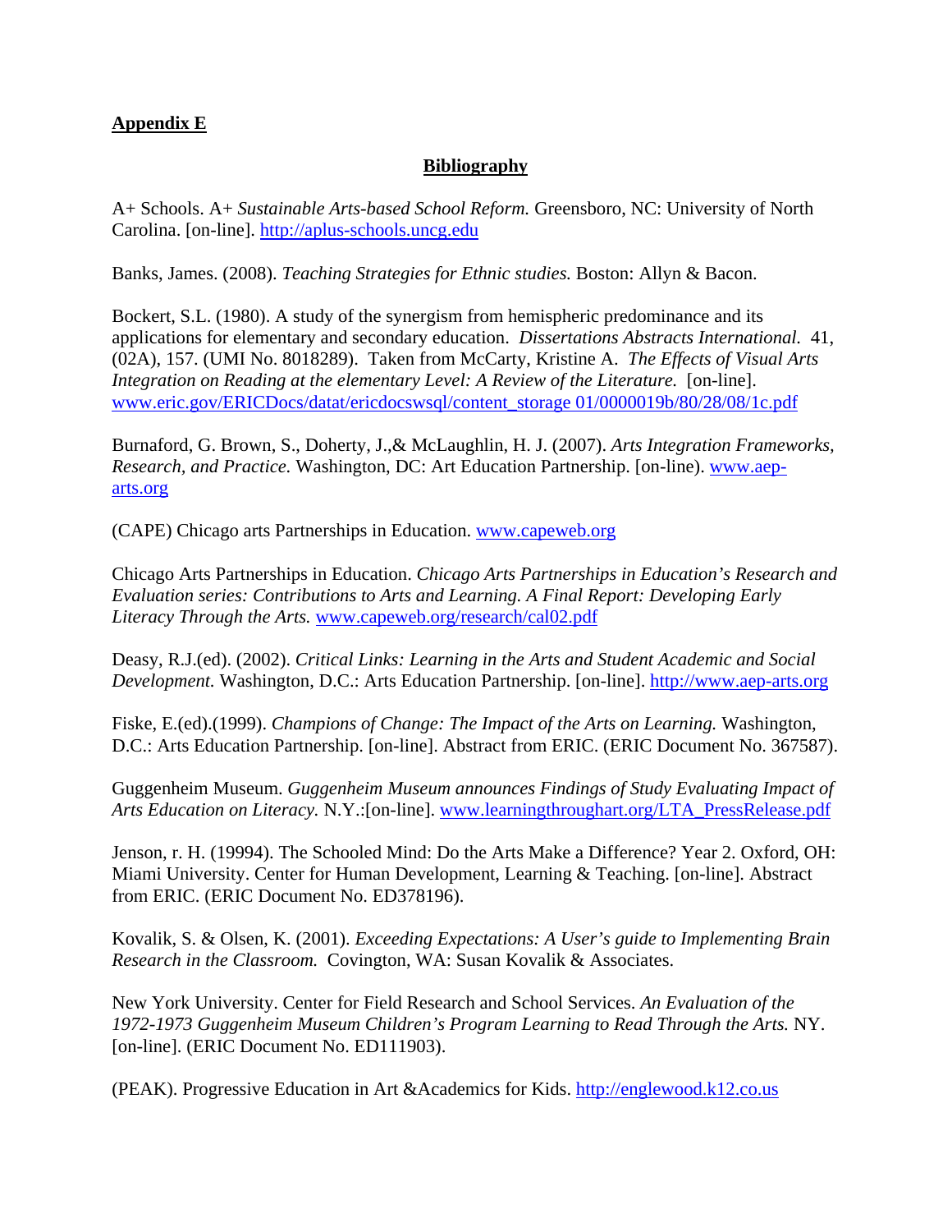**Appendix E**

**Bibliography**

A+ Schools. A+ *Sustainable Arts-based School Reform.* Greensboro, NC: University of North Carolina. [on-line]. http://aplus-schools.uncg.edu

Banks, James. (2008). *Teaching Strategies for Ethnic studies.* Boston: Allyn & Bacon.

Bockert, S.L. (1980). A study of the synergism from hemispheric predominance and its applications for elementary and secondary education. *Dissertations Abstracts International.* 41, (02A), 157. (UMI No. 8018289). Taken from McCarty, Kristine A. *The Effects of Visual Arts Integration on Reading at the elementary Level: A Review of the Literature.* [on-line]. www.eric.gov/ERICDocs/datat/ericdocswsql/content_storage 01/0000019b/80/28/08/1c.pdf

Burnaford, G. Brown, S., Doherty, J.,& McLaughlin, H. J. (2007). *Arts Integration Frameworks, Research, and Practice.* Washington, DC: Art Education Partnership. [on-line). www.aep-arts.org

(CAPE) Chicago arts Partnerships in Education. www.capeweb.org

Chicago Arts Partnerships in Education. *Chicago Arts Partnerships in Education's Research and Evaluation series: Contributions to Arts and Learning. A Final Report: Developing Early Literacy Through the Arts.* www.capeweb.org/research/cal02.pdf

Deasy, R.J.(ed). (2002). *Critical Links: Learning in the Arts and Student Academic and Social Development.* Washington, D.C.: Arts Education Partnership. [on-line]. http://www.aep-arts.org

Fiske, E.(ed).(1999). *Champions of Change: The Impact of the Arts on Learning.* Washington, D.C.: Arts Education Partnership. [on-line]. Abstract from ERIC. (ERIC Document No. 367587).

Guggenheim Museum. *Guggenheim Museum announces Findings of Study Evaluating Impact of Arts Education on Literacy.* N.Y.:[on-line]. www.learningthroughart.org/LTA_PressRelease.pdf

Jenson, r. H. (19994). The Schooled Mind: Do the Arts Make a Difference? Year 2. Oxford, OH: Miami University. Center for Human Development, Learning & Teaching. [on-line]. Abstract from ERIC. (ERIC Document No. ED378196).

Kovalik, S. & Olsen, K. (2001). *Exceeding Expectations: A User's guide to Implementing Brain Research in the Classroom.* Covington, WA: Susan Kovalik & Associates.

New York University. Center for Field Research and School Services. *An Evaluation of the 1972-1973 Guggenheim Museum Children's Program Learning to Read Through the Arts.* NY. [on-line]. (ERIC Document No. ED111903).

(PEAK). Progressive Education in Art &Academics for Kids. http://englewood.k12.co.us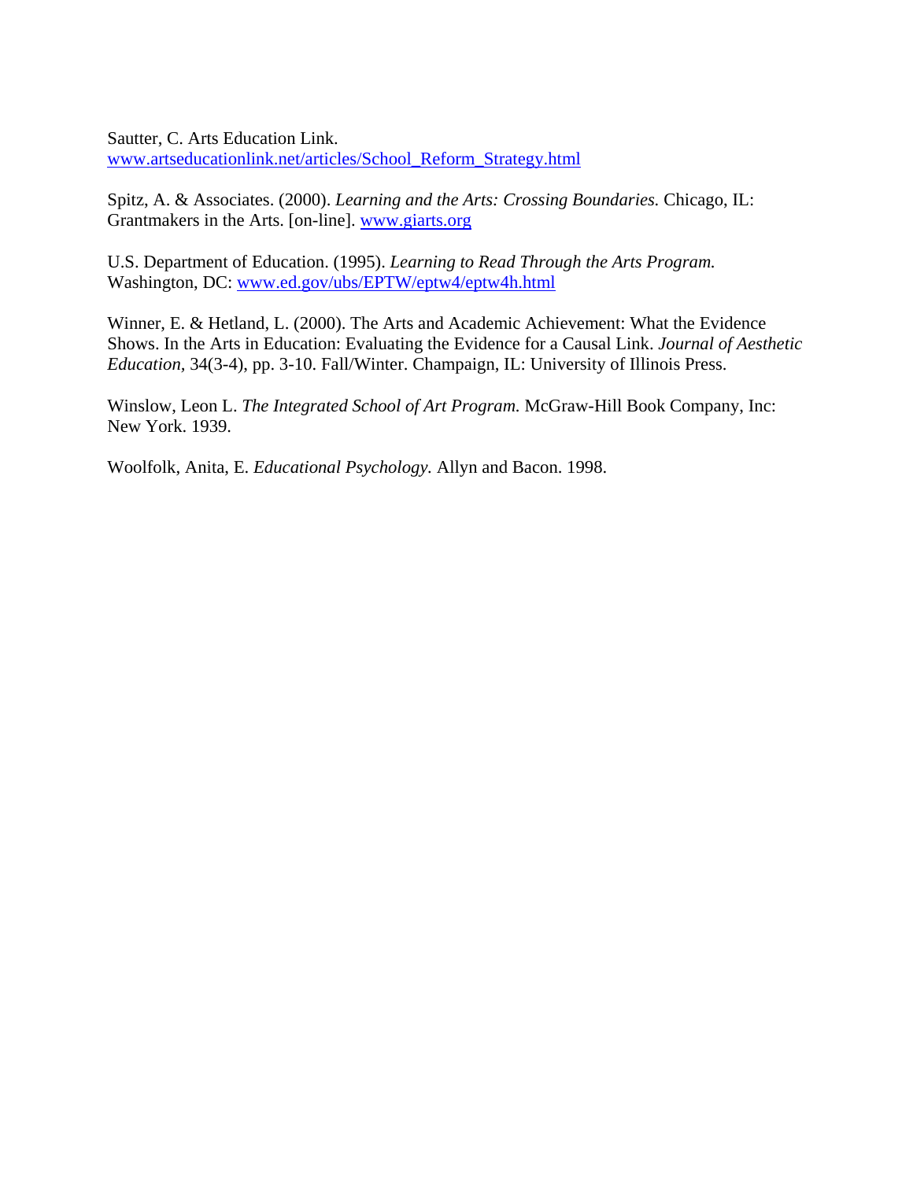Sautter, C. Arts Education Link. [www.artseducationlink.net/articles/School_Reform_Strategy.html](www.artseducationlink.net/articles/School_Reform_Strategy.html)

Spitz, A. & Associates. (2000). *Learning and the Arts: Crossing Boundaries.* Chicago, IL: Grantmakers in the Arts. [on-line]. [www.giarts.org](www.giarts.org)

U.S. Department of Education. (1995). *Learning to Read Through the Arts Program.* Washington, DC: [www.ed.gov/ubs/EPTW/eptw4/eptw4h.html](www.ed.gov/ubs/EPTW/eptw4/eptw4h.html)

Winner, E. & Hetland, L. (2000). The Arts and Academic Achievement: What the Evidence Shows. In the Arts in Education: Evaluating the Evidence for a Causal Link. *Journal of Aesthetic Education*, 34(3-4), pp. 3-10. Fall/Winter. Champaign, IL: University of Illinois Press.

Winslow, Leon L. *The Integrated School of Art Program.* McGraw-Hill Book Company, Inc: New York. 1939.

Woolfolk, Anita, E. *Educational Psychology.* Allyn and Bacon. 1998.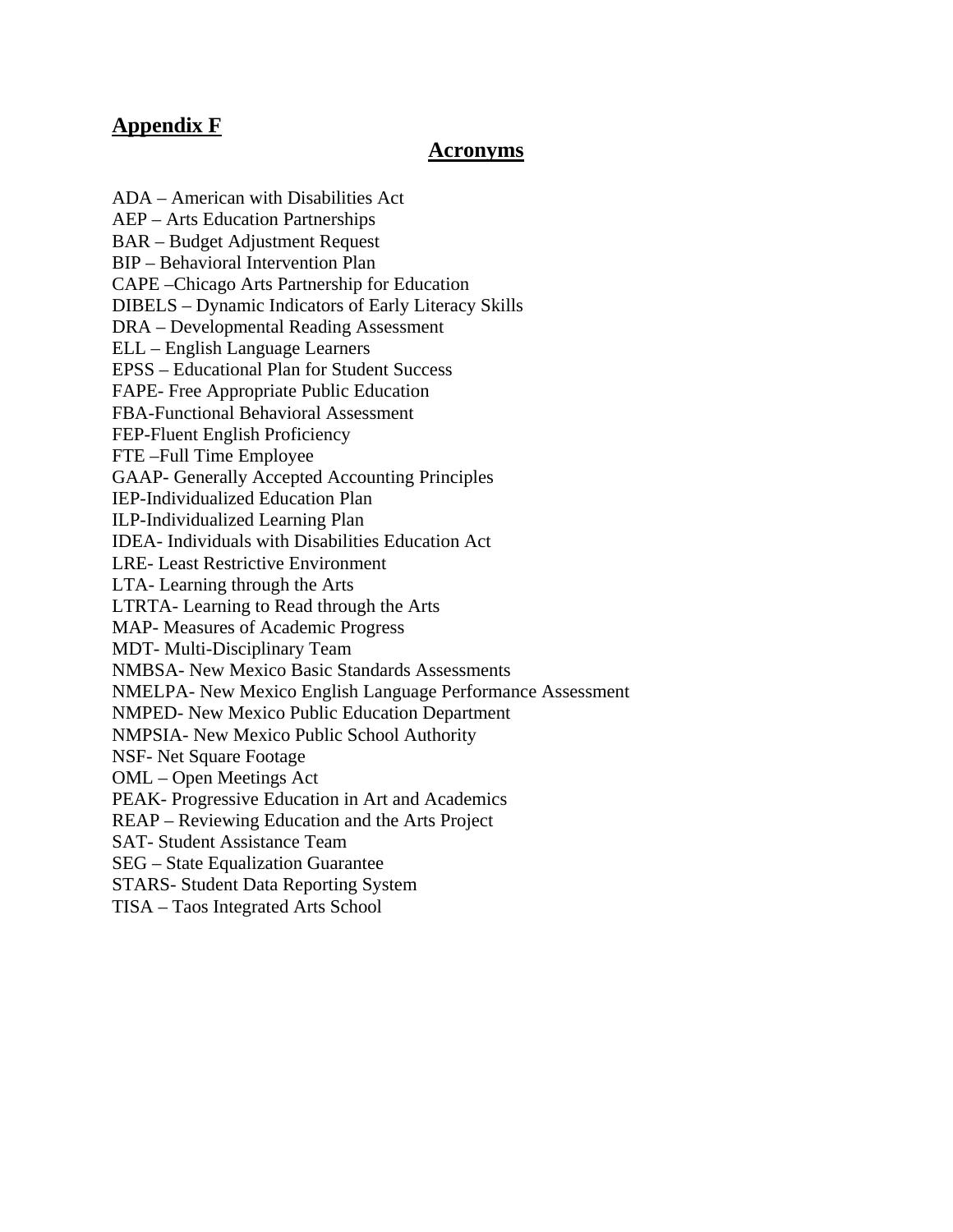## Appendix F

### Acronyms

ADA – American with Disabilities Act
AEP – Arts Education Partnerships
BAR – Budget Adjustment Request
BIP – Behavioral Intervention Plan
CAPE –Chicago Arts Partnership for Education
DIBELS – Dynamic Indicators of Early Literacy Skills
DRA – Developmental Reading Assessment
ELL – English Language Learners
EPSS – Educational Plan for Student Success
FAPE- Free Appropriate Public Education
FBA-Functional Behavioral Assessment
FEP-Fluent English Proficiency
FTE –Full Time Employee
GAAP- Generally Accepted Accounting Principles
IEP-Individualized Education Plan
ILP-Individualized Learning Plan
IDEA- Individuals with Disabilities Education Act
LRE- Least Restrictive Environment
LTA- Learning through the Arts
LTRTA- Learning to Read through the Arts
MAP- Measures of Academic Progress
MDT- Multi-Disciplinary Team
NMBSA- New Mexico Basic Standards Assessments
NMELPA- New Mexico English Language Performance Assessment
NMPED- New Mexico Public Education Department
NMPSIA- New Mexico Public School Authority
NSF- Net Square Footage
OML – Open Meetings Act
PEAK- Progressive Education in Art and Academics
REAP – Reviewing Education and the Arts Project
SAT- Student Assistance Team
SEG – State Equalization Guarantee
STARS- Student Data Reporting System
TISA – Taos Integrated Arts School